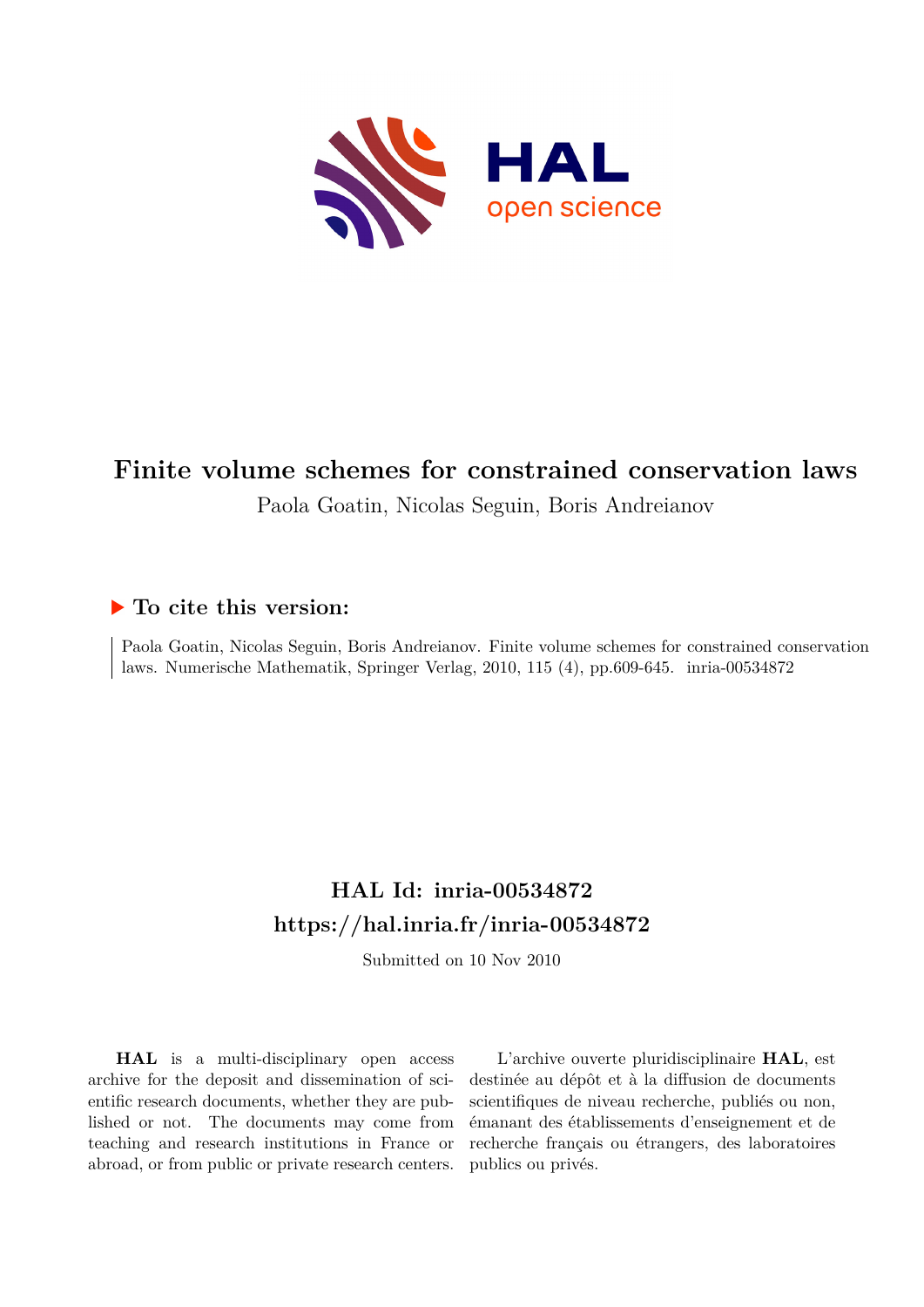# Finite volume schemes for constrained conservation laws

Paola Goatin, Nicolas Seguin, Boris Andreianov

## ▶ To cite this version:

Paola Goatin, Nicolas Seguin, Boris Andreianov. Finite volume schemes for constrained conservation laws. Numerische Mathematik, Springer Verlag, 2010, 115 (4), pp.609-645. inria-00534872

## HAL Id: inria-00534872

## https://hal.inria.fr/inria-00534872

Submitted on 10 Nov 2010

**HAL** is a multi-disciplinary open access archive for the deposit and dissemination of scientific research documents, whether they are published or not. The documents may come from teaching and research institutions in France or abroad, or from public or private research centers.

L'archive ouverte pluridisciplinaire **HAL**, est destinée au dépôt et à la diffusion de documents scientifiques de niveau recherche, publiés ou non, émanant des établissements d'enseignement et de recherche français ou étrangers, des laboratoires publics ou privés.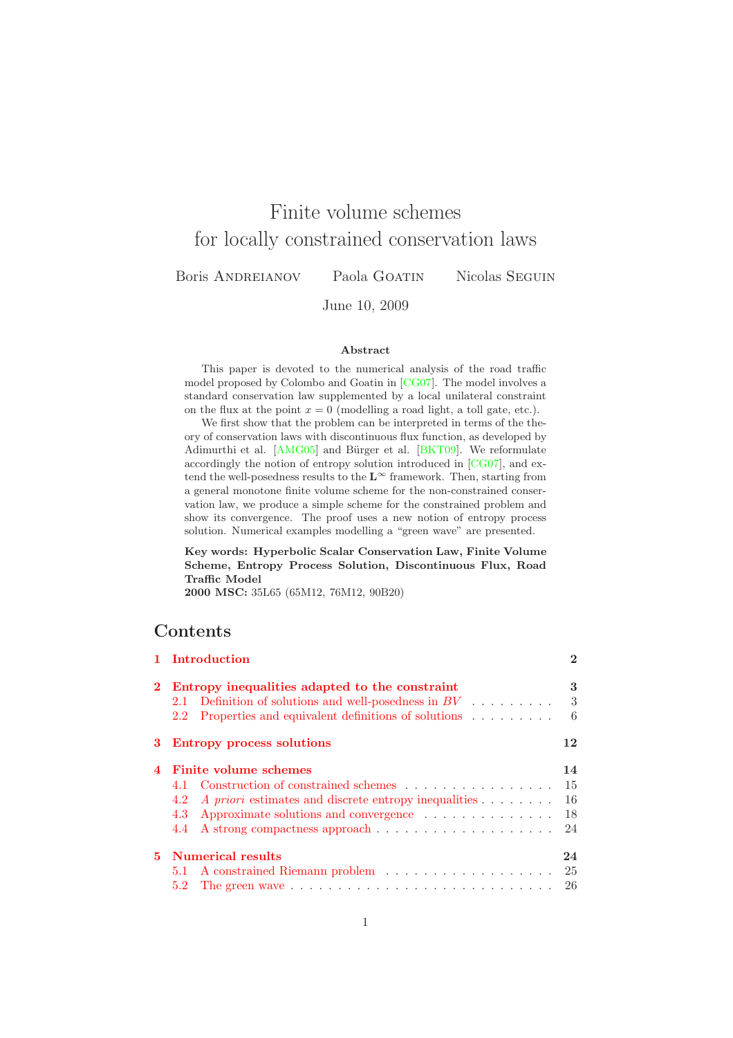# Finite volume schemes
for locally constrained conservation laws

Boris Andreianov    Paola Goatin    Nicolas Seguin

June 10, 2009

**Abstract**

This paper is devoted to the numerical analysis of the road traffic model proposed by Colombo and Goatin in [CG07]. The model involves a standard conservation law supplemented by a local unilateral constraint on the flux at the point $x = 0$ (modelling a road light, a toll gate, etc.).

We first show that the problem can be interpreted in terms of the theory of conservation laws with discontinuous flux function, as developed by Adimurthi et al. [AMG05] and Bürger et al. [BKT09]. We reformulate accordingly the notion of entropy solution introduced in [CG07], and extend the well-posedness results to the $\mathbf{L}^\infty$ framework. Then, starting from a general monotone finite volume scheme for the non-constrained conservation law, we produce a simple scheme for the constrained problem and show its convergence. The proof uses a new notion of entropy process solution. Numerical examples modelling a "green wave" are presented.

**Key words: Hyperbolic Scalar Conservation Law, Finite Volume Scheme, Entropy Process Solution, Discontinuous Flux, Road Traffic Model**
**2000 MSC:** 35L65 (65M12, 76M12, 90B20)

## Contents

**1 Introduction** — 2

**2 Entropy inequalities adapted to the constraint** — 3
- 2.1 Definition of solutions and well-posedness in $BV$ — 3
- 2.2 Properties and equivalent definitions of solutions — 6

**3 Entropy process solutions** — 12

**4 Finite volume schemes** — 14
- 4.1 Construction of constrained schemes — 15
- 4.2 *A priori* estimates and discrete entropy inequalities — 16
- 4.3 Approximate solutions and convergence — 18
- 4.4 A strong compactness approach — 24

**5 Numerical results** — 24
- 5.1 A constrained Riemann problem — 25
- 5.2 The green wave — 26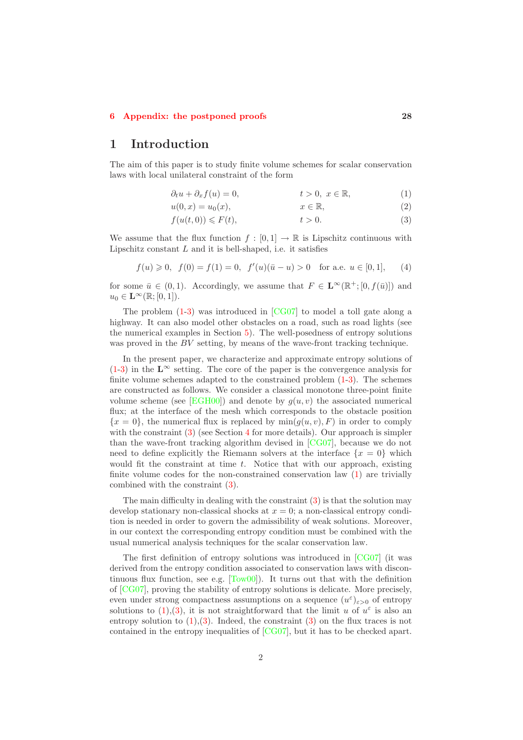6 Appendix: the postponed proofs 28

# 1 Introduction

The aim of this paper is to study finite volume schemes for scalar conservation laws with local unilateral constraint of the form

$$\partial_t u + \partial_x f(u) = 0, \qquad t > 0,\ x \in \mathbb{R}, \tag{1}$$

$$u(0,x) = u_0(x), \qquad x \in \mathbb{R}, \tag{2}$$

$$f(u(t,0)) \leqslant F(t), \qquad t > 0. \tag{3}$$

We assume that the flux function $f : [0,1] \to \mathbb{R}$ is Lipschitz continuous with Lipschitz constant $L$ and it is bell-shaped, i.e. it satisfies

$$f(u) \geqslant 0,\ \ f(0) = f(1) = 0,\ \ f'(u)(\bar{u} - u) > 0 \quad \text{for a.e. } u \in [0,1], \tag{4}$$

for some $\bar{u} \in (0,1)$. Accordingly, we assume that $F \in \mathbf{L}^\infty(\mathbb{R}^+; [0, f(\bar{u})])$ and $u_0 \in \mathbf{L}^\infty(\mathbb{R}; [0,1])$.

The problem (1-3) was introduced in [CG07] to model a toll gate along a highway. It can also model other obstacles on a road, such as road lights (see the numerical examples in Section 5). The well-posedness of entropy solutions was proved in the $BV$ setting, by means of the wave-front tracking technique.

In the present paper, we characterize and approximate entropy solutions of (1-3) in the $\mathbf{L}^\infty$ setting. The core of the paper is the convergence analysis for finite volume schemes adapted to the constrained problem (1-3). The schemes are constructed as follows. We consider a classical monotone three-point finite volume scheme (see [EGH00]) and denote by $g(u,v)$ the associated numerical flux; at the interface of the mesh which corresponds to the obstacle position $\{x = 0\}$, the numerical flux is replaced by $\min(g(u,v), F)$ in order to comply with the constraint (3) (see Section 4 for more details). Our approach is simpler than the wave-front tracking algorithm devised in [CG07], because we do not need to define explicitly the Riemann solvers at the interface $\{x = 0\}$ which would fit the constraint at time $t$. Notice that with our approach, existing finite volume codes for the non-constrained conservation law (1) are trivially combined with the constraint (3).

The main difficulty in dealing with the constraint (3) is that the solution may develop stationary non-classical shocks at $x = 0$; a non-classical entropy condition is needed in order to govern the admissibility of weak solutions. Moreover, in our context the corresponding entropy condition must be combined with the usual numerical analysis techniques for the scalar conservation law.

The first definition of entropy solutions was introduced in [CG07] (it was derived from the entropy condition associated to conservation laws with discontinuous flux function, see e.g. [Tow00]). It turns out that with the definition of [CG07], proving the stability of entropy solutions is delicate. More precisely, even under strong compactness assumptions on a sequence $(u^\varepsilon)_{\varepsilon>0}$ of entropy solutions to (1),(3), it is not straightforward that the limit $u$ of $u^\varepsilon$ is also an entropy solution to (1),(3). Indeed, the constraint (3) on the flux traces is not contained in the entropy inequalities of [CG07], but it has to be checked apart.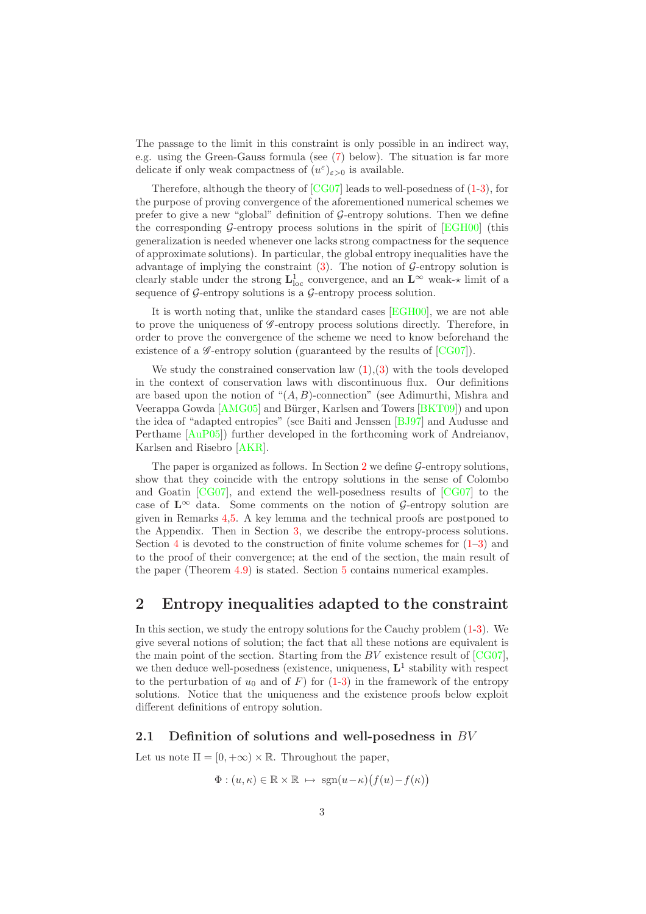The passage to the limit in this constraint is only possible in an indirect way, e.g. using the Green-Gauss formula (see (7) below). The situation is far more delicate if only weak compactness of $(u^\varepsilon)_{\varepsilon>0}$ is available.

Therefore, although the theory of [CG07] leads to well-posedness of (1-3), for the purpose of proving convergence of the aforementioned numerical schemes we prefer to give a new "global" definition of $\mathcal{G}$-entropy solutions. Then we define the corresponding $\mathcal{G}$-entropy process solutions in the spirit of [EGH00] (this generalization is needed whenever one lacks strong compactness for the sequence of approximate solutions). In particular, the global entropy inequalities have the advantage of implying the constraint (3). The notion of $\mathcal{G}$-entropy solution is clearly stable under the strong $\mathbf{L}^1_{\rm loc}$ convergence, and an $\mathbf{L}^\infty$ weak-$\star$ limit of a sequence of $\mathcal{G}$-entropy solutions is a $\mathcal{G}$-entropy process solution.

It is worth noting that, unlike the standard cases [EGH00], we are not able to prove the uniqueness of $\mathscr{G}$-entropy process solutions directly. Therefore, in order to prove the convergence of the scheme we need to know beforehand the existence of a $\mathscr{G}$-entropy solution (guaranteed by the results of [CG07]).

We study the constrained conservation law (1),(3) with the tools developed in the context of conservation laws with discontinuous flux. Our definitions are based upon the notion of "$(A,B)$-connection" (see Adimurthi, Mishra and Veerappa Gowda [AMG05] and Bürger, Karlsen and Towers [BKT09]) and upon the idea of "adapted entropies" (see Baiti and Jenssen [BJ97] and Audusse and Perthame [AuP05]) further developed in the forthcoming work of Andreianov, Karlsen and Risebro [AKR].

The paper is organized as follows. In Section 2 we define $\mathcal{G}$-entropy solutions, show that they coincide with the entropy solutions in the sense of Colombo and Goatin [CG07], and extend the well-posedness results of [CG07] to the case of $\mathbf{L}^\infty$ data. Some comments on the notion of $\mathcal{G}$-entropy solution are given in Remarks 4,5. A key lemma and the technical proofs are postponed to the Appendix. Then in Section 3, we describe the entropy-process solutions. Section 4 is devoted to the construction of finite volume schemes for (1–3) and to the proof of their convergence; at the end of the section, the main result of the paper (Theorem 4.9) is stated. Section 5 contains numerical examples.

## 2 Entropy inequalities adapted to the constraint

In this section, we study the entropy solutions for the Cauchy problem (1-3). We give several notions of solution; the fact that all these notions are equivalent is the main point of the section. Starting from the $BV$ existence result of [CG07], we then deduce well-posedness (existence, uniqueness, $\mathbf{L}^1$ stability with respect to the perturbation of $u_0$ and of $F$) for (1-3) in the framework of the entropy solutions. Notice that the uniqueness and the existence proofs below exploit different definitions of entropy solution.

### 2.1 Definition of solutions and well-posedness in $BV$

Let us note $\Pi = [0,+\infty)\times\mathbb{R}$. Throughout the paper,

$$\Phi : (u,\kappa)\in\mathbb{R}\times\mathbb{R} \;\mapsto\; \operatorname{sgn}(u-\kappa)\big(f(u)-f(\kappa)\big)$$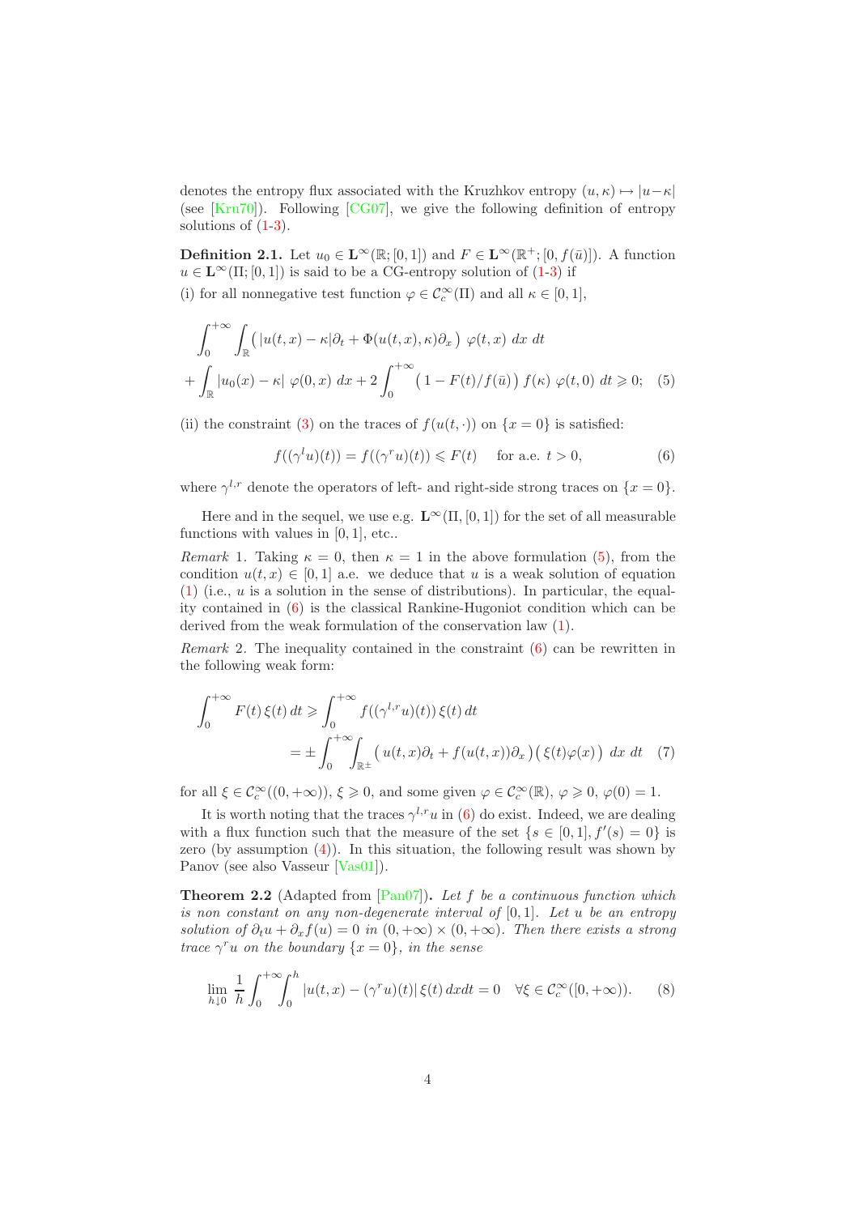denotes the entropy flux associated with the Kruzhkov entropy $(u,\kappa) \mapsto |u-\kappa|$ (see [Kru70]). Following [CG07], we give the following definition of entropy solutions of (1-3).

**Definition 2.1.** Let $u_0 \in \mathbf{L}^\infty(\mathbb{R};[0,1])$ and $F \in \mathbf{L}^\infty(\mathbb{R}^+;[0,f(\bar u)])$. A function $u \in \mathbf{L}^\infty(\Pi;[0,1])$ is said to be a CG-entropy solution of (1-3) if

(i) for all nonnegative test function $\varphi \in \mathcal{C}_c^\infty(\Pi)$ and all $\kappa \in [0,1]$,

$$\int_0^{+\infty}\int_{\mathbb{R}} \big( |u(t,x)-\kappa|\partial_t + \Phi(u(t,x),\kappa)\partial_x \big)\ \varphi(t,x)\ dx\ dt$$
$$+\int_{\mathbb{R}} |u_0(x)-\kappa|\ \varphi(0,x)\ dx + 2\int_0^{+\infty} \big( 1 - F(t)/f(\bar u) \big)\ f(\kappa)\ \varphi(t,0)\ dt \geqslant 0; \quad (5)$$

(ii) the constraint (3) on the traces of $f(u(t,\cdot))$ on $\{x=0\}$ is satisfied:

$$f((\gamma^l u)(t)) = f((\gamma^r u)(t)) \leqslant F(t) \quad \text{ for a.e. } t>0, \quad (6)$$

where $\gamma^{l,r}$ denote the operators of left- and right-side strong traces on $\{x=0\}$.

Here and in the sequel, we use e.g. $\mathbf{L}^\infty(\Pi,[0,1])$ for the set of all measurable functions with values in $[0,1]$, etc..

*Remark* 1. Taking $\kappa=0$, then $\kappa=1$ in the above formulation (5), from the condition $u(t,x)\in[0,1]$ a.e. we deduce that $u$ is a weak solution of equation (1) (i.e., $u$ is a solution in the sense of distributions). In particular, the equality contained in (6) is the classical Rankine-Hugoniot condition which can be derived from the weak formulation of the conservation law (1).

*Remark* 2. The inequality contained in the constraint (6) can be rewritten in the following weak form:

$$\int_0^{+\infty} F(t)\,\xi(t)\,dt \geqslant \int_0^{+\infty} f((\gamma^{l,r}u)(t))\,\xi(t)\,dt$$
$$= \pm \int_0^{+\infty}\int_{\mathbb{R}^\pm} \big( u(t,x)\partial_t + f(u(t,x))\partial_x \big)\big( \xi(t)\varphi(x) \big)\ dx\ dt \quad (7)$$

for all $\xi \in \mathcal{C}_c^\infty((0,+\infty))$, $\xi \geqslant 0$, and some given $\varphi \in \mathcal{C}_c^\infty(\mathbb{R})$, $\varphi \geqslant 0$, $\varphi(0)=1$.

It is worth noting that the traces $\gamma^{l,r}u$ in (6) do exist. Indeed, we are dealing with a flux function such that the measure of the set $\{s\in[0,1], f'(s)=0\}$ is zero (by assumption (4)). In this situation, the following result was shown by Panov (see also Vasseur [Vas01]).

**Theorem 2.2** (Adapted from [Pan07])**.** *Let $f$ be a continuous function which is non constant on any non-degenerate interval of $[0,1]$. Let $u$ be an entropy solution of $\partial_t u + \partial_x f(u) = 0$ in $(0,+\infty)\times(0,+\infty)$. Then there exists a strong trace $\gamma^r u$ on the boundary $\{x=0\}$, in the sense*

$$\lim_{h\downarrow 0} \frac{1}{h}\int_0^{+\infty}\int_0^h |u(t,x) - (\gamma^r u)(t)|\,\xi(t)\,dxdt = 0 \quad \forall \xi \in \mathcal{C}_c^\infty([0,+\infty)). \quad (8)$$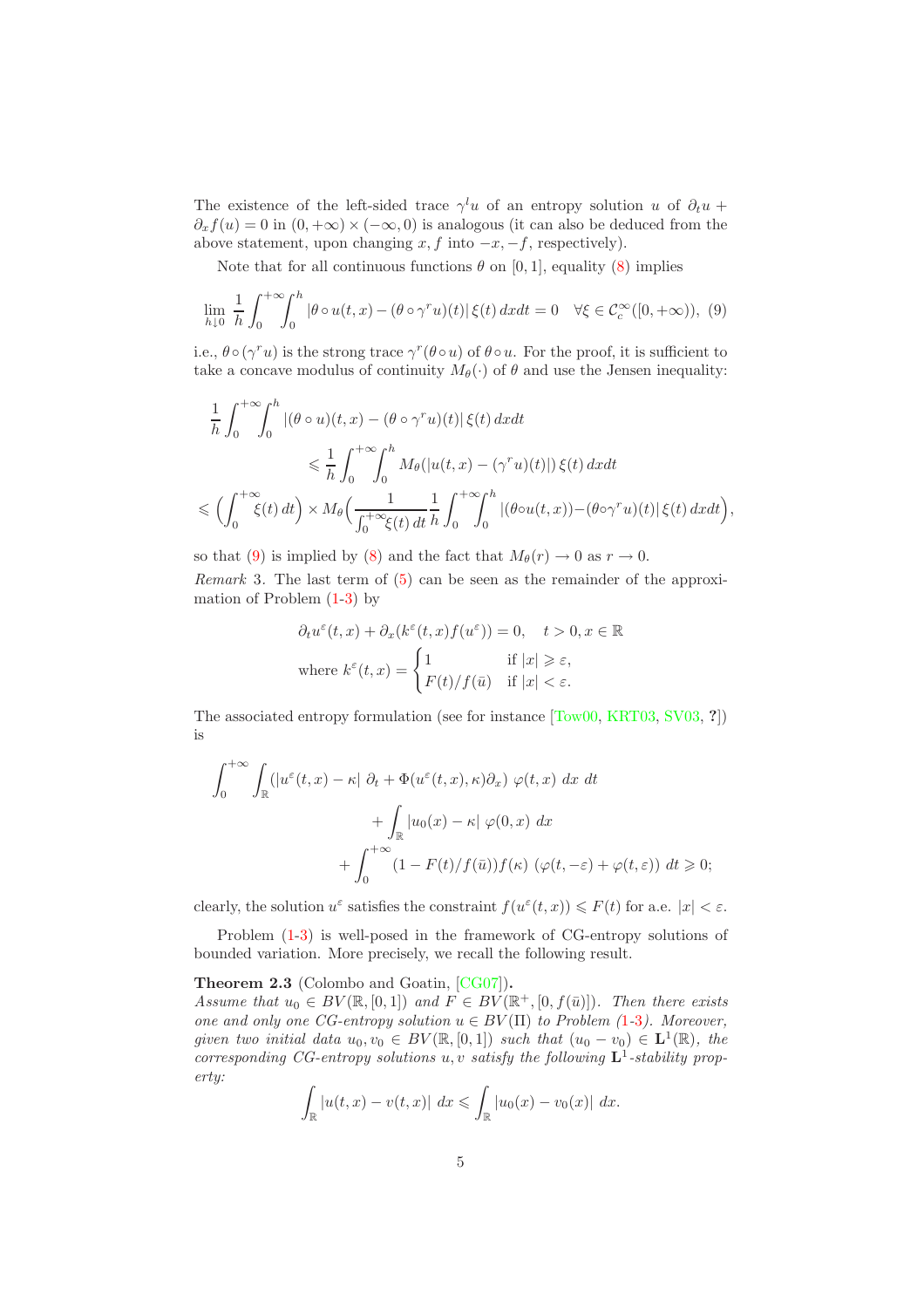The existence of the left-sided trace $\gamma^l u$ of an entropy solution $u$ of $\partial_t u + \partial_x f(u) = 0$ in $(0,+\infty)\times(-\infty,0)$ is analogous (it can also be deduced from the above statement, upon changing $x, f$ into $-x, -f$, respectively).

Note that for all continuous functions $\theta$ on $[0,1]$, equality (8) implies

$$\lim_{h\downarrow 0} \frac{1}{h}\int_0^{+\infty}\!\!\int_0^h |\theta\circ u(t,x) - (\theta\circ\gamma^r u)(t)|\,\xi(t)\,dxdt = 0 \quad \forall \xi\in\mathcal{C}_c^\infty([0,+\infty)), \tag{9}$$

i.e., $\theta\circ(\gamma^r u)$ is the strong trace $\gamma^r(\theta\circ u)$ of $\theta\circ u$. For the proof, it is sufficient to take a concave modulus of continuity $M_\theta(\cdot)$ of $\theta$ and use the Jensen inequality:

$$\begin{aligned}
&\frac{1}{h}\int_0^{+\infty}\!\!\int_0^h |(\theta\circ u)(t,x) - (\theta\circ\gamma^r u)(t)|\,\xi(t)\,dxdt \\
&\qquad\qquad\leqslant \frac{1}{h}\int_0^{+\infty}\!\!\int_0^h M_\theta(|u(t,x)-(\gamma^r u)(t)|)\,\xi(t)\,dxdt \\
&\leqslant \Big(\int_0^{+\infty}\!\xi(t)\,dt\Big)\times M_\theta\Big(\frac{1}{\int_0^{+\infty}\!\xi(t)\,dt}\frac{1}{h}\int_0^{+\infty}\!\!\int_0^h |(\theta\circ u(t,x)) - (\theta\circ\gamma^r u)(t)|\,\xi(t)\,dxdt\Big),
\end{aligned}$$

so that (9) is implied by (8) and the fact that $M_\theta(r)\to 0$ as $r\to 0$.

*Remark* 3. The last term of (5) can be seen as the remainder of the approximation of Problem (1-3) by

$$\begin{aligned}
&\partial_t u^\varepsilon(t,x) + \partial_x(k^\varepsilon(t,x)f(u^\varepsilon)) = 0, \quad t>0, x\in\mathbb{R} \\
&\text{where } k^\varepsilon(t,x) = \begin{cases} 1 & \text{if } |x|\geqslant\varepsilon, \\ F(t)/f(\bar u) & \text{if } |x|<\varepsilon. \end{cases}
\end{aligned}$$

The associated entropy formulation (see for instance [Tow00, KRT03, SV03, ?]) is

$$\begin{aligned}
\int_0^{+\infty}\!\!\int_{\mathbb{R}} (|u^\varepsilon(t,x)-\kappa|\;\partial_t + \Phi(u^\varepsilon(t,x),\kappa)\partial_x)\;\varphi(t,x)\;dx\;dt& \\
+\int_{\mathbb{R}}|u_0(x)-\kappa|\;\varphi(0,x)\;dx& \\
+\int_0^{+\infty}(1-F(t)/f(\bar u))f(\kappa)\;(\varphi(t,-\varepsilon)+\varphi(t,\varepsilon))\;dt \geqslant 0&;
\end{aligned}$$

clearly, the solution $u^\varepsilon$ satisfies the constraint $f(u^\varepsilon(t,x))\leqslant F(t)$ for a.e. $|x|<\varepsilon$.

Problem (1-3) is well-posed in the framework of CG-entropy solutions of bounded variation. More precisely, we recall the following result.

**Theorem 2.3** (Colombo and Goatin, [CG07]).
*Assume that $u_0\in BV(\mathbb{R},[0,1])$ and $F\in BV(\mathbb{R}^+,[0,f(\bar u)])$. Then there exists one and only one CG-entropy solution $u\in BV(\Pi)$ to Problem (1-3). Moreover, given two initial data $u_0, v_0\in BV(\mathbb{R},[0,1])$ such that $(u_0-v_0)\in\mathbf{L}^1(\mathbb{R})$, the corresponding CG-entropy solutions $u, v$ satisfy the following $\mathbf{L}^1$-stability property:*

$$\int_{\mathbb{R}}|u(t,x)-v(t,x)|\;dx \leqslant \int_{\mathbb{R}}|u_0(x)-v_0(x)|\;dx.$$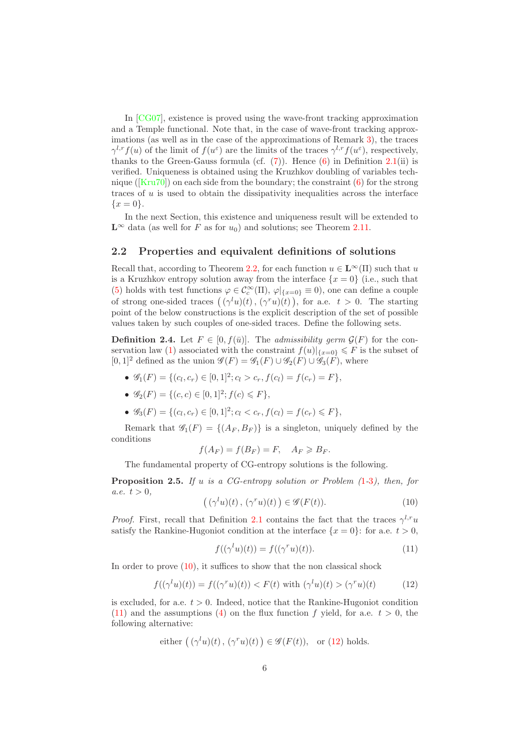In [CG07], existence is proved using the wave-front tracking approximation and a Temple functional. Note that, in the case of wave-front tracking approximations (as well as in the case of the approximations of Remark 3), the traces $\gamma^{l,r} f(u)$ of the limit of $f(u^\varepsilon)$ are the limits of the traces $\gamma^{l,r} f(u^\varepsilon)$, respectively, thanks to the Green-Gauss formula (cf. (7)). Hence (6) in Definition 2.1(ii) is verified. Uniqueness is obtained using the Kruzhkov doubling of variables technique ([Kru70]) on each side from the boundary; the constraint (6) for the strong traces of $u$ is used to obtain the dissipativity inequalities across the interface $\{x = 0\}$.

In the next Section, this existence and uniqueness result will be extended to $\mathbf{L}^\infty$ data (as well for $F$ as for $u_0$) and solutions; see Theorem 2.11.

## 2.2 Properties and equivalent definitions of solutions

Recall that, according to Theorem 2.2, for each function $u \in \mathbf{L}^\infty(\Pi)$ such that $u$ is a Kruzhkov entropy solution away from the interface $\{x = 0\}$ (i.e., such that (5) holds with test functions $\varphi \in \mathcal{C}_c^\infty(\Pi)$, $\varphi|_{\{x=0\}} \equiv 0$), one can define a couple of strong one-sided traces $\big((\gamma^l u)(t)\,,\,(\gamma^r u)(t)\big)$, for a.e. $t > 0$. The starting point of the below constructions is the explicit description of the set of possible values taken by such couples of one-sided traces. Define the following sets.

**Definition 2.4.** Let $F \in [0, f(\bar u)]$. The *admissibility germ* $\mathcal{G}(F)$ for the conservation law (1) associated with the constraint $f(u)|_{\{x=0\}} \leqslant F$ is the subset of $[0,1]^2$ defined as the union $\mathscr{G}(F) = \mathscr{G}_1(F) \cup \mathscr{G}_2(F) \cup \mathscr{G}_3(F)$, where

- $\mathscr{G}_1(F) = \{(c_l, c_r) \in [0,1]^2; c_l > c_r, f(c_l) = f(c_r) = F\}$,
- $\mathscr{G}_2(F) = \{(c, c) \in [0,1]^2; f(c) \leqslant F\}$,
- $\mathscr{G}_3(F) = \{(c_l, c_r) \in [0,1]^2; c_l < c_r, f(c_l) = f(c_r) \leqslant F\}$,

Remark that $\mathscr{G}_1(F) = \{(A_F, B_F)\}$ is a singleton, uniquely defined by the conditions

$$f(A_F) = f(B_F) = F, \quad A_F \geqslant B_F.$$

The fundamental property of CG-entropy solutions is the following.

**Proposition 2.5.** *If $u$ is a CG-entropy solution or Problem (1-3), then, for a.e. $t > 0$,*

$$\big((\gamma^l u)(t)\,,\,(\gamma^r u)(t)\big) \in \mathscr{G}(F(t)). \tag{10}$$

*Proof.* First, recall that Definition 2.1 contains the fact that the traces $\gamma^{l,r} u$ satisfy the Rankine-Hugoniot condition at the interface $\{x = 0\}$: for a.e. $t > 0$,

$$f((\gamma^l u)(t)) = f((\gamma^r u)(t)). \tag{11}$$

In order to prove (10), it suffices to show that the non classical shock

$$f((\gamma^l u)(t)) = f((\gamma^r u)(t)) < F(t) \text{ with } (\gamma^l u)(t) > (\gamma^r u)(t) \tag{12}$$

is excluded, for a.e. $t > 0$. Indeed, notice that the Rankine-Hugoniot condition (11) and the assumptions (4) on the flux function $f$ yield, for a.e. $t > 0$, the following alternative:

$$\text{either } \big((\gamma^l u)(t)\,,\,(\gamma^r u)(t)\big) \in \mathscr{G}(F(t)), \quad \text{or (12) holds.}$$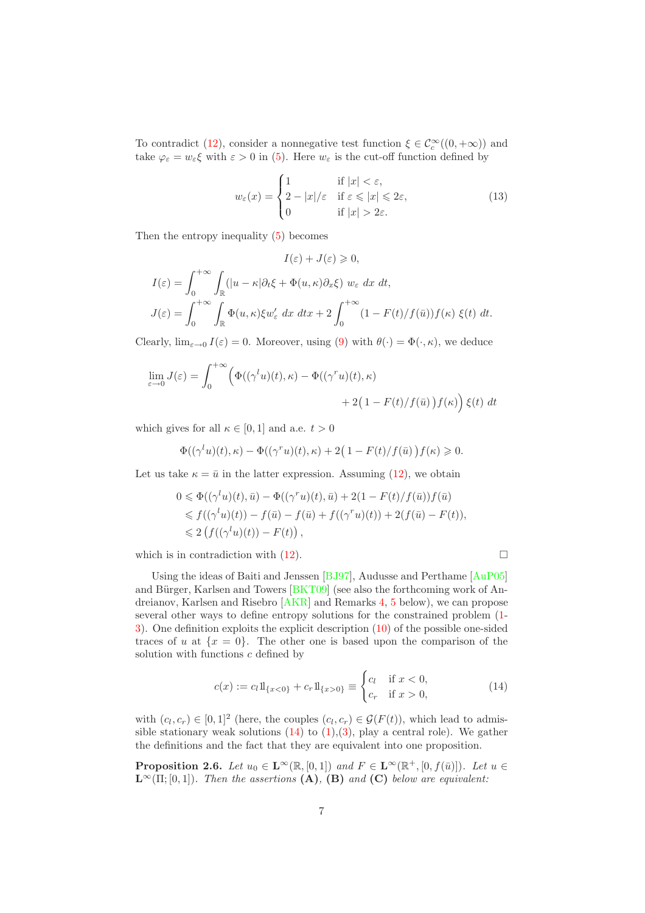To contradict (12), consider a nonnegative test function $\xi \in \mathcal{C}_c^\infty((0,+\infty))$ and take $\varphi_\varepsilon = w_\varepsilon \xi$ with $\varepsilon > 0$ in (5). Here $w_\varepsilon$ is the cut-off function defined by

$$w_\varepsilon(x) = \begin{cases} 1 & \text{if } |x| < \varepsilon, \\ 2 - |x|/\varepsilon & \text{if } \varepsilon \leqslant |x| \leqslant 2\varepsilon, \\ 0 & \text{if } |x| > 2\varepsilon. \end{cases} \tag{13}$$

Then the entropy inequality (5) becomes

$$I(\varepsilon) + J(\varepsilon) \geqslant 0,$$

$$I(\varepsilon) = \int_0^{+\infty} \int_{\mathbb{R}} (|u-\kappa|\partial_t \xi + \Phi(u,\kappa)\partial_x \xi) \; w_\varepsilon \; dx \; dt,$$

$$J(\varepsilon) = \int_0^{+\infty} \int_{\mathbb{R}} \Phi(u,\kappa)\xi w_\varepsilon' \; dx \; dtx + 2\int_0^{+\infty} (1 - F(t)/f(\bar{u}))f(\kappa) \; \xi(t) \; dt.$$

Clearly, $\lim_{\varepsilon \to 0} I(\varepsilon) = 0$. Moreover, using (9) with $\theta(\cdot) = \Phi(\cdot, \kappa)$, we deduce

$$\lim_{\varepsilon\to 0} J(\varepsilon) = \int_0^{+\infty} \Big( \Phi((\gamma^l u)(t),\kappa) - \Phi((\gamma^r u)(t),\kappa) \\ + 2\big(1 - F(t)/f(\bar{u})\big)f(\kappa)\Big)\, \xi(t) \; dt$$

which gives for all $\kappa \in [0,1]$ and a.e. $t > 0$

$$\Phi((\gamma^l u)(t),\kappa) - \Phi((\gamma^r u)(t),\kappa) + 2\big(1 - F(t)/f(\bar{u})\big)f(\kappa) \geqslant 0.$$

Let us take $\kappa = \bar{u}$ in the latter expression. Assuming (12), we obtain

$$\begin{aligned} 0 &\leqslant \Phi((\gamma^l u)(t),\bar{u}) - \Phi((\gamma^r u)(t),\bar{u}) + 2(1 - F(t)/f(\bar{u}))f(\bar{u}) \\ &\leqslant f((\gamma^l u)(t)) - f(\bar{u}) - f(\bar{u}) + f((\gamma^r u)(t)) + 2(f(\bar{u}) - F(t)), \\ &\leqslant 2\left(f((\gamma^l u)(t)) - F(t)\right), \end{aligned}$$

which is in contradiction with (12). $\square$

Using the ideas of Baiti and Jenssen [BJ97], Audusse and Perthame [AuP05] and Bürger, Karlsen and Towers [BKT09] (see also the forthcoming work of Andreianov, Karlsen and Risebro [AKR] and Remarks 4, 5 below), we can propose several other ways to define entropy solutions for the constrained problem (1-3). One definition exploits the explicit description (10) of the possible one-sided traces of $u$ at $\{x = 0\}$. The other one is based upon the comparison of the solution with functions $c$ defined by

$$c(x) := c_l 1\!\!1_{\{x<0\}} + c_r 1\!\!1_{\{x>0\}} \equiv \begin{cases} c_l & \text{if } x < 0, \\ c_r & \text{if } x > 0, \end{cases} \tag{14}$$

with $(c_l, c_r) \in [0,1]^2$ (here, the couples $(c_l, c_r) \in \mathcal{G}(F(t))$, which lead to admissible stationary weak solutions (14) to (1),(3), play a central role). We gather the definitions and the fact that they are equivalent into one proposition.

**Proposition 2.6.** *Let $u_0 \in \mathbf{L}^\infty(\mathbb{R},[0,1])$ and $F \in \mathbf{L}^\infty(\mathbb{R}^+,[0,f(\bar{u})])$. Let $u \in \mathbf{L}^\infty(\Pi;[0,1])$. Then the assertions* **(A)**, **(B)** *and* **(C)** *below are equivalent:*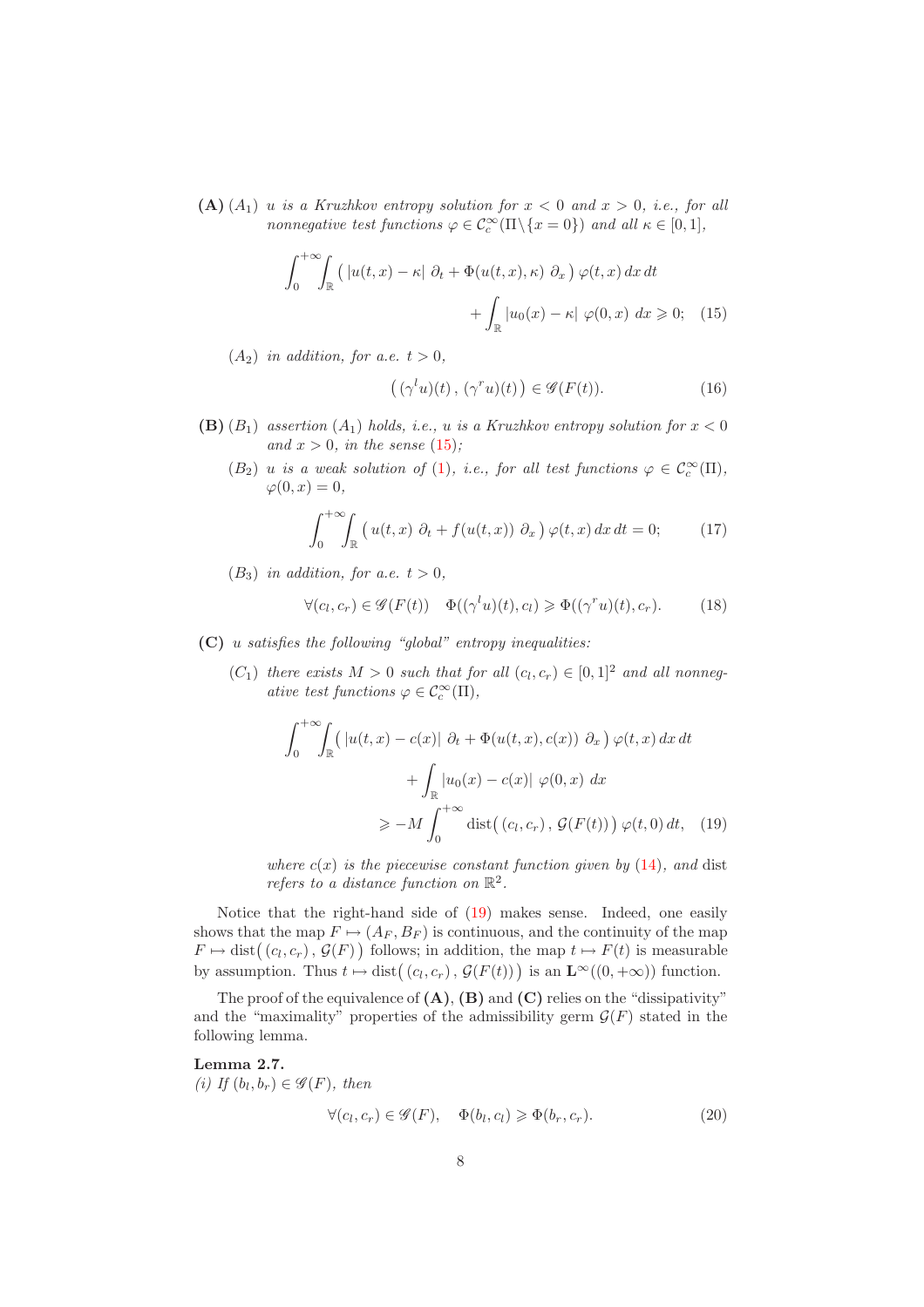**(A)** $(A_1)$ *u is a Kruzhkov entropy solution for $x < 0$ and $x > 0$, i.e., for all nonnegative test functions $\varphi \in \mathcal{C}_c^\infty(\Pi \backslash \{x = 0\})$ and all $\kappa \in [0, 1]$,*

$$\int_0^{+\infty}\!\!\int_{\mathbb{R}} \big( \, |u(t,x) - \kappa| \; \partial_t + \Phi(u(t,x), \kappa) \; \partial_x \big) \, \varphi(t,x) \, dx \, dt \\ + \int_{\mathbb{R}} |u_0(x) - \kappa| \; \varphi(0,x) \; dx \geqslant 0; \quad (15)$$

$(A_2)$ *in addition, for a.e. $t > 0$,*

$$\big( \, (\gamma^l u)(t) \, , \, (\gamma^r u)(t) \, \big) \in \mathscr{G}(F(t)). \quad (16)$$

**(B)** $(B_1)$ *assertion $(A_1)$ holds, i.e., u is a Kruzhkov entropy solution for $x < 0$ and $x > 0$, in the sense (15);*

$(B_2)$ *u is a weak solution of (1), i.e., for all test functions $\varphi \in \mathcal{C}_c^\infty(\Pi)$, $\varphi(0, x) = 0$,*

$$\int_0^{+\infty}\!\!\int_{\mathbb{R}} \big( \, u(t,x) \; \partial_t + f(u(t,x)) \; \partial_x \, \big) \, \varphi(t,x) \, dx \, dt = 0; \quad (17)$$

$(B_3)$ *in addition, for a.e. $t > 0$,*

$$\forall (c_l, c_r) \in \mathscr{G}(F(t)) \quad \Phi((\gamma^l u)(t), c_l) \geqslant \Phi((\gamma^r u)(t), c_r). \quad (18)$$

**(C)** *u satisfies the following "global" entropy inequalities:*

$(C_1)$ *there exists $M > 0$ such that for all $(c_l, c_r) \in [0, 1]^2$ and all nonnegative test functions $\varphi \in \mathcal{C}_c^\infty(\Pi)$,*

$$\int_0^{+\infty}\!\!\int_{\mathbb{R}} \big( \, |u(t,x) - c(x)| \; \partial_t + \Phi(u(t,x), c(x)) \; \partial_x \, \big) \, \varphi(t,x) \, dx \, dt \\ + \int_{\mathbb{R}} |u_0(x) - c(x)| \; \varphi(0,x) \; dx \\ \geqslant -M \int_0^{+\infty} \operatorname{dist}\big( \, (c_l, c_r) \, , \, \mathcal{G}(F(t)) \, \big) \, \varphi(t, 0) \, dt, \quad (19)$$

*where $c(x)$ is the piecewise constant function given by (14), and* dist *refers to a distance function on $\mathbb{R}^2$.*

Notice that the right-hand side of (19) makes sense. Indeed, one easily shows that the map $F \mapsto (A_F, B_F)$ is continuous, and the continuity of the map $F \mapsto \operatorname{dist}\big( \, (c_l, c_r) \, , \, \mathcal{G}(F) \, \big)$ follows; in addition, the map $t \mapsto F(t)$ is measurable by assumption. Thus $t \mapsto \operatorname{dist}\big( \, (c_l, c_r) \, , \, \mathcal{G}(F(t)) \, \big)$ is an $\mathbf{L}^\infty((0, +\infty))$ function.

The proof of the equivalence of **(A)**, **(B)** and **(C)** relies on the "dissipativity" and the "maximality" properties of the admissibility germ $\mathcal{G}(F)$ stated in the following lemma.

**Lemma 2.7.**
*(i) If $(b_l, b_r) \in \mathscr{G}(F)$, then*

$$\forall (c_l, c_r) \in \mathscr{G}(F), \quad \Phi(b_l, c_l) \geqslant \Phi(b_r, c_r). \quad (20)$$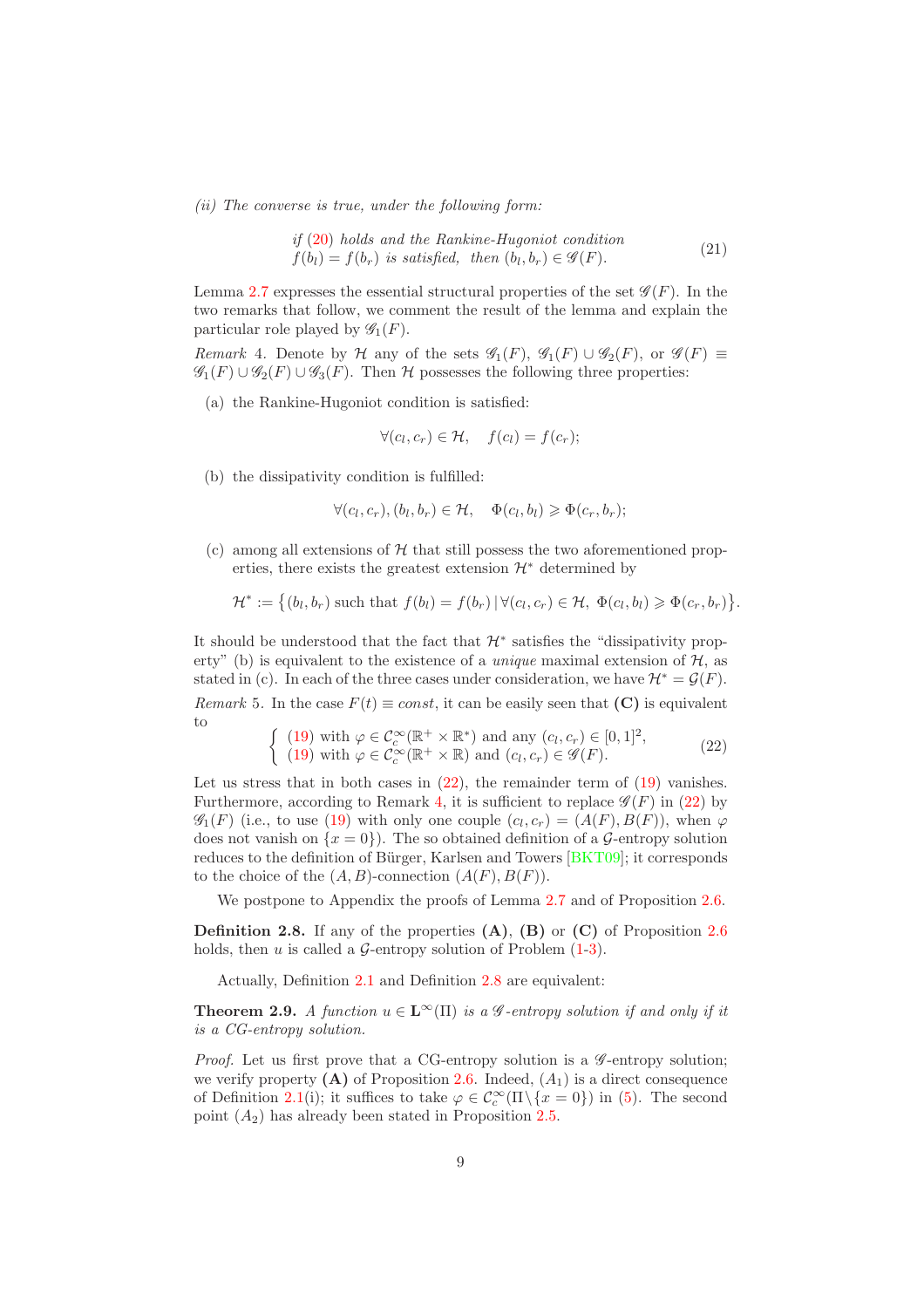*(ii) The converse is true, under the following form:*

$$\begin{array}{l} \textit{if (20) holds and the Rankine-Hugoniot condition} \\ f(b_l) = f(b_r) \textit{ is satisfied, then } (b_l, b_r) \in \mathscr{G}(F). \end{array} \tag{21}$$

Lemma 2.7 expresses the essential structural properties of the set $\mathscr{G}(F)$. In the two remarks that follow, we comment the result of the lemma and explain the particular role played by $\mathscr{G}_1(F)$.

*Remark* 4. Denote by $\mathcal{H}$ any of the sets $\mathscr{G}_1(F)$, $\mathscr{G}_1(F) \cup \mathscr{G}_2(F)$, or $\mathscr{G}(F) \equiv \mathscr{G}_1(F) \cup \mathscr{G}_2(F) \cup \mathscr{G}_3(F)$. Then $\mathcal{H}$ possesses the following three properties:

(a) the Rankine-Hugoniot condition is satisfied:

$$\forall (c_l, c_r) \in \mathcal{H}, \quad f(c_l) = f(c_r);$$

(b) the dissipativity condition is fulfilled:

$$\forall (c_l, c_r), (b_l, b_r) \in \mathcal{H}, \quad \Phi(c_l, b_l) \geqslant \Phi(c_r, b_r);$$

(c) among all extensions of $\mathcal{H}$ that still possess the two aforementioned properties, there exists the greatest extension $\mathcal{H}^*$ determined by

$$\mathcal{H}^* := \big\{ (b_l, b_r) \text{ such that } f(b_l) = f(b_r) \,|\, \forall (c_l, c_r) \in \mathcal{H},\ \Phi(c_l, b_l) \geqslant \Phi(c_r, b_r) \big\}.$$

It should be understood that the fact that $\mathcal{H}^*$ satisfies the "dissipativity property" (b) is equivalent to the existence of a *unique* maximal extension of $\mathcal{H}$, as stated in (c). In each of the three cases under consideration, we have $\mathcal{H}^* = \mathcal{G}(F)$.

*Remark* 5. In the case $F(t) \equiv const$, it can be easily seen that **(C)** is equivalent to

$$\left\{ \begin{array}{l} (19) \text{ with } \varphi \in \mathcal{C}_c^\infty(\mathbb{R}^+ \times \mathbb{R}^*) \text{ and any } (c_l, c_r) \in [0,1]^2, \\ (19) \text{ with } \varphi \in \mathcal{C}_c^\infty(\mathbb{R}^+ \times \mathbb{R}) \text{ and } (c_l, c_r) \in \mathscr{G}(F). \end{array} \right. \tag{22}$$

Let us stress that in both cases in (22), the remainder term of (19) vanishes. Furthermore, according to Remark 4, it is sufficient to replace $\mathscr{G}(F)$ in (22) by $\mathscr{G}_1(F)$ (i.e., to use (19) with only one couple $(c_l, c_r) = (A(F), B(F))$, when $\varphi$ does not vanish on $\{x = 0\}$). The so obtained definition of a $\mathcal{G}$-entropy solution reduces to the definition of Bürger, Karlsen and Towers [BKT09]; it corresponds to the choice of the $(A, B)$-connection $(A(F), B(F))$.

We postpone to Appendix the proofs of Lemma 2.7 and of Proposition 2.6.

**Definition 2.8.** If any of the properties **(A)**, **(B)** or **(C)** of Proposition 2.6 holds, then $u$ is called a $\mathcal{G}$-entropy solution of Problem (1-3).

Actually, Definition 2.1 and Definition 2.8 are equivalent:

**Theorem 2.9.** *A function $u \in \mathbf{L}^\infty(\Pi)$ is a $\mathscr{G}$-entropy solution if and only if it is a CG-entropy solution.*

*Proof.* Let us first prove that a CG-entropy solution is a $\mathscr{G}$-entropy solution; we verify property **(A)** of Proposition 2.6. Indeed, $(A_1)$ is a direct consequence of Definition 2.1(i); it suffices to take $\varphi \in \mathcal{C}_c^\infty(\Pi \backslash \{x = 0\})$ in (5). The second point $(A_2)$ has already been stated in Proposition 2.5.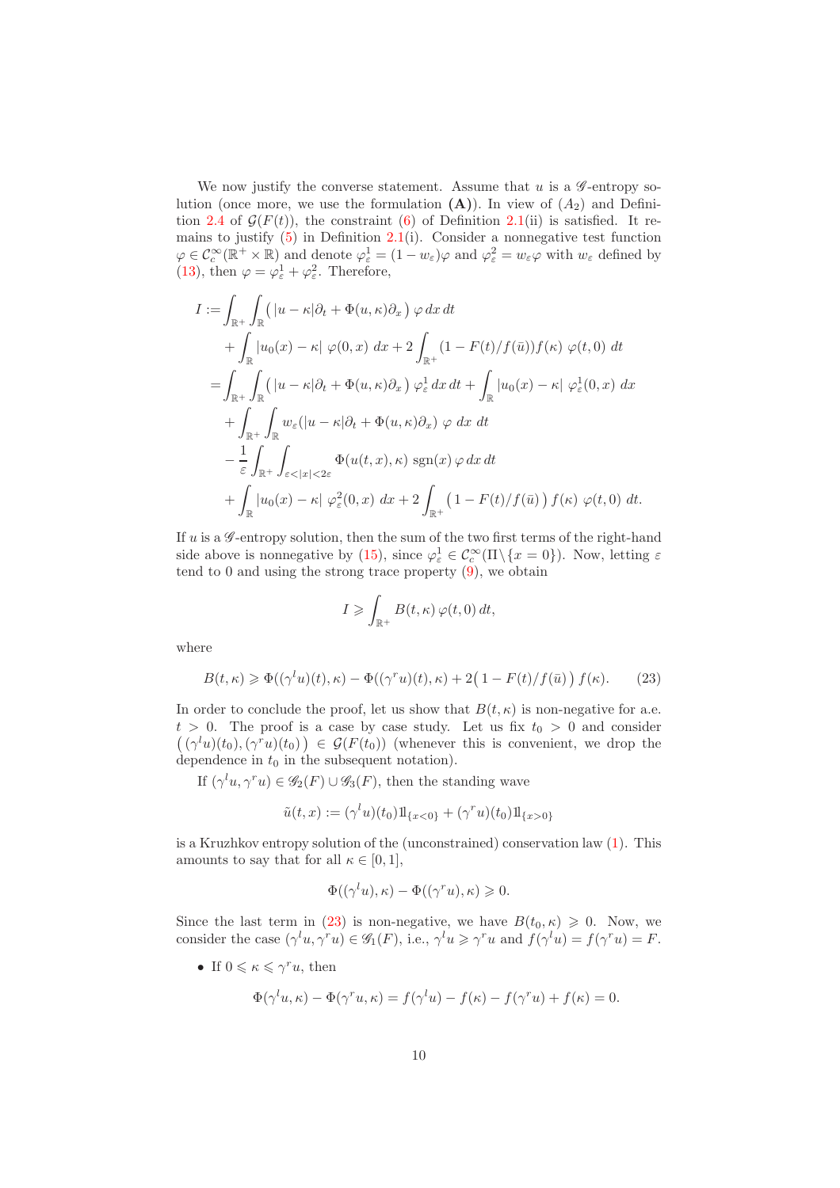We now justify the converse statement. Assume that $u$ is a $\mathscr{G}$-entropy solution (once more, we use the formulation **(A)**). In view of $(A_2)$ and Definition 2.4 of $\mathcal{G}(F(t))$, the constraint (6) of Definition 2.1(ii) is satisfied. It remains to justify (5) in Definition 2.1(i). Consider a nonnegative test function $\varphi \in \mathcal{C}_c^\infty(\mathbb{R}^+ \times \mathbb{R})$ and denote $\varphi_\varepsilon^1 = (1 - w_\varepsilon)\varphi$ and $\varphi_\varepsilon^2 = w_\varepsilon \varphi$ with $w_\varepsilon$ defined by (13), then $\varphi = \varphi_\varepsilon^1 + \varphi_\varepsilon^2$. Therefore,

$$
\begin{aligned}
I := &\int_{\mathbb{R}^+} \int_{\mathbb{R}} \big( |u-\kappa| \partial_t + \Phi(u,\kappa)\partial_x \big)\, \varphi \, dx\, dt \\
&+ \int_{\mathbb{R}} |u_0(x) - \kappa| \ \varphi(0,x)\ dx + 2 \int_{\mathbb{R}^+} (1 - F(t)/f(\bar{u})) f(\kappa)\ \varphi(t,0)\ dt \\
= &\int_{\mathbb{R}^+} \int_{\mathbb{R}} \big( |u-\kappa| \partial_t + \Phi(u,\kappa)\partial_x \big)\, \varphi_\varepsilon^1 \, dx\, dt + \int_{\mathbb{R}} |u_0(x) - \kappa| \ \varphi_\varepsilon^1(0,x)\ dx \\
&+ \int_{\mathbb{R}^+} \int_{\mathbb{R}} w_\varepsilon (|u-\kappa| \partial_t + \Phi(u,\kappa)\partial_x)\ \varphi\ dx\ dt \\
&- \frac{1}{\varepsilon} \int_{\mathbb{R}^+} \int_{\varepsilon < |x| < 2\varepsilon} \Phi(u(t,x),\kappa)\ \mathrm{sgn}(x)\, \varphi \, dx\, dt \\
&+ \int_{\mathbb{R}} |u_0(x) - \kappa| \ \varphi_\varepsilon^2(0,x)\ dx + 2 \int_{\mathbb{R}^+} \big( 1 - F(t)/f(\bar{u}) \big)\, f(\kappa)\ \varphi(t,0)\ dt.
\end{aligned}
$$

If $u$ is a $\mathscr{G}$-entropy solution, then the sum of the two first terms of the right-hand side above is nonnegative by (15), since $\varphi_\varepsilon^1 \in \mathcal{C}_c^\infty(\Pi \backslash \{x=0\})$. Now, letting $\varepsilon$ tend to 0 and using the strong trace property (9), we obtain

$$
I \geqslant \int_{\mathbb{R}^+} B(t,\kappa)\, \varphi(t,0)\, dt,
$$

where

$$
B(t,\kappa) \geqslant \Phi((\gamma^l u)(t), \kappa) - \Phi((\gamma^r u)(t), \kappa) + 2\big(1 - F(t)/f(\bar{u})\big)\, f(\kappa). \tag{23}
$$

In order to conclude the proof, let us show that $B(t,\kappa)$ is non-negative for a.e. $t > 0$. The proof is a case by case study. Let us fix $t_0 > 0$ and consider $\big((\gamma^l u)(t_0), (\gamma^r u)(t_0)\big) \in \mathcal{G}(F(t_0))$ (whenever this is convenient, we drop the dependence in $t_0$ in the subsequent notation).

If $(\gamma^l u, \gamma^r u) \in \mathscr{G}_2(F) \cup \mathscr{G}_3(F)$, then the standing wave

$$
\tilde{u}(t,x) := (\gamma^l u)(t_0) 1\!\!1_{\{x<0\}} + (\gamma^r u)(t_0) 1\!\!1_{\{x>0\}}
$$

is a Kruzhkov entropy solution of the (unconstrained) conservation law (1). This amounts to say that for all $\kappa \in [0,1]$,

$$
\Phi((\gamma^l u), \kappa) - \Phi((\gamma^r u), \kappa) \geqslant 0.
$$

Since the last term in (23) is non-negative, we have $B(t_0, \kappa) \geqslant 0$. Now, we consider the case $(\gamma^l u, \gamma^r u) \in \mathscr{G}_1(F)$, i.e., $\gamma^l u \geqslant \gamma^r u$ and $f(\gamma^l u) = f(\gamma^r u) = F$.

- If $0 \leqslant \kappa \leqslant \gamma^r u$, then

$$
\Phi(\gamma^l u, \kappa) - \Phi(\gamma^r u, \kappa) = f(\gamma^l u) - f(\kappa) - f(\gamma^r u) + f(\kappa) = 0.
$$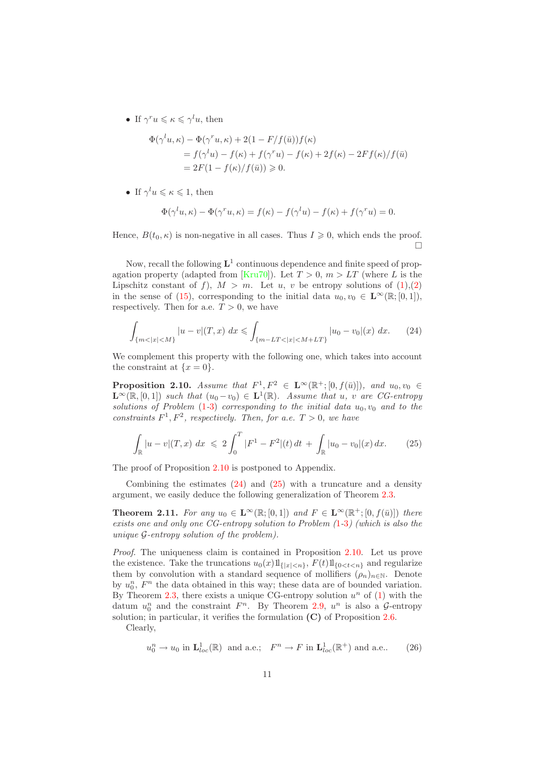- If $\gamma^r u \leqslant \kappa \leqslant \gamma^l u$, then

$$\begin{aligned}\Phi(\gamma^l u, \kappa) - \Phi(\gamma^r u, \kappa) &+ 2(1 - F/f(\bar{u}))f(\kappa) \\ &= f(\gamma^l u) - f(\kappa) + f(\gamma^r u) - f(\kappa) + 2f(\kappa) - 2Ff(\kappa)/f(\bar{u}) \\ &= 2F(1 - f(\kappa)/f(\bar{u})) \geqslant 0.\end{aligned}$$

- If $\gamma^l u \leqslant \kappa \leqslant 1$, then

$$\Phi(\gamma^l u, \kappa) - \Phi(\gamma^r u, \kappa) = f(\kappa) - f(\gamma^l u) - f(\kappa) + f(\gamma^r u) = 0.$$

Hence, $B(t_0, \kappa)$ is non-negative in all cases. Thus $I \geqslant 0$, which ends the proof. □

Now, recall the following $\mathbf{L}^1$ continuous dependence and finite speed of propagation property (adapted from [Kru70]). Let $T > 0$, $m > LT$ (where $L$ is the Lipschitz constant of $f$), $M > m$. Let $u$, $v$ be entropy solutions of (1),(2) in the sense of (15), corresponding to the initial data $u_0, v_0 \in \mathbf{L}^\infty(\mathbb{R}; [0,1])$, respectively. Then for a.e. $T > 0$, we have

$$\int_{\{m<|x|<M\}} |u - v|(T, x)\, dx \leqslant \int_{\{m-LT<|x|<M+LT\}} |u_0 - v_0|(x)\, dx. \tag{24}$$

We complement this property with the following one, which takes into account the constraint at $\{x = 0\}$.

**Proposition 2.10.** *Assume that $F^1, F^2 \in \mathbf{L}^\infty(\mathbb{R}^+; [0, f(\bar{u})])$, and $u_0, v_0 \in \mathbf{L}^\infty(\mathbb{R}, [0,1])$ such that $(u_0 - v_0) \in \mathbf{L}^1(\mathbb{R})$. Assume that $u$, $v$ are CG-entropy solutions of Problem (1-3) corresponding to the initial data $u_0, v_0$ and to the constraints $F^1, F^2$, respectively. Then, for a.e. $T > 0$, we have*

$$\int_{\mathbb{R}} |u - v|(T, x)\, dx \;\leqslant\; 2\int_0^T |F^1 - F^2|(t)\, dt \;+\; \int_{\mathbb{R}} |u_0 - v_0|(x)\, dx. \tag{25}$$

The proof of Proposition 2.10 is postponed to Appendix.

Combining the estimates (24) and (25) with a truncature and a density argument, we easily deduce the following generalization of Theorem 2.3.

**Theorem 2.11.** *For any $u_0 \in \mathbf{L}^\infty(\mathbb{R}; [0,1])$ and $F \in \mathbf{L}^\infty(\mathbb{R}^+; [0, f(\bar{u})])$ there exists one and only one CG-entropy solution to Problem (1-3) (which is also the unique $\mathcal{G}$-entropy solution of the problem).*

*Proof.* The uniqueness claim is contained in Proposition 2.10. Let us prove the existence. Take the truncations $u_0(x)1\!\!1_{\{|x|<n\}}$, $F(t)1\!\!1_{\{0<t<n\}}$ and regularize them by convolution with a standard sequence of mollifiers $(\rho_n)_{n\in\mathbb{N}}$. Denote by $u_0^n$, $F^n$ the data obtained in this way; these data are of bounded variation. By Theorem 2.3, there exists a unique CG-entropy solution $u^n$ of (1) with the datum $u_0^n$ and the constraint $F^n$. By Theorem 2.9, $u^n$ is also a $\mathcal{G}$-entropy solution; in particular, it verifies the formulation **(C)** of Proposition 2.6.

Clearly,

$$u_0^n \to u_0 \text{ in } \mathbf{L}^1_{loc}(\mathbb{R}) \text{ and a.e.}; \quad F^n \to F \text{ in } \mathbf{L}^1_{loc}(\mathbb{R}^+) \text{ and a.e.}. \tag{26}$$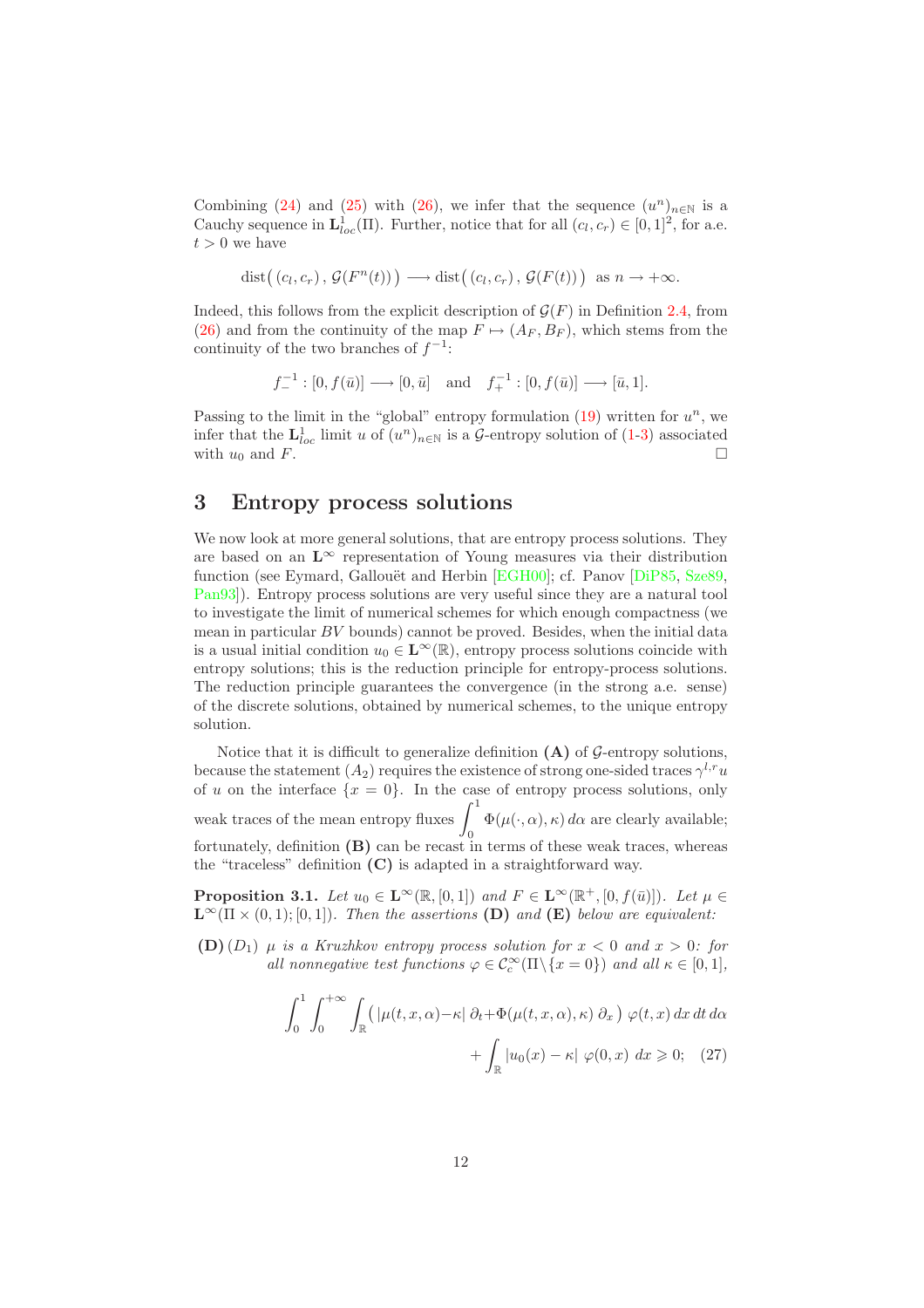Combining (24) and (25) with (26), we infer that the sequence $(u^n)_{n\in\mathbb{N}}$ is a Cauchy sequence in $\mathbf{L}^1_{loc}(\Pi)$. Further, notice that for all $(c_l,c_r)\in[0,1]^2$, for a.e. $t>0$ we have

$$\mathrm{dist}\big(\,(c_l,c_r)\,,\,\mathcal{G}(F^n(t))\,\big)\longrightarrow \mathrm{dist}\big(\,(c_l,c_r)\,,\,\mathcal{G}(F(t))\,\big)\ \text{ as } n\to+\infty.$$

Indeed, this follows from the explicit description of $\mathcal{G}(F)$ in Definition 2.4, from (26) and from the continuity of the map $F\mapsto(A_F,B_F)$, which stems from the continuity of the two branches of $f^{-1}$:

$$f_-^{-1}:[0,f(\bar u)]\longrightarrow[0,\bar u]\quad\text{and}\quad f_+^{-1}:[0,f(\bar u)]\longrightarrow[\bar u,1].$$

Passing to the limit in the "global" entropy formulation (19) written for $u^n$, we infer that the $\mathbf{L}^1_{loc}$ limit $u$ of $(u^n)_{n\in\mathbb{N}}$ is a $\mathcal{G}$-entropy solution of (1-3) associated with $u_0$ and $F$. □

## 3 Entropy process solutions

We now look at more general solutions, that are entropy process solutions. They are based on an $\mathbf{L}^\infty$ representation of Young measures via their distribution function (see Eymard, Gallouët and Herbin [EGH00]; cf. Panov [DiP85, Sze89, Pan93]). Entropy process solutions are very useful since they are a natural tool to investigate the limit of numerical schemes for which enough compactness (we mean in particular $BV$ bounds) cannot be proved. Besides, when the initial data is a usual initial condition $u_0\in\mathbf{L}^\infty(\mathbb{R})$, entropy process solutions coincide with entropy solutions; this is the reduction principle for entropy-process solutions. The reduction principle guarantees the convergence (in the strong a.e. sense) of the discrete solutions, obtained by numerical schemes, to the unique entropy solution.

Notice that it is difficult to generalize definition **(A)** of $\mathcal{G}$-entropy solutions, because the statement $(A_2)$ requires the existence of strong one-sided traces $\gamma^{l,r}u$ of $u$ on the interface $\{x=0\}$. In the case of entropy process solutions, only weak traces of the mean entropy fluxes $\displaystyle\int_0^1\Phi(\mu(\cdot,\alpha),\kappa)\,d\alpha$ are clearly available; fortunately, definition **(B)** can be recast in terms of these weak traces, whereas the "traceless" definition **(C)** is adapted in a straightforward way.

**Proposition 3.1.** *Let $u_0\in\mathbf{L}^\infty(\mathbb{R},[0,1])$ and $F\in\mathbf{L}^\infty(\mathbb{R}^+,[0,f(\bar u)])$. Let $\mu\in\mathbf{L}^\infty(\Pi\times(0,1);[0,1])$. Then the assertions* **(D)** *and* **(E)** *below are equivalent:*

**(D)** $(D_1)$ *$\mu$ is a Kruzhkov entropy process solution for $x<0$ and $x>0$: for all nonnegative test functions $\varphi\in\mathcal{C}^\infty_c(\Pi\backslash\{x=0\})$ and all $\kappa\in[0,1]$,*

$$\int_0^1\int_0^{+\infty}\int_{\mathbb{R}}\big(\,|\mu(t,x,\alpha)-\kappa|\,\partial_t+\Phi(\mu(t,x,\alpha),\kappa)\,\partial_x\,\big)\,\varphi(t,x)\,dx\,dt\,d\alpha$$
$$+\int_{\mathbb{R}}|u_0(x)-\kappa|\,\varphi(0,x)\,dx\geqslant 0;\quad(27)$$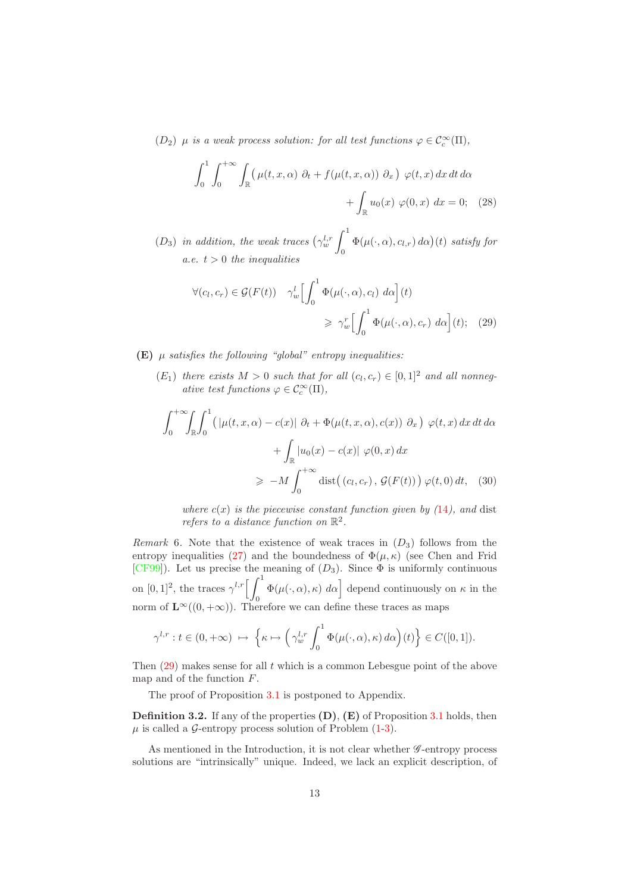$(D_2)$ *$\mu$ is a weak process solution: for all test functions $\varphi \in \mathcal{C}_c^\infty(\Pi)$,*

$$\int_0^1 \int_0^{+\infty} \int_{\mathbb{R}} \big( \mu(t,x,\alpha)\ \partial_t + f(\mu(t,x,\alpha))\ \partial_x \big)\ \varphi(t,x)\,dx\,dt\,d\alpha + \int_{\mathbb{R}} u_0(x)\ \varphi(0,x)\ dx = 0; \quad (28)$$

$(D_3)$ *in addition, the weak traces $\big(\gamma_w^{l,r} \int_0^1 \Phi(\mu(\cdot,\alpha), c_{l,r})\,d\alpha\big)(t)$ satisfy for a.e. $t>0$ the inequalities*

$$\forall (c_l,c_r) \in \mathcal{G}(F(t)) \quad \gamma_w^l \Big[ \int_0^1 \Phi(\mu(\cdot,\alpha), c_l)\ d\alpha \Big](t) \geqslant \gamma_w^r \Big[ \int_0^1 \Phi(\mu(\cdot,\alpha), c_r)\ d\alpha \Big](t); \quad (29)$$

**(E)** *$\mu$ satisfies the following "global" entropy inequalities:*

$(E_1)$ *there exists $M>0$ such that for all $(c_l,c_r) \in [0,1]^2$ and all nonnegative test functions $\varphi \in \mathcal{C}_c^\infty(\Pi)$,*

$$\int_0^{+\infty}\!\!\int_{\mathbb{R}}\!\int_0^1 \big( |\mu(t,x,\alpha) - c(x)|\ \partial_t + \Phi(\mu(t,x,\alpha), c(x))\ \partial_x \big)\ \varphi(t,x)\,dx\,dt\,d\alpha + \int_{\mathbb{R}} |u_0(x) - c(x)|\ \varphi(0,x)\,dx \geqslant -M \int_0^{+\infty} \mathrm{dist}\big( (c_l,c_r)\,,\, \mathcal{G}(F(t)) \big)\,\varphi(t,0)\,dt, \quad (30)$$

*where $c(x)$ is the piecewise constant function given by (14), and* dist *refers to a distance function on $\mathbb{R}^2$.*

*Remark* 6. Note that the existence of weak traces in $(D_3)$ follows from the entropy inequalities (27) and the boundedness of $\Phi(\mu,\kappa)$ (see Chen and Frid [CF99]). Let us precise the meaning of $(D_3)$. Since $\Phi$ is uniformly continuous on $[0,1]^2$, the traces $\gamma^{l,r}\Big[\int_0^1 \Phi(\mu(\cdot,\alpha),\kappa)\ d\alpha\Big]$ depend continuously on $\kappa$ in the norm of $\mathbf{L}^\infty((0,+\infty))$. Therefore we can define these traces as maps

$$\gamma^{l,r} : t \in (0,+\infty) \ \mapsto \ \Big\{ \kappa \mapsto \Big( \gamma_w^{l,r} \int_0^1 \Phi(\mu(\cdot,\alpha),\kappa)\,d\alpha \Big)(t) \Big\} \in C([0,1]).$$

Then (29) makes sense for all $t$ which is a common Lebesgue point of the above map and of the function $F$.

The proof of Proposition 3.1 is postponed to Appendix.

**Definition 3.2.** If any of the properties **(D)**, **(E)** of Proposition 3.1 holds, then $\mu$ is called a $\mathcal{G}$-entropy process solution of Problem (1-3).

As mentioned in the Introduction, it is not clear whether $\mathscr{G}$-entropy process solutions are "intrinsically" unique. Indeed, we lack an explicit description, of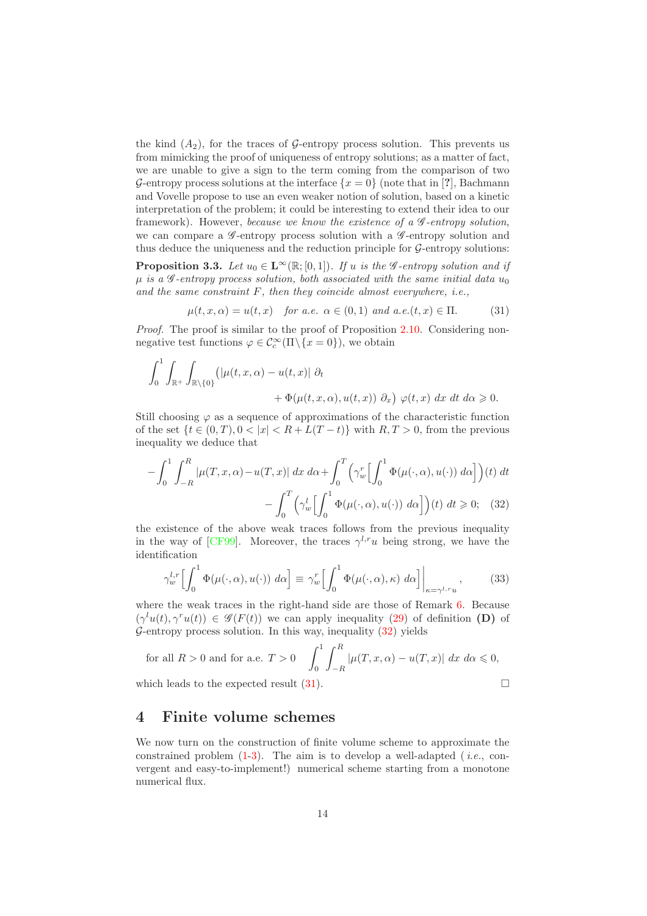the kind $(A_2)$, for the traces of $\mathcal{G}$-entropy process solution. This prevents us from mimicking the proof of uniqueness of entropy solutions; as a matter of fact, we are unable to give a sign to the term coming from the comparison of two $\mathcal{G}$-entropy process solutions at the interface $\{x = 0\}$ (note that in [?], Bachmann and Vovelle propose to use an even weaker notion of solution, based on a kinetic interpretation of the problem; it could be interesting to extend their idea to our framework). However, *because we know the existence of a $\mathscr{G}$-entropy solution*, we can compare a $\mathscr{G}$-entropy process solution with a $\mathscr{G}$-entropy solution and thus deduce the uniqueness and the reduction principle for $\mathcal{G}$-entropy solutions:

**Proposition 3.3.** *Let $u_0 \in \mathbf{L}^\infty(\mathbb{R}; [0,1])$. If $u$ is the $\mathscr{G}$-entropy solution and if $\mu$ is a $\mathscr{G}$-entropy process solution, both associated with the same initial data $u_0$ and the same constraint $F$, then they coincide almost everywhere, i.e.,*

$$\mu(t,x,\alpha) = u(t,x) \quad \textit{for a.e. } \alpha \in (0,1) \textit{ and a.e.} (t,x) \in \Pi. \tag{31}$$

*Proof.* The proof is similar to the proof of Proposition 2.10. Considering non-negative test functions $\varphi \in \mathcal{C}_c^\infty(\Pi \backslash \{x = 0\})$, we obtain

$$\int_0^1 \int_{\mathbb{R}^+} \int_{\mathbb{R}\backslash\{0\}} \big( |\mu(t,x,\alpha) - u(t,x)| \, \partial_t \\ + \Phi(\mu(t,x,\alpha), u(t,x)) \, \partial_x \big) \, \varphi(t,x) \, dx \, dt \, d\alpha \geqslant 0.$$

Still choosing $\varphi$ as a sequence of approximations of the characteristic function of the set $\{t \in (0,T), 0 < |x| < R + L(T-t)\}$ with $R, T > 0$, from the previous inequality we deduce that

$$-\int_0^1 \int_{-R}^R |\mu(T,x,\alpha) - u(T,x)| \, dx \, d\alpha + \int_0^T \Big( \gamma_w^r \Big[ \int_0^1 \Phi(\mu(\cdot,\alpha), u(\cdot)) \, d\alpha \Big] \Big)(t) \, dt \\ - \int_0^T \Big( \gamma_w^l \Big[ \int_0^1 \Phi(\mu(\cdot,\alpha), u(\cdot)) \, d\alpha \Big] \Big)(t) \, dt \geqslant 0; \tag{32}$$

the existence of the above weak traces follows from the previous inequality in the way of [CF99]. Moreover, the traces $\gamma^{l,r} u$ being strong, we have the identification

$$\gamma_w^{l,r} \Big[ \int_0^1 \Phi(\mu(\cdot,\alpha), u(\cdot)) \, d\alpha \Big] \equiv \gamma_w^r \Big[ \int_0^1 \Phi(\mu(\cdot,\alpha), \kappa) \, d\alpha \Big] \Big|_{\kappa = \gamma^{l,r} u}, \tag{33}$$

where the weak traces in the right-hand side are those of Remark 6. Because $(\gamma^l u(t), \gamma^r u(t)) \in \mathscr{G}(F(t))$ we can apply inequality (29) of definition **(D)** of $\mathcal{G}$-entropy process solution. In this way, inequality (32) yields

$$\text{for all } R > 0 \text{ and for a.e. } T > 0 \quad \int_0^1 \int_{-R}^R |\mu(T,x,\alpha) - u(T,x)| \, dx \, d\alpha \leqslant 0,$$

which leads to the expected result (31). $\square$

# 4 Finite volume schemes

We now turn on the construction of finite volume scheme to approximate the constrained problem (1-3). The aim is to develop a well-adapted ( *i.e.*, convergent and easy-to-implement!) numerical scheme starting from a monotone numerical flux.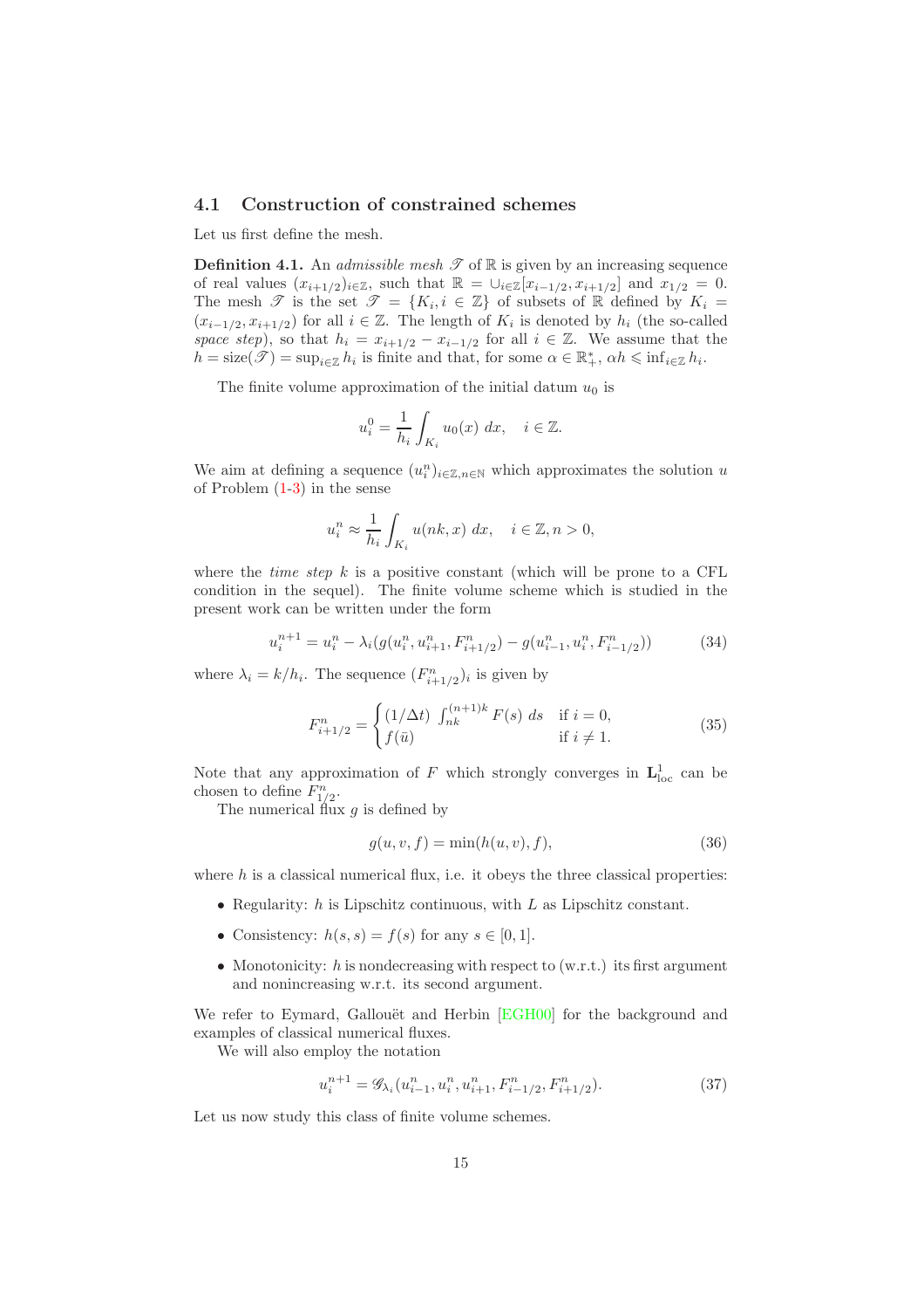### 4.1 Construction of constrained schemes

Let us first define the mesh.

**Definition 4.1.** An *admissible mesh* $\mathscr{T}$ of $\mathbb{R}$ is given by an increasing sequence of real values $(x_{i+1/2})_{i\in\mathbb{Z}}$, such that $\mathbb{R} = \cup_{i\in\mathbb{Z}}[x_{i-1/2}, x_{i+1/2}]$ and $x_{1/2} = 0$. The mesh $\mathscr{T}$ is the set $\mathscr{T} = \{K_i, i \in \mathbb{Z}\}$ of subsets of $\mathbb{R}$ defined by $K_i = (x_{i-1/2}, x_{i+1/2})$ for all $i \in \mathbb{Z}$. The length of $K_i$ is denoted by $h_i$ (the so-called *space step*), so that $h_i = x_{i+1/2} - x_{i-1/2}$ for all $i \in \mathbb{Z}$. We assume that the $h = \mathrm{size}(\mathscr{T}) = \sup_{i\in\mathbb{Z}} h_i$ is finite and that, for some $\alpha \in \mathbb{R}_+^*$, $\alpha h \leqslant \inf_{i\in\mathbb{Z}} h_i$.

The finite volume approximation of the initial datum $u_0$ is

$$u_i^0 = \frac{1}{h_i}\int_{K_i} u_0(x)\ dx, \quad i \in \mathbb{Z}.$$

We aim at defining a sequence $(u_i^n)_{i\in\mathbb{Z},n\in\mathbb{N}}$ which approximates the solution $u$ of Problem (1-3) in the sense

$$u_i^n \approx \frac{1}{h_i}\int_{K_i} u(nk, x)\ dx, \quad i \in \mathbb{Z}, n > 0,$$

where the *time step* $k$ is a positive constant (which will be prone to a CFL condition in the sequel). The finite volume scheme which is studied in the present work can be written under the form

$$u_i^{n+1} = u_i^n - \lambda_i(g(u_i^n, u_{i+1}^n, F_{i+1/2}^n) - g(u_{i-1}^n, u_i^n, F_{i-1/2}^n)) \tag{34}$$

where $\lambda_i = k/h_i$. The sequence $(F_{i+1/2}^n)_i$ is given by

$$F_{i+1/2}^n = \begin{cases} (1/\Delta t)\ \int_{nk}^{(n+1)k} F(s)\ ds & \text{if } i = 0, \\ f(\bar{u}) & \text{if } i \neq 1. \end{cases} \tag{35}$$

Note that any approximation of $F$ which strongly converges in $\mathbf{L}^1_{\mathrm{loc}}$ can be chosen to define $F_{1/2}^n$.

The numerical flux $g$ is defined by

$$g(u, v, f) = \min(h(u, v), f), \tag{36}$$

where $h$ is a classical numerical flux, i.e. it obeys the three classical properties:

- Regularity: $h$ is Lipschitz continuous, with $L$ as Lipschitz constant.
- Consistency: $h(s, s) = f(s)$ for any $s \in [0, 1]$.
- Monotonicity: $h$ is nondecreasing with respect to (w.r.t.) its first argument and nonincreasing w.r.t. its second argument.

We refer to Eymard, Gallouët and Herbin [EGH00] for the background and examples of classical numerical fluxes.

We will also employ the notation

$$u_i^{n+1} = \mathscr{G}_{\lambda_i}(u_{i-1}^n, u_i^n, u_{i+1}^n, F_{i-1/2}^n, F_{i+1/2}^n). \tag{37}$$

Let us now study this class of finite volume schemes.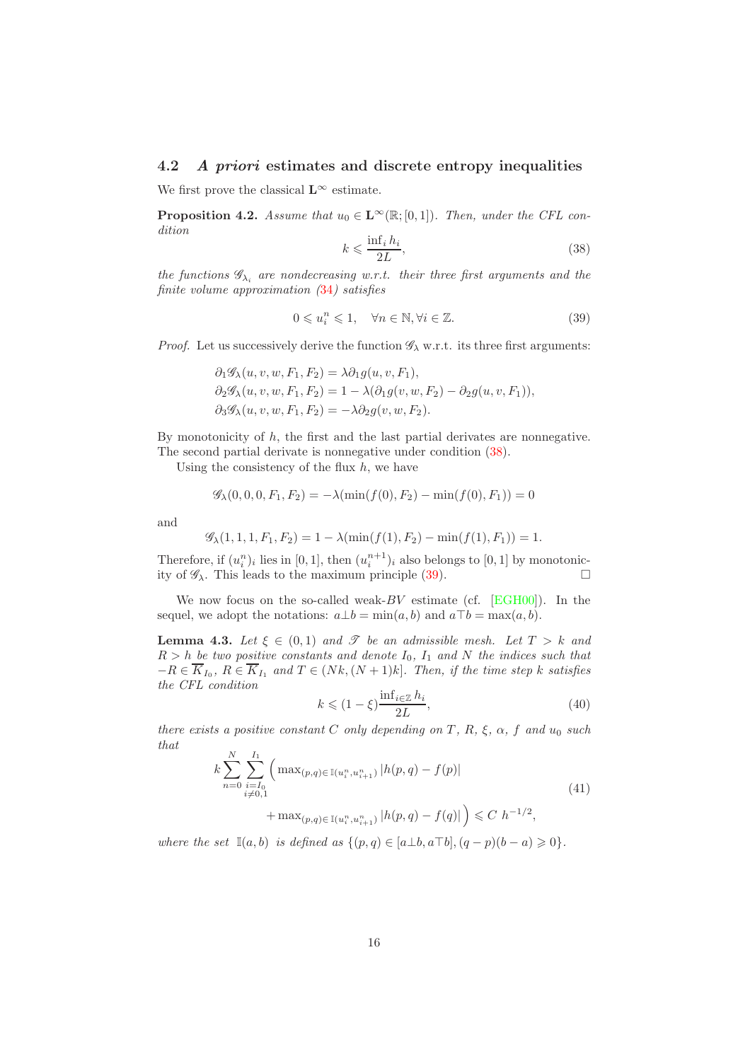### 4.2 *A priori* estimates and discrete entropy inequalities

We first prove the classical $\mathbf{L}^\infty$ estimate.

**Proposition 4.2.** *Assume that $u_0 \in \mathbf{L}^\infty(\mathbb{R};[0,1])$. Then, under the CFL condition*

$$k \leqslant \frac{\inf_i h_i}{2L}, \tag{38}$$

*the functions $\mathscr{G}_{\lambda_i}$ are nondecreasing w.r.t. their three first arguments and the finite volume approximation (34) satisfies*

$$0 \leqslant u_i^n \leqslant 1, \quad \forall n \in \mathbb{N}, \forall i \in \mathbb{Z}. \tag{39}$$

*Proof.* Let us successively derive the function $\mathscr{G}_\lambda$ w.r.t. its three first arguments:

$$\begin{aligned}
&\partial_1 \mathscr{G}_\lambda(u,v,w,F_1,F_2) = \lambda \partial_1 g(u,v,F_1),\\
&\partial_2 \mathscr{G}_\lambda(u,v,w,F_1,F_2) = 1 - \lambda(\partial_1 g(v,w,F_2) - \partial_2 g(u,v,F_1)),\\
&\partial_3 \mathscr{G}_\lambda(u,v,w,F_1,F_2) = -\lambda \partial_2 g(v,w,F_2).
\end{aligned}$$

By monotonicity of $h$, the first and the last partial derivates are nonnegative. The second partial derivate is nonnegative under condition (38).

Using the consistency of the flux $h$, we have

$$\mathscr{G}_\lambda(0,0,0,F_1,F_2) = -\lambda(\min(f(0),F_2) - \min(f(0),F_1)) = 0$$

and

$$\mathscr{G}_\lambda(1,1,1,F_1,F_2) = 1 - \lambda(\min(f(1),F_2) - \min(f(1),F_1)) = 1.$$

Therefore, if $(u_i^n)_i$ lies in $[0,1]$, then $(u_i^{n+1})_i$ also belongs to $[0,1]$ by monotonicity of $\mathscr{G}_\lambda$. This leads to the maximum principle (39). □

We now focus on the so-called weak-$BV$ estimate (cf. [EGH00]). In the sequel, we adopt the notations: $a \bot b = \min(a,b)$ and $a \top b = \max(a,b)$.

**Lemma 4.3.** *Let $\xi \in (0,1)$ and $\mathscr{T}$ be an admissible mesh. Let $T > k$ and $R > h$ be two positive constants and denote $I_0$, $I_1$ and $N$ the indices such that $-R \in \overline{K}_{I_0}$, $R \in \overline{K}_{I_1}$ and $T \in (Nk,(N+1)k]$. Then, if the time step $k$ satisfies the CFL condition*

$$k \leqslant (1-\xi)\frac{\inf_{i\in\mathbb{Z}} h_i}{2L}, \tag{40}$$

*there exists a positive constant $C$ only depending on $T$, $R$, $\xi$, $\alpha$, $f$ and $u_0$ such that*

$$\begin{aligned}
k\sum_{n=0}^{N}\sum_{\substack{i=I_0\\ i\neq 0,1}}^{I_1} \Big( &\max\nolimits_{(p,q)\in \mathbb{I}(u_i^n,u_{i+1}^n)} |h(p,q) - f(p)| \\
&+ \max\nolimits_{(p,q)\in \mathbb{I}(u_i^n,u_{i+1}^n)} |h(p,q) - f(q)| \Big) \leqslant C\ h^{-1/2},
\end{aligned} \tag{41}$$

*where the set $\mathbb{I}(a,b)$ is defined as $\{(p,q) \in [a \bot b, a \top b], (q-p)(b-a) \geqslant 0\}$.*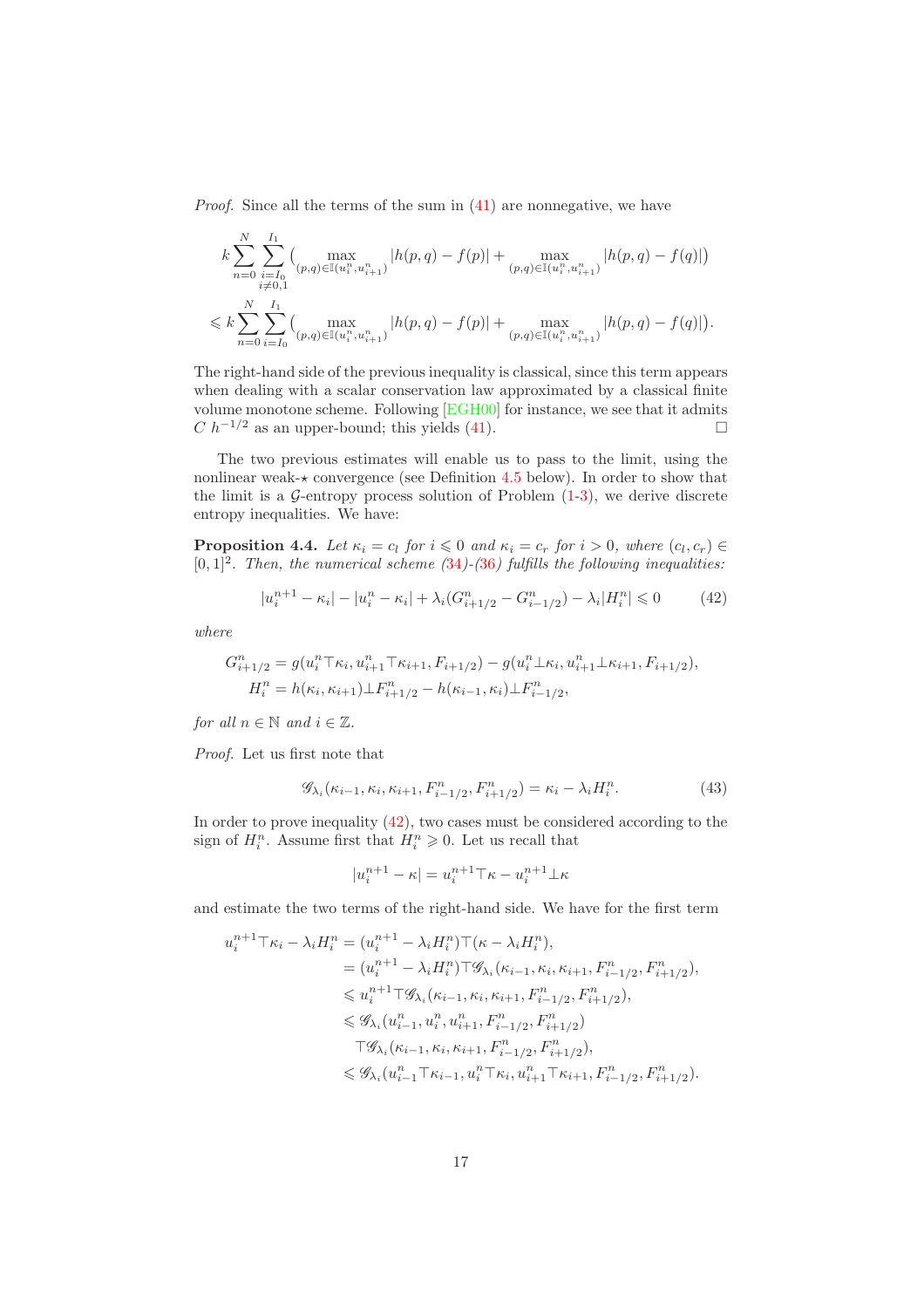*Proof.* Since all the terms of the sum in (41) are nonnegative, we have

$$
\begin{aligned}
&k \sum_{n=0}^{N} \sum_{\substack{i=I_0 \\ i \neq 0,1}}^{I_1} \Big( \max_{(p,q)\in \mathbb{I}(u_i^n,u_{i+1}^n)} |h(p,q) - f(p)| + \max_{(p,q)\in \mathbb{I}(u_i^n,u_{i+1}^n)} |h(p,q) - f(q)| \Big) \\
&\leqslant k \sum_{n=0}^{N} \sum_{i=I_0}^{I_1} \Big( \max_{(p,q)\in \mathbb{I}(u_i^n,u_{i+1}^n)} |h(p,q) - f(p)| + \max_{(p,q)\in \mathbb{I}(u_i^n,u_{i+1}^n)} |h(p,q) - f(q)| \Big).
\end{aligned}
$$

The right-hand side of the previous inequality is classical, since this term appears when dealing with a scalar conservation law approximated by a classical finite volume monotone scheme. Following [EGH00] for instance, we see that it admits $C\ h^{-1/2}$ as an upper-bound; this yields (41). $\square$

The two previous estimates will enable us to pass to the limit, using the nonlinear weak-$\star$ convergence (see Definition 4.5 below). In order to show that the limit is a $\mathcal{G}$-entropy process solution of Problem (1-3), we derive discrete entropy inequalities. We have:

**Proposition 4.4.** *Let $\kappa_i = c_l$ for $i \leqslant 0$ and $\kappa_i = c_r$ for $i > 0$, where $(c_l, c_r) \in [0,1]^2$. Then, the numerical scheme (34)-(36) fulfills the following inequalities:*

$$
|u_i^{n+1} - \kappa_i| - |u_i^n - \kappa_i| + \lambda_i (G_{i+1/2}^n - G_{i-1/2}^n) - \lambda_i |H_i^n| \leqslant 0 \tag{42}
$$

*where*

$$
\begin{aligned}
G_{i+1/2}^n &= g(u_i^n \top \kappa_i, u_{i+1}^n \top \kappa_{i+1}, F_{i+1/2}) - g(u_i^n \bot \kappa_i, u_{i+1}^n \bot \kappa_{i+1}, F_{i+1/2}), \\
H_i^n &= h(\kappa_i, \kappa_{i+1}) \bot F_{i+1/2}^n - h(\kappa_{i-1}, \kappa_i) \bot F_{i-1/2}^n,
\end{aligned}
$$

*for all $n \in \mathbb{N}$ and $i \in \mathbb{Z}$.*

*Proof.* Let us first note that

$$
\mathscr{G}_{\lambda_i}(\kappa_{i-1}, \kappa_i, \kappa_{i+1}, F_{i-1/2}^n, F_{i+1/2}^n) = \kappa_i - \lambda_i H_i^n. \tag{43}
$$

In order to prove inequality (42), two cases must be considered according to the sign of $H_i^n$. Assume first that $H_i^n \geqslant 0$. Let us recall that

$$
|u_i^{n+1} - \kappa| = u_i^{n+1} \top \kappa - u_i^{n+1} \bot \kappa
$$

and estimate the two terms of the right-hand side. We have for the first term

$$
\begin{aligned}
u_i^{n+1} \top \kappa_i - \lambda_i H_i^n &= (u_i^{n+1} - \lambda_i H_i^n) \top (\kappa - \lambda_i H_i^n), \\
&= (u_i^{n+1} - \lambda_i H_i^n) \top \mathscr{G}_{\lambda_i}(\kappa_{i-1}, \kappa_i, \kappa_{i+1}, F_{i-1/2}^n, F_{i+1/2}^n), \\
&\leqslant u_i^{n+1} \top \mathscr{G}_{\lambda_i}(\kappa_{i-1}, \kappa_i, \kappa_{i+1}, F_{i-1/2}^n, F_{i+1/2}^n), \\
&\leqslant \mathscr{G}_{\lambda_i}(u_{i-1}^n, u_i^n, u_{i+1}^n, F_{i-1/2}^n, F_{i+1/2}^n) \\
&\qquad \top \mathscr{G}_{\lambda_i}(\kappa_{i-1}, \kappa_i, \kappa_{i+1}, F_{i-1/2}^n, F_{i+1/2}^n), \\
&\leqslant \mathscr{G}_{\lambda_i}(u_{i-1}^n \top \kappa_{i-1}, u_i^n \top \kappa_i, u_{i+1}^n \top \kappa_{i+1}, F_{i-1/2}^n, F_{i+1/2}^n).
\end{aligned}
$$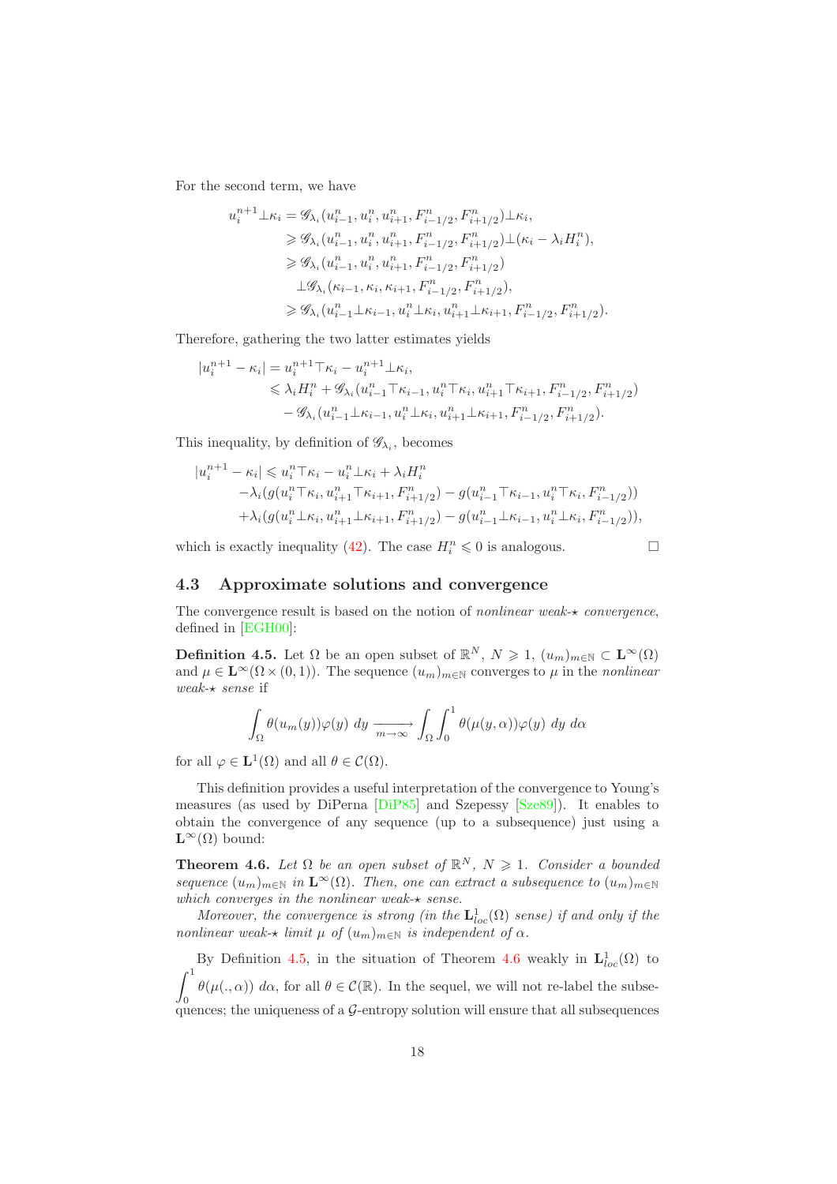For the second term, we have

$$\begin{aligned}
u_i^{n+1} \perp \kappa_i &= \mathscr{G}_{\lambda_i}(u_{i-1}^n, u_i^n, u_{i+1}^n, F_{i-1/2}^n, F_{i+1/2}^n) \perp \kappa_i, \\
&\geqslant \mathscr{G}_{\lambda_i}(u_{i-1}^n, u_i^n, u_{i+1}^n, F_{i-1/2}^n, F_{i+1/2}^n) \perp (\kappa_i - \lambda_i H_i^n), \\
&\geqslant \mathscr{G}_{\lambda_i}(u_{i-1}^n, u_i^n, u_{i+1}^n, F_{i-1/2}^n, F_{i+1/2}^n) \\
&\quad \perp \mathscr{G}_{\lambda_i}(\kappa_{i-1}, \kappa_i, \kappa_{i+1}, F_{i-1/2}^n, F_{i+1/2}^n), \\
&\geqslant \mathscr{G}_{\lambda_i}(u_{i-1}^n \perp \kappa_{i-1}, u_i^n \perp \kappa_i, u_{i+1}^n \perp \kappa_{i+1}, F_{i-1/2}^n, F_{i+1/2}^n).
\end{aligned}$$

Therefore, gathering the two latter estimates yields

$$\begin{aligned}
|u_i^{n+1} - \kappa_i| &= u_i^{n+1} \top \kappa_i - u_i^{n+1} \perp \kappa_i, \\
&\leqslant \lambda_i H_i^n + \mathscr{G}_{\lambda_i}(u_{i-1}^n \top \kappa_{i-1}, u_i^n \top \kappa_i, u_{i+1}^n \top \kappa_{i+1}, F_{i-1/2}^n, F_{i+1/2}^n) \\
&\quad - \mathscr{G}_{\lambda_i}(u_{i-1}^n \perp \kappa_{i-1}, u_i^n \perp \kappa_i, u_{i+1}^n \perp \kappa_{i+1}, F_{i-1/2}^n, F_{i+1/2}^n).
\end{aligned}$$

This inequality, by definition of $\mathscr{G}_{\lambda_i}$, becomes

$$\begin{aligned}
|u_i^{n+1} - \kappa_i| &\leqslant u_i^n \top \kappa_i - u_i^n \perp \kappa_i + \lambda_i H_i^n \\
&\quad - \lambda_i (g(u_i^n \top \kappa_i, u_{i+1}^n \top \kappa_{i+1}, F_{i+1/2}^n) - g(u_{i-1}^n \top \kappa_{i-1}, u_i^n \top \kappa_i, F_{i-1/2}^n)) \\
&\quad + \lambda_i (g(u_i^n \perp \kappa_i, u_{i+1}^n \perp \kappa_{i+1}, F_{i+1/2}^n) - g(u_{i-1}^n \perp \kappa_{i-1}, u_i^n \perp \kappa_i, F_{i-1/2}^n)),
\end{aligned}$$

which is exactly inequality (42). The case $H_i^n \leqslant 0$ is analogous. □

## 4.3 Approximate solutions and convergence

The convergence result is based on the notion of *nonlinear weak-⋆ convergence*, defined in [EGH00]:

**Definition 4.5.** Let $\Omega$ be an open subset of $\mathbb{R}^N$, $N \geqslant 1$, $(u_m)_{m\in\mathbb{N}} \subset \mathbf{L}^\infty(\Omega)$ and $\mu \in \mathbf{L}^\infty(\Omega \times (0,1))$. The sequence $(u_m)_{m\in\mathbb{N}}$ converges to $\mu$ in the *nonlinear weak-⋆ sense* if

$$\int_\Omega \theta(u_m(y))\varphi(y)\ dy \xrightarrow[m\to\infty]{} \int_\Omega \int_0^1 \theta(\mu(y,\alpha))\varphi(y)\ dy\ d\alpha$$

for all $\varphi \in \mathbf{L}^1(\Omega)$ and all $\theta \in \mathcal{C}(\Omega)$.

This definition provides a useful interpretation of the convergence to Young's measures (as used by DiPerna [DiP85] and Szepessy [Sze89]). It enables to obtain the convergence of any sequence (up to a subsequence) just using a $\mathbf{L}^\infty(\Omega)$ bound:

**Theorem 4.6.** *Let $\Omega$ be an open subset of $\mathbb{R}^N$, $N \geqslant 1$. Consider a bounded sequence $(u_m)_{m\in\mathbb{N}}$ in $\mathbf{L}^\infty(\Omega)$. Then, one can extract a subsequence to $(u_m)_{m\in\mathbb{N}}$ which converges in the nonlinear weak-⋆ sense.*

*Moreover, the convergence is strong (in the $\mathbf{L}^1_{loc}(\Omega)$ sense) if and only if the nonlinear weak-⋆ limit $\mu$ of $(u_m)_{m\in\mathbb{N}}$ is independent of $\alpha$.*

By Definition 4.5, in the situation of Theorem 4.6 weakly in $\mathbf{L}^1_{loc}(\Omega)$ to $\displaystyle\int_0^1 \theta(\mu(.,\alpha))\ d\alpha$, for all $\theta \in \mathcal{C}(\mathbb{R})$. In the sequel, we will not re-label the subsequences; the uniqueness of a $\mathcal{G}$-entropy solution will ensure that all subsequences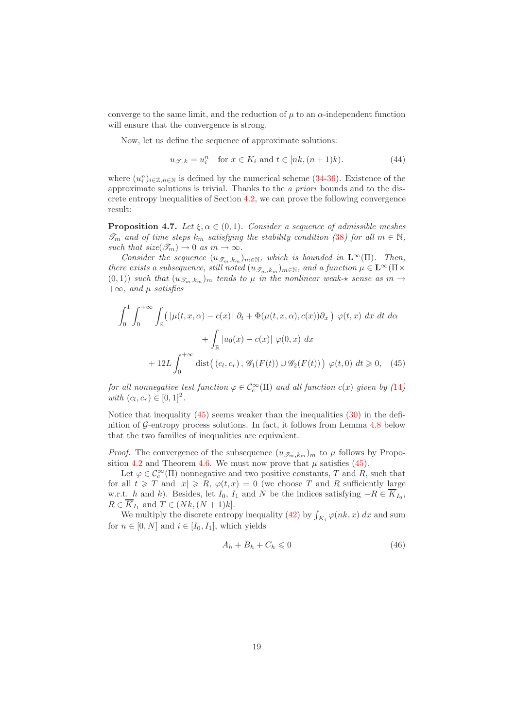converge to the same limit, and the reduction of $\mu$ to an $\alpha$-independent function will ensure that the convergence is strong.

Now, let us define the sequence of approximate solutions:

$$u_{\mathscr{T},k} = u_i^n \quad \text{for } x \in K_i \text{ and } t \in [nk, (n+1)k). \tag{44}$$

where $(u_i^n)_{i\in\mathbb{Z},n\in\mathbb{N}}$ is defined by the numerical scheme (34-36). Existence of the approximate solutions is trivial. Thanks to the *a priori* bounds and to the discrete entropy inequalities of Section 4.2, we can prove the following convergence result:

**Proposition 4.7.** *Let $\xi, \alpha \in (0,1)$. Consider a sequence of admissible meshes $\mathscr{T}_m$ and of time steps $k_m$ satisfying the stability condition (38) for all $m \in \mathbb{N}$, such that $\mathrm{size}(\mathscr{T}_m) \to 0$ as $m \to \infty$.*

*Consider the sequence $(u_{\mathscr{T}_m,k_m})_{m\in\mathbb{N}}$, which is bounded in $\mathbf{L}^\infty(\Pi)$. Then, there exists a subsequence, still noted $(u_{\mathscr{T}_m,k_m})_{m\in\mathbb{N}}$, and a function $\mu \in \mathbf{L}^\infty(\Pi \times (0,1))$ such that $(u_{\mathscr{T}_m,k_m})_m$ tends to $\mu$ in the nonlinear weak-$\star$ sense as $m \to +\infty$, and $\mu$ satisfies*

$$\begin{aligned}\int_0^1 \int_0^{+\infty} \int_{\mathbb{R}} \big( |\mu(t,x,\alpha) - c(x)|\ \partial_t + \Phi(\mu(t,x,\alpha), c(x))\partial_x \big)\ \varphi(t,x)\ dx\ dt\ d\alpha \\ + \int_{\mathbb{R}} |u_0(x) - c(x)|\ \varphi(0,x)\ dx \\ + 12L \int_0^{+\infty} \mathrm{dist}\big( (c_l, c_r)\, , \mathscr{G}_1(F(t)) \cup \mathscr{G}_2(F(t)) \big)\ \varphi(t,0)\ dt \geqslant 0, \end{aligned} \tag{45}$$

*for all nonnegative test function $\varphi \in \mathcal{C}_c^\infty(\Pi)$ and all function $c(x)$ given by (14) with $(c_l, c_r) \in [0,1]^2$.*

Notice that inequality (45) seems weaker than the inequalities (30) in the definition of $\mathcal{G}$-entropy process solutions. In fact, it follows from Lemma 4.8 below that the two families of inequalities are equivalent.

*Proof.* The convergence of the subsequence $(u_{\mathscr{T}_m,k_m})_m$ to $\mu$ follows by Proposition 4.2 and Theorem 4.6. We must now prove that $\mu$ satisfies (45).

Let $\varphi \in \mathcal{C}_c^\infty(\Pi)$ nonnegative and two positive constants, $T$ and $R$, such that for all $t \geqslant T$ and $|x| \geqslant R$, $\varphi(t,x) = 0$ (we choose $T$ and $R$ sufficiently large w.r.t. $h$ and $k$). Besides, let $I_0$, $I_1$ and $N$ be the indices satisfying $-R \in \overline{K}_{I_0}$, $R \in \overline{K}_{I_1}$ and $T \in (Nk, (N+1)k]$.

We multiply the discrete entropy inequality (42) by $\int_{K_i} \varphi(nk,x)\ dx$ and sum for $n \in [0,N]$ and $i \in [I_0, I_1]$, which yields

$$A_h + B_h + C_h \leqslant 0 \tag{46}$$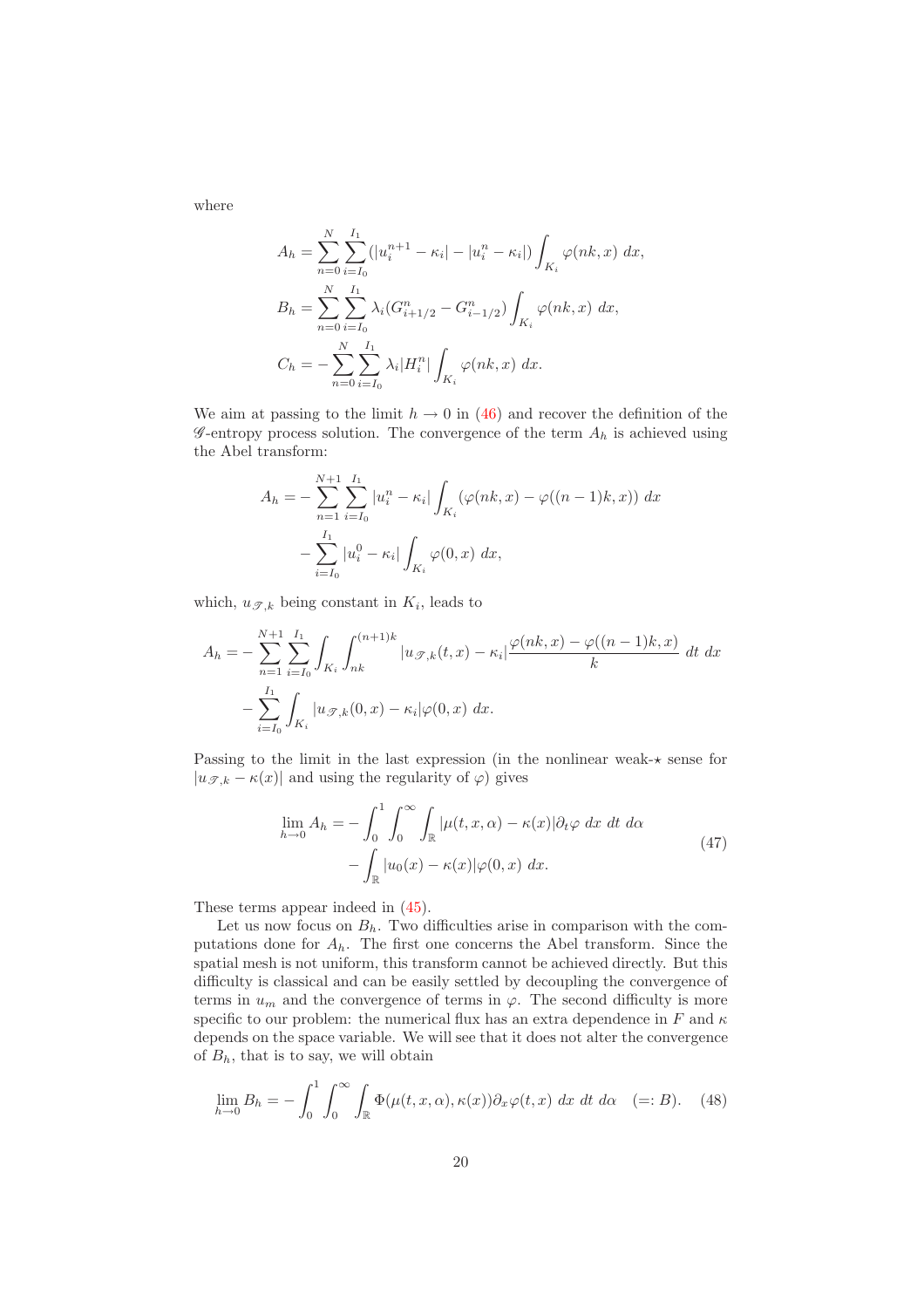where

$$
\begin{aligned}
A_h &= \sum_{n=0}^{N}\sum_{i=I_0}^{I_1}(|u_i^{n+1}-\kappa_i| - |u_i^n-\kappa_i|)\int_{K_i}\varphi(nk,x)\ dx,\\
B_h &= \sum_{n=0}^{N}\sum_{i=I_0}^{I_1}\lambda_i(G_{i+1/2}^n - G_{i-1/2}^n)\int_{K_i}\varphi(nk,x)\ dx,\\
C_h &= -\sum_{n=0}^{N}\sum_{i=I_0}^{I_1}\lambda_i|H_i^n|\int_{K_i}\varphi(nk,x)\ dx.
\end{aligned}
$$

We aim at passing to the limit $h\to 0$ in (46) and recover the definition of the $\mathscr{G}$-entropy process solution. The convergence of the term $A_h$ is achieved using the Abel transform:

$$
\begin{aligned}
A_h = &-\sum_{n=1}^{N+1}\sum_{i=I_0}^{I_1}|u_i^n-\kappa_i|\int_{K_i}(\varphi(nk,x)-\varphi((n-1)k,x))\ dx\\
&-\sum_{i=I_0}^{I_1}|u_i^0-\kappa_i|\int_{K_i}\varphi(0,x)\ dx,
\end{aligned}
$$

which, $u_{\mathscr{T},k}$ being constant in $K_i$, leads to

$$
\begin{aligned}
A_h = &-\sum_{n=1}^{N+1}\sum_{i=I_0}^{I_1}\int_{K_i}\int_{nk}^{(n+1)k}|u_{\mathscr{T},k}(t,x)-\kappa_i|\frac{\varphi(nk,x)-\varphi((n-1)k,x)}{k}\ dt\ dx\\
&-\sum_{i=I_0}^{I_1}\int_{K_i}|u_{\mathscr{T},k}(0,x)-\kappa_i|\varphi(0,x)\ dx.
\end{aligned}
$$

Passing to the limit in the last expression (in the nonlinear weak-$\star$ sense for $|u_{\mathscr{T},k}-\kappa(x)|$ and using the regularity of $\varphi$) gives

$$
\begin{aligned}
\lim_{h\to 0} A_h = &-\int_0^1\int_0^\infty\int_{\mathbb{R}}|\mu(t,x,\alpha)-\kappa(x)|\partial_t\varphi\ dx\ dt\ d\alpha\\
&-\int_{\mathbb{R}}|u_0(x)-\kappa(x)|\varphi(0,x)\ dx.
\end{aligned}
\tag{47}
$$

These terms appear indeed in (45).

Let us now focus on $B_h$. Two difficulties arise in comparison with the computations done for $A_h$. The first one concerns the Abel transform. Since the spatial mesh is not uniform, this transform cannot be achieved directly. But this difficulty is classical and can be easily settled by decoupling the convergence of terms in $u_m$ and the convergence of terms in $\varphi$. The second difficulty is more specific to our problem: the numerical flux has an extra dependence in $F$ and $\kappa$ depends on the space variable. We will see that it does not alter the convergence of $B_h$, that is to say, we will obtain

$$
\lim_{h\to 0} B_h = -\int_0^1\int_0^\infty\int_{\mathbb{R}}\Phi(\mu(t,x,\alpha),\kappa(x))\partial_x\varphi(t,x)\ dx\ dt\ d\alpha\quad (=: B). \tag{48}
$$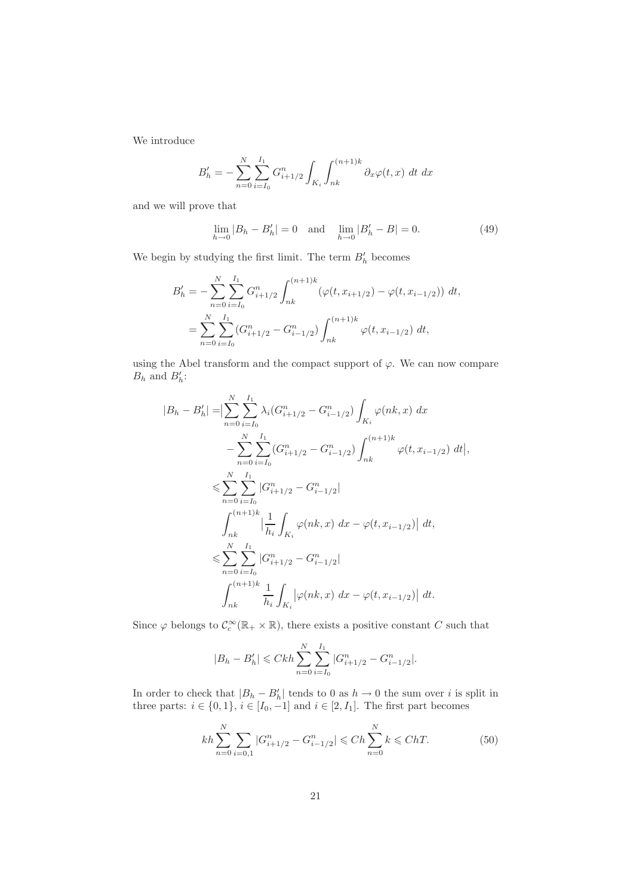We introduce

$$B'_h = -\sum_{n=0}^{N}\sum_{i=I_0}^{I_1} G^n_{i+1/2}\int_{K_i}\int_{nk}^{(n+1)k}\partial_x\varphi(t,x)\ dt\ dx$$

and we will prove that

$$\lim_{h\to 0}|B_h - B'_h| = 0 \quad \text{and} \quad \lim_{h\to 0}|B'_h - B| = 0. \tag{49}$$

We begin by studying the first limit. The term $B'_h$ becomes

$$\begin{aligned}
B'_h &= -\sum_{n=0}^{N}\sum_{i=I_0}^{I_1} G^n_{i+1/2}\int_{nk}^{(n+1)k}\left(\varphi(t,x_{i+1/2}) - \varphi(t,x_{i-1/2})\right)\ dt,\\
&= \sum_{n=0}^{N}\sum_{i=I_0}^{I_1}(G^n_{i+1/2} - G^n_{i-1/2})\int_{nk}^{(n+1)k}\varphi(t,x_{i-1/2})\ dt,
\end{aligned}$$

using the Abel transform and the compact support of $\varphi$. We can now compare $B_h$ and $B'_h$:

$$\begin{aligned}
|B_h - B'_h| =& \Big|\sum_{n=0}^{N}\sum_{i=I_0}^{I_1}\lambda_i(G^n_{i+1/2} - G^n_{i-1/2})\int_{K_i}\varphi(nk,x)\ dx\\
&- \sum_{n=0}^{N}\sum_{i=I_0}^{I_1}(G^n_{i+1/2} - G^n_{i-1/2})\int_{nk}^{(n+1)k}\varphi(t,x_{i-1/2})\ dt\Big|,\\
\leqslant& \sum_{n=0}^{N}\sum_{i=I_0}^{I_1}|G^n_{i+1/2} - G^n_{i-1/2}|\\
&\int_{nk}^{(n+1)k}\Big|\frac{1}{h_i}\int_{K_i}\varphi(nk,x)\ dx - \varphi(t,x_{i-1/2})\Big|\ dt,\\
\leqslant& \sum_{n=0}^{N}\sum_{i=I_0}^{I_1}|G^n_{i+1/2} - G^n_{i-1/2}|\\
&\int_{nk}^{(n+1)k}\frac{1}{h_i}\int_{K_i}\big|\varphi(nk,x)\ dx - \varphi(t,x_{i-1/2})\big|\ dt.
\end{aligned}$$

Since $\varphi$ belongs to $\mathcal{C}^\infty_c(\mathbb{R}_+\times\mathbb{R})$, there exists a positive constant $C$ such that

$$|B_h - B'_h| \leqslant Ckh\sum_{n=0}^{N}\sum_{i=I_0}^{I_1}|G^n_{i+1/2} - G^n_{i-1/2}|.$$

In order to check that $|B_h - B'_h|$ tends to 0 as $h \to 0$ the sum over $i$ is split in three parts: $i \in \{0,1\}$, $i \in [I_0,-1]$ and $i \in [2,I_1]$. The first part becomes

$$kh\sum_{n=0}^{N}\sum_{i=0,1}|G^n_{i+1/2} - G^n_{i-1/2}| \leqslant Ch\sum_{n=0}^{N}k \leqslant ChT. \tag{50}$$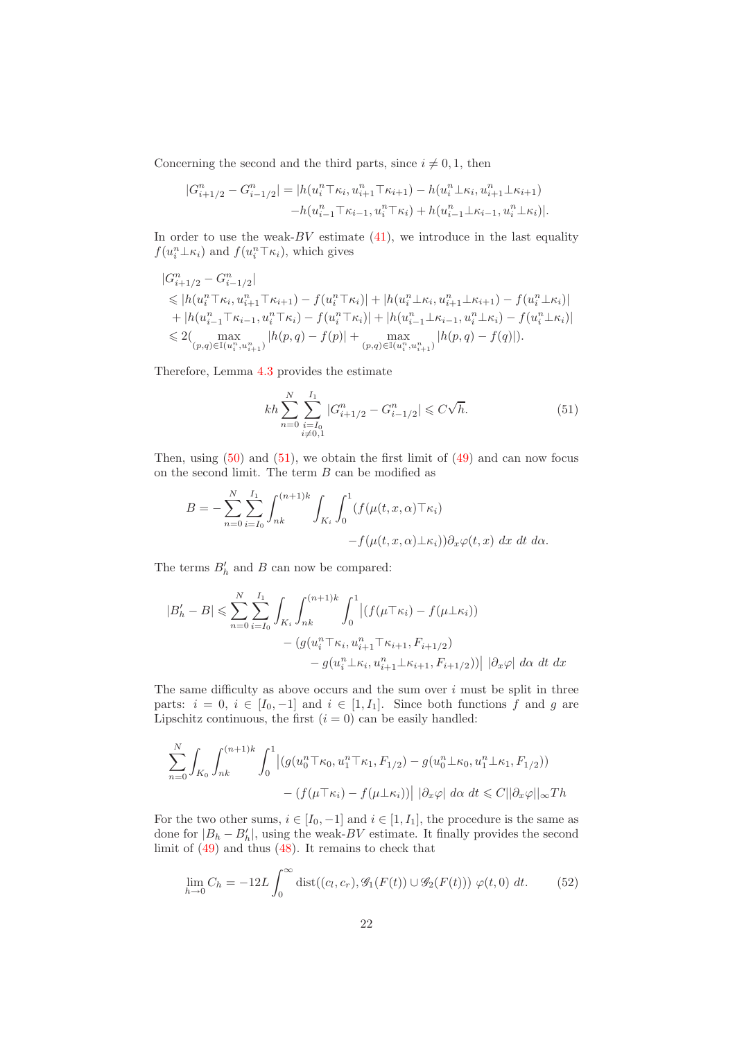Concerning the second and the third parts, since $i \neq 0, 1$, then

$$
\begin{aligned}
|G^n_{i+1/2} - G^n_{i-1/2}| = |&h(u^n_i \top \kappa_i, u^n_{i+1} \top \kappa_{i+1}) - h(u^n_i \perp \kappa_i, u^n_{i+1} \perp \kappa_{i+1}) \\
&- h(u^n_{i-1} \top \kappa_{i-1}, u^n_i \top \kappa_i) + h(u^n_{i-1} \perp \kappa_{i-1}, u^n_i \perp \kappa_i)|.
\end{aligned}
$$

In order to use the weak-$BV$ estimate (41), we introduce in the last equality $f(u^n_i \perp \kappa_i)$ and $f(u^n_i \top \kappa_i)$, which gives

$$
\begin{aligned}
&|G^n_{i+1/2} - G^n_{i-1/2}| \\
&\leqslant |h(u^n_i \top \kappa_i, u^n_{i+1} \top \kappa_{i+1}) - f(u^n_i \top \kappa_i)| + |h(u^n_i \perp \kappa_i, u^n_{i+1} \perp \kappa_{i+1}) - f(u^n_i \perp \kappa_i)| \\
&\quad + |h(u^n_{i-1} \top \kappa_{i-1}, u^n_i \top \kappa_i) - f(u^n_i \top \kappa_i)| + |h(u^n_{i-1} \perp \kappa_{i-1}, u^n_i \perp \kappa_i) - f(u^n_i \perp \kappa_i)| \\
&\leqslant 2\big(\max_{(p,q) \in \mathbb{I}(u^n_i, u^n_{i+1})} |h(p,q) - f(p)| + \max_{(p,q) \in \mathbb{I}(u^n_i, u^n_{i+1})} |h(p,q) - f(q)|\big).
\end{aligned}
$$

Therefore, Lemma 4.3 provides the estimate

$$
kh \sum_{n=0}^{N} \sum_{\substack{i=I_0 \\ i \neq 0,1}}^{I_1} |G^n_{i+1/2} - G^n_{i-1/2}| \leqslant C\sqrt{h}. \tag{51}
$$

Then, using (50) and (51), we obtain the first limit of (49) and can now focus on the second limit. The term $B$ can be modified as

$$
\begin{aligned}
B = -\sum_{n=0}^{N} \sum_{i=I_0}^{I_1} \int_{nk}^{(n+1)k} \int_{K_i} \int_0^1 &(f(\mu(t,x,\alpha) \top \kappa_i) \\
&- f(\mu(t,x,\alpha) \perp \kappa_i)) \partial_x \varphi(t,x) \; dx \; dt \; d\alpha.
\end{aligned}
$$

The terms $B'_h$ and $B$ can now be compared:

$$
\begin{aligned}
|B'_h - B| \leqslant \sum_{n=0}^{N} \sum_{i=I_0}^{I_1} \int_{K_i} \int_{nk}^{(n+1)k} \int_0^1 \big|&(f(\mu \top \kappa_i) - f(\mu \perp \kappa_i)) \\
&- (g(u^n_i \top \kappa_i, u^n_{i+1} \top \kappa_{i+1}, F_{i+1/2}) \\
&\quad - g(u^n_i \perp \kappa_i, u^n_{i+1} \perp \kappa_{i+1}, F_{i+1/2}))\big| \; |\partial_x \varphi| \; d\alpha \; dt \; dx
\end{aligned}
$$

The same difficulty as above occurs and the sum over $i$ must be split in three parts: $i = 0$, $i \in [I_0, -1]$ and $i \in [1, I_1]$. Since both functions $f$ and $g$ are Lipschitz continuous, the first ($i = 0$) can be easily handled:

$$
\begin{aligned}
\sum_{n=0}^{N} \int_{K_0} \int_{nk}^{(n+1)k} \int_0^1 \big|&(g(u^n_0 \top \kappa_0, u^n_1 \top \kappa_1, F_{1/2}) - g(u^n_0 \perp \kappa_0, u^n_1 \perp \kappa_1, F_{1/2})) \\
&- (f(\mu \top \kappa_i) - f(\mu \perp \kappa_i))\big| \; |\partial_x \varphi| \; d\alpha \; dt \leqslant C ||\partial_x \varphi||_\infty T h
\end{aligned}
$$

For the two other sums, $i \in [I_0, -1]$ and $i \in [1, I_1]$, the procedure is the same as done for $|B_h - B'_h|$, using the weak-$BV$ estimate. It finally provides the second limit of (49) and thus (48). It remains to check that

$$
\lim_{h \to 0} C_h = -12L \int_0^\infty \mathrm{dist}((c_l, c_r), \mathscr{G}_1(F(t)) \cup \mathscr{G}_2(F(t))) \; \varphi(t, 0) \; dt. \tag{52}
$$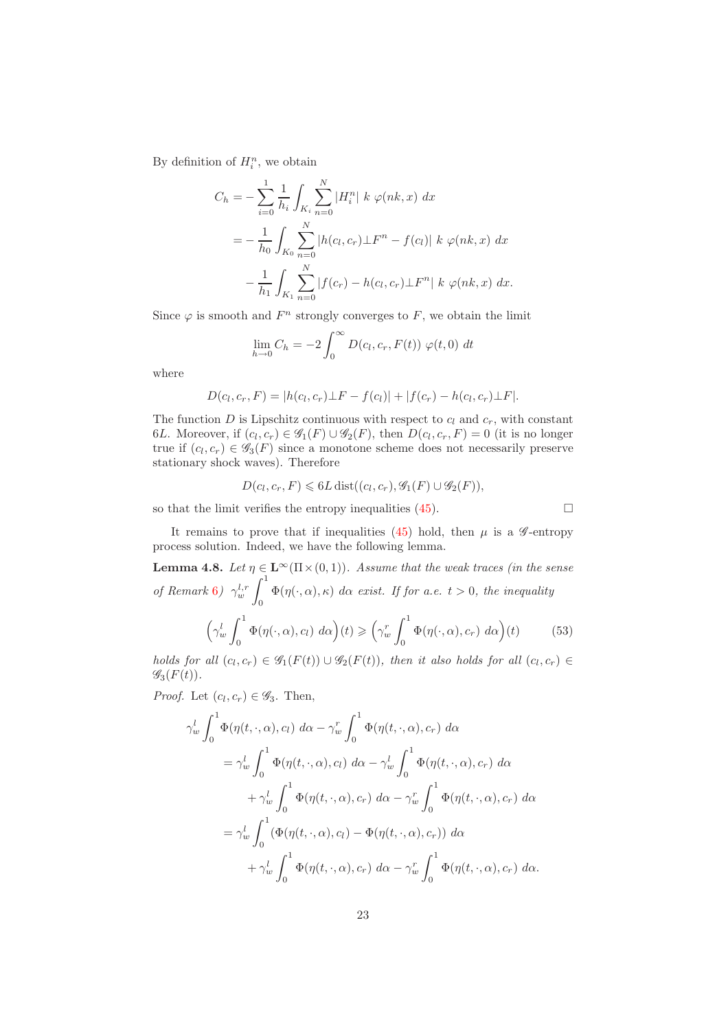By definition of $H_i^n$, we obtain

$$
\begin{aligned}
C_h &= -\sum_{i=0}^{1} \frac{1}{h_i} \int_{K_i} \sum_{n=0}^{N} |H_i^n| \; k \; \varphi(nk, x) \; dx \\
&= -\frac{1}{h_0} \int_{K_0} \sum_{n=0}^{N} |h(c_l, c_r) \bot F^n - f(c_l)| \; k \; \varphi(nk, x) \; dx \\
&\quad - \frac{1}{h_1} \int_{K_1} \sum_{n=0}^{N} |f(c_r) - h(c_l, c_r) \bot F^n| \; k \; \varphi(nk, x) \; dx.
\end{aligned}
$$

Since $\varphi$ is smooth and $F^n$ strongly converges to $F$, we obtain the limit

$$
\lim_{h \to 0} C_h = -2 \int_0^\infty D(c_l, c_r, F(t)) \; \varphi(t, 0) \; dt
$$

where

$$
D(c_l, c_r, F) = |h(c_l, c_r) \bot F - f(c_l)| + |f(c_r) - h(c_l, c_r) \bot F|.
$$

The function $D$ is Lipschitz continuous with respect to $c_l$ and $c_r$, with constant $6L$. Moreover, if $(c_l, c_r) \in \mathscr{G}_1(F) \cup \mathscr{G}_2(F)$, then $D(c_l, c_r, F) = 0$ (it is no longer true if $(c_l, c_r) \in \mathscr{G}_3(F)$ since a monotone scheme does not necessarily preserve stationary shock waves). Therefore

$$
D(c_l, c_r, F) \leqslant 6L \, \mathrm{dist}((c_l, c_r), \mathscr{G}_1(F) \cup \mathscr{G}_2(F)),
$$

so that the limit verifies the entropy inequalities (45). □

It remains to prove that if inequalities (45) hold, then $\mu$ is a $\mathscr{G}$-entropy process solution. Indeed, we have the following lemma.

**Lemma 4.8.** *Let $\eta \in \mathbf{L}^\infty(\Pi \times (0,1))$. Assume that the weak traces (in the sense of Remark 6) $\gamma_w^{l,r} \int_0^1 \Phi(\eta(\cdot, \alpha), \kappa) \; d\alpha$ exist. If for a.e. $t > 0$, the inequality*

$$
\Big( \gamma_w^l \int_0^1 \Phi(\eta(\cdot, \alpha), c_l) \; d\alpha \Big)(t) \geqslant \Big( \gamma_w^r \int_0^1 \Phi(\eta(\cdot, \alpha), c_r) \; d\alpha \Big)(t) \tag{53}
$$

*holds for all $(c_l, c_r) \in \mathscr{G}_1(F(t)) \cup \mathscr{G}_2(F(t))$, then it also holds for all $(c_l, c_r) \in \mathscr{G}_3(F(t))$.*

*Proof.* Let $(c_l, c_r) \in \mathscr{G}_3$. Then,

$$
\begin{aligned}
\gamma_w^l &\int_0^1 \Phi(\eta(t, \cdot, \alpha), c_l) \; d\alpha - \gamma_w^r \int_0^1 \Phi(\eta(t, \cdot, \alpha), c_r) \; d\alpha \\
&= \gamma_w^l \int_0^1 \Phi(\eta(t, \cdot, \alpha), c_l) \; d\alpha - \gamma_w^l \int_0^1 \Phi(\eta(t, \cdot, \alpha), c_r) \; d\alpha \\
&\quad + \gamma_w^l \int_0^1 \Phi(\eta(t, \cdot, \alpha), c_r) \; d\alpha - \gamma_w^r \int_0^1 \Phi(\eta(t, \cdot, \alpha), c_r) \; d\alpha \\
&= \gamma_w^l \int_0^1 (\Phi(\eta(t, \cdot, \alpha), c_l) - \Phi(\eta(t, \cdot, \alpha), c_r)) \; d\alpha \\
&\quad + \gamma_w^l \int_0^1 \Phi(\eta(t, \cdot, \alpha), c_r) \; d\alpha - \gamma_w^r \int_0^1 \Phi(\eta(t, \cdot, \alpha), c_r) \; d\alpha.
\end{aligned}
$$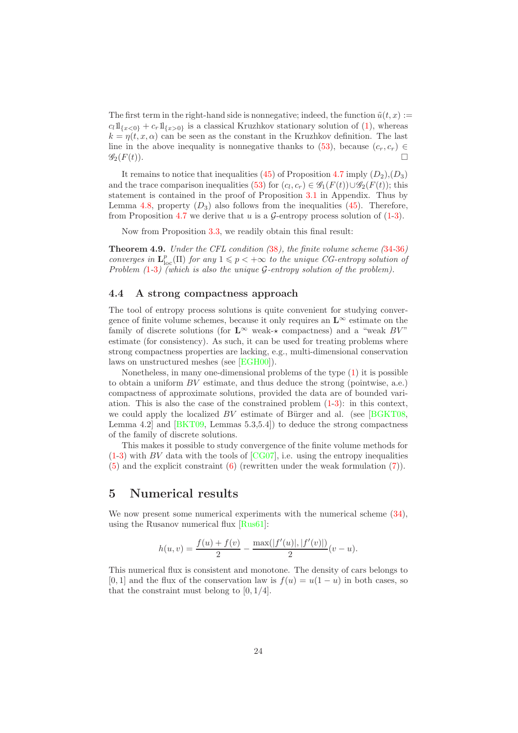The first term in the right-hand side is nonnegative; indeed, the function $\tilde{u}(t,x) := c_l 1\!\!1_{\{x<0\}} + c_r 1\!\!1_{\{x>0\}}$ is a classical Kruzhkov stationary solution of (1), whereas $k = \eta(t,x,\alpha)$ can be seen as the constant in the Kruzhkov definition. The last line in the above inequality is nonnegative thanks to (53), because $(c_r, c_r) \in \mathscr{G}_2(F(t))$. $\square$

It remains to notice that inequalities (45) of Proposition 4.7 imply $(D_2)$,$(D_3)$ and the trace comparison inequalities (53) for $(c_l, c_r) \in \mathscr{G}_1(F(t)) \cup \mathscr{G}_2(F(t))$; this statement is contained in the proof of Proposition 3.1 in Appendix. Thus by Lemma 4.8, property $(D_3)$ also follows from the inequalities (45). Therefore, from Proposition 4.7 we derive that $u$ is a $\mathcal{G}$-entropy process solution of (1-3).

Now from Proposition 3.3, we readily obtain this final result:

**Theorem 4.9.** *Under the CFL condition (38), the finite volume scheme (34-36) converges in $\mathbf{L}^p_{\mathrm{loc}}(\Pi)$ for any $1 \leqslant p < +\infty$ to the unique CG-entropy solution of Problem (1-3) (which is also the unique $\mathcal{G}$-entropy solution of the problem).*

### 4.4 A strong compactness approach

The tool of entropy process solutions is quite convenient for studying convergence of finite volume schemes, because it only requires an $\mathbf{L}^\infty$ estimate on the family of discrete solutions (for $\mathbf{L}^\infty$ weak-$\star$ compactness) and a "weak $BV$" estimate (for consistency). As such, it can be used for treating problems where strong compactness properties are lacking, e.g., multi-dimensional conservation laws on unstructured meshes (see [EGH00]).

Nonetheless, in many one-dimensional problems of the type (1) it is possible to obtain a uniform $BV$ estimate, and thus deduce the strong (pointwise, a.e.) compactness of approximate solutions, provided the data are of bounded variation. This is also the case of the constrained problem (1-3): in this context, we could apply the localized $BV$ estimate of Bürger and al. (see [BGKT08, Lemma 4.2] and [BKT09, Lemmas 5.3,5.4]) to deduce the strong compactness of the family of discrete solutions.

This makes it possible to study convergence of the finite volume methods for (1-3) with $BV$ data with the tools of [CG07], i.e. using the entropy inequalities (5) and the explicit constraint (6) (rewritten under the weak formulation (7)).

## 5 Numerical results

We now present some numerical experiments with the numerical scheme (34), using the Rusanov numerical flux [Rus61]:

$$h(u,v) = \frac{f(u)+f(v)}{2} - \frac{\max(|f'(u)|,|f'(v)|)}{2}(v-u).$$

This numerical flux is consistent and monotone. The density of cars belongs to $[0,1]$ and the flux of the conservation law is $f(u) = u(1-u)$ in both cases, so that the constraint must belong to $[0,1/4]$.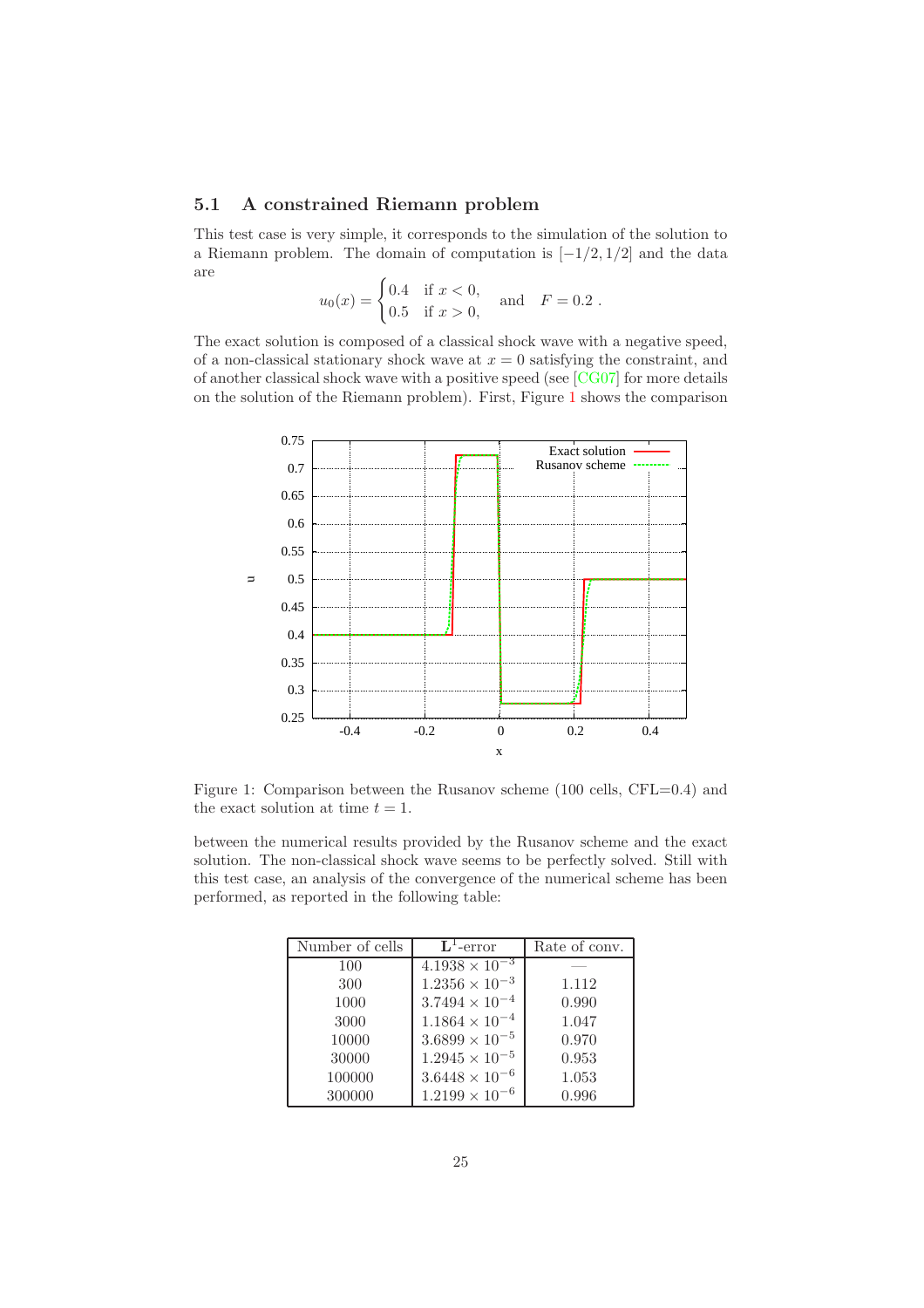### 5.1 A constrained Riemann problem

This test case is very simple, it corresponds to the simulation of the solution to a Riemann problem. The domain of computation is $[-1/2, 1/2]$ and the data are

$$u_0(x) = \begin{cases} 0.4 & \text{if } x < 0, \\ 0.5 & \text{if } x > 0, \end{cases} \quad \text{and} \quad F = 0.2 \ .$$

The exact solution is composed of a classical shock wave with a negative speed, of a non-classical stationary shock wave at $x = 0$ satisfying the constraint, and of another classical shock wave with a positive speed (see [CG07] for more details on the solution of the Riemann problem). First, Figure 1 shows the comparison

Figure 1: Comparison between the Rusanov scheme (100 cells, CFL=0.4) and the exact solution at time $t = 1$.

between the numerical results provided by the Rusanov scheme and the exact solution. The non-classical shock wave seems to be perfectly solved. Still with this test case, an analysis of the convergence of the numerical scheme has been performed, as reported in the following table:

| Number of cells | $\mathbf{L}^1$-error | Rate of conv. |
|---|---|---|
| 100 | $4.1938 \times 10^{-3}$ | — |
| 300 | $1.2356 \times 10^{-3}$ | 1.112 |
| 1000 | $3.7494 \times 10^{-4}$ | 0.990 |
| 3000 | $1.1864 \times 10^{-4}$ | 1.047 |
| 10000 | $3.6899 \times 10^{-5}$ | 0.970 |
| 30000 | $1.2945 \times 10^{-5}$ | 0.953 |
| 100000 | $3.6448 \times 10^{-6}$ | 1.053 |
| 300000 | $1.2199 \times 10^{-6}$ | 0.996 |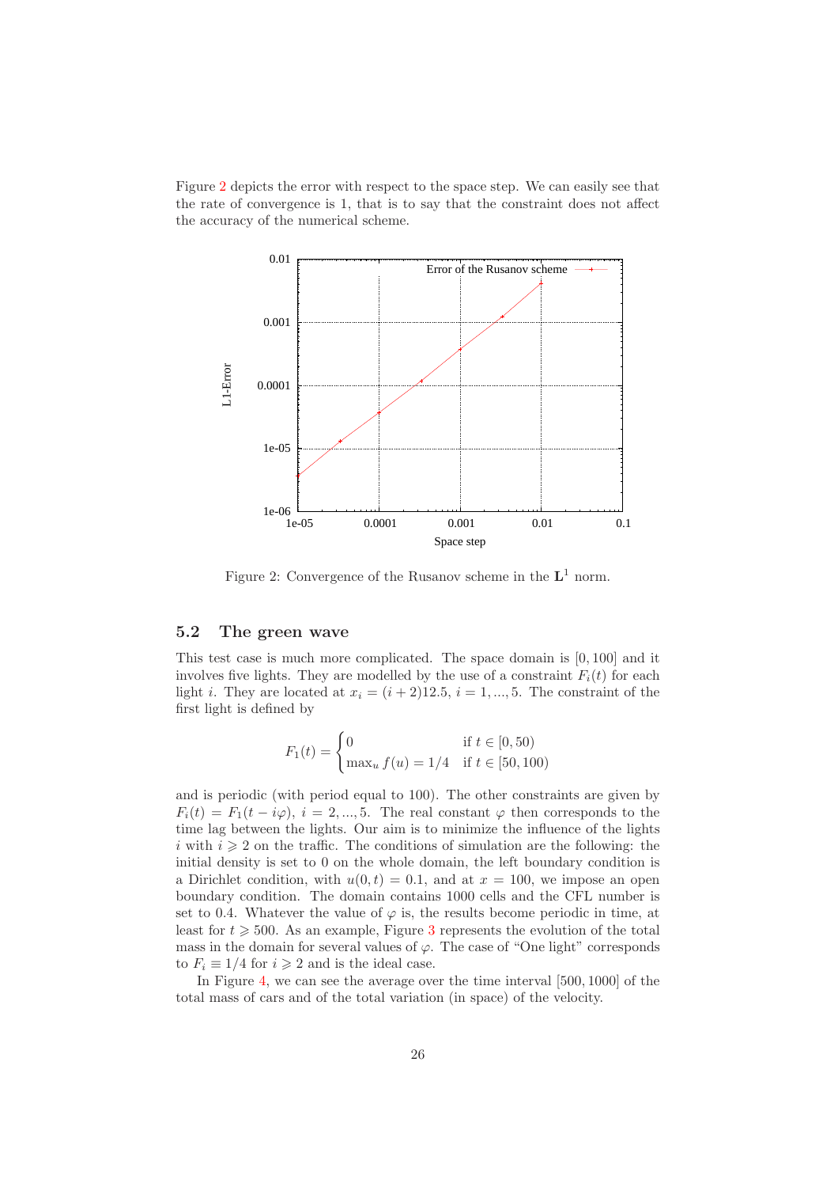Figure 2 depicts the error with respect to the space step. We can easily see that the rate of convergence is 1, that is to say that the constraint does not affect the accuracy of the numerical scheme.

Figure 2: Convergence of the Rusanov scheme in the $\mathbf{L}^1$ norm.

### 5.2 The green wave

This test case is much more complicated. The space domain is $[0, 100]$ and it involves five lights. They are modelled by the use of a constraint $F_i(t)$ for each light $i$. They are located at $x_i = (i+2)12.5$, $i = 1, ..., 5$. The constraint of the first light is defined by

$$F_1(t) = \begin{cases} 0 & \text{if } t \in [0, 50) \\ \max_u f(u) = 1/4 & \text{if } t \in [50, 100) \end{cases}$$

and is periodic (with period equal to 100). The other constraints are given by $F_i(t) = F_1(t - i\varphi)$, $i = 2, ..., 5$. The real constant $\varphi$ then corresponds to the time lag between the lights. Our aim is to minimize the influence of the lights $i$ with $i \geqslant 2$ on the traffic. The conditions of simulation are the following: the initial density is set to 0 on the whole domain, the left boundary condition is a Dirichlet condition, with $u(0, t) = 0.1$, and at $x = 100$, we impose an open boundary condition. The domain contains 1000 cells and the CFL number is set to 0.4. Whatever the value of $\varphi$ is, the results become periodic in time, at least for $t \geqslant 500$. As an example, Figure 3 represents the evolution of the total mass in the domain for several values of $\varphi$. The case of "One light" corresponds to $F_i \equiv 1/4$ for $i \geqslant 2$ and is the ideal case.

In Figure 4, we can see the average over the time interval $[500, 1000]$ of the total mass of cars and of the total variation (in space) of the velocity.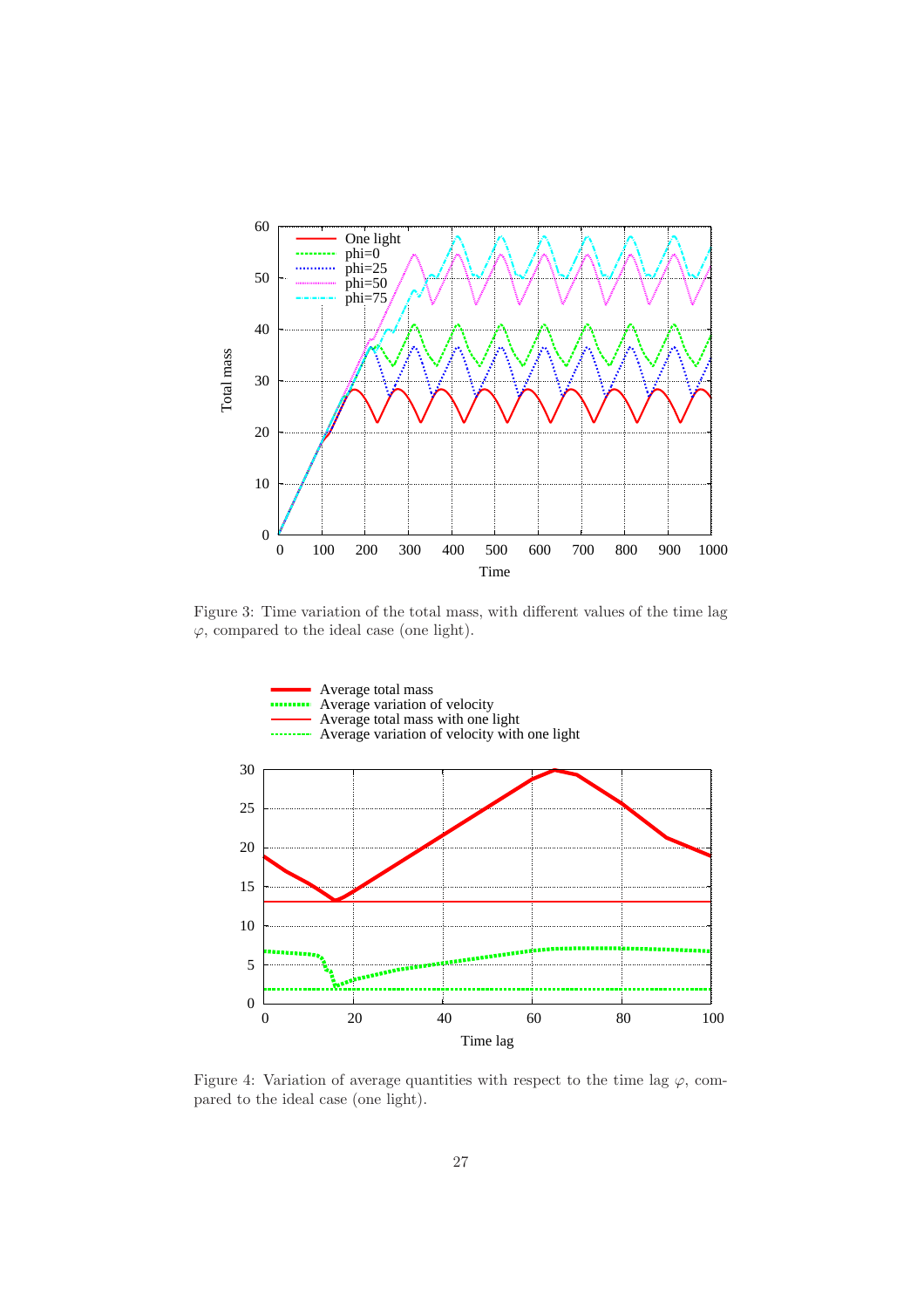Figure 3: Time variation of the total mass, with different values of the time lag $\varphi$, compared to the ideal case (one light).

Figure 4: Variation of average quantities with respect to the time lag $\varphi$, compared to the ideal case (one light).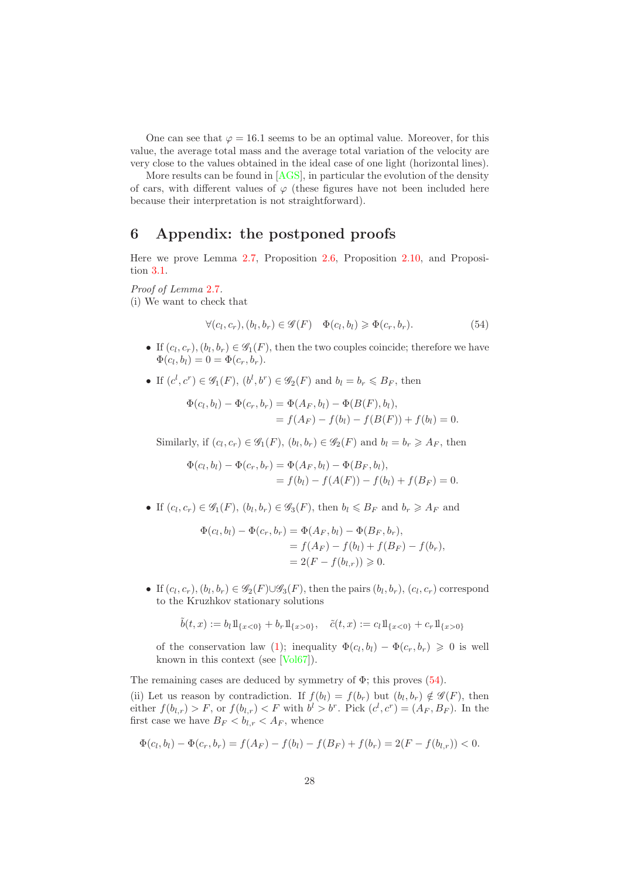One can see that $\varphi = 16.1$ seems to be an optimal value. Moreover, for this value, the average total mass and the average total variation of the velocity are very close to the values obtained in the ideal case of one light (horizontal lines).

More results can be found in [AGS], in particular the evolution of the density of cars, with different values of $\varphi$ (these figures have not been included here because their interpretation is not straightforward).

# 6 Appendix: the postponed proofs

Here we prove Lemma 2.7, Proposition 2.6, Proposition 2.10, and Proposition 3.1.

*Proof of Lemma* 2.7.
(i) We want to check that

$$\forall (c_l, c_r), (b_l, b_r) \in \mathscr{G}(F) \quad \Phi(c_l, b_l) \geqslant \Phi(c_r, b_r). \tag{54}$$

- If $(c_l, c_r), (b_l, b_r) \in \mathscr{G}_1(F)$, then the two couples coincide; therefore we have $\Phi(c_l, b_l) = 0 = \Phi(c_r, b_r)$.
- If $(c^l, c^r) \in \mathscr{G}_1(F)$, $(b^l, b^r) \in \mathscr{G}_2(F)$ and $b_l = b_r \leqslant B_F$, then

$$\begin{aligned}\Phi(c_l, b_l) - \Phi(c_r, b_r) &= \Phi(A_F, b_l) - \Phi(B(F), b_l),\\ &= f(A_F) - f(b_l) - f(B(F)) + f(b_l) = 0.\end{aligned}$$

  Similarly, if $(c_l, c_r) \in \mathscr{G}_1(F)$, $(b_l, b_r) \in \mathscr{G}_2(F)$ and $b_l = b_r \geqslant A_F$, then

$$\begin{aligned}\Phi(c_l, b_l) - \Phi(c_r, b_r) &= \Phi(A_F, b_l) - \Phi(B_F, b_l),\\ &= f(b_l) - f(A(F)) - f(b_l) + f(B_F) = 0.\end{aligned}$$

- If $(c_l, c_r) \in \mathscr{G}_1(F)$, $(b_l, b_r) \in \mathscr{G}_3(F)$, then $b_l \leqslant B_F$ and $b_r \geqslant A_F$ and

$$\begin{aligned}\Phi(c_l, b_l) - \Phi(c_r, b_r) &= \Phi(A_F, b_l) - \Phi(B_F, b_r),\\ &= f(A_F) - f(b_l) + f(B_F) - f(b_r),\\ &= 2(F - f(b_{l,r})) \geqslant 0.\end{aligned}$$

- If $(c_l, c_r), (b_l, b_r) \in \mathscr{G}_2(F) \cup \mathscr{G}_3(F)$, then the pairs $(b_l, b_r)$, $(c_l, c_r)$ correspond to the Kruzhkov stationary solutions

$$\tilde{b}(t, x) := b_l 1\!\!1_{\{x<0\}} + b_r 1\!\!1_{\{x>0\}}, \quad \tilde{c}(t, x) := c_l 1\!\!1_{\{x<0\}} + c_r 1\!\!1_{\{x>0\}}$$

  of the conservation law (1); inequality $\Phi(c_l, b_l) - \Phi(c_r, b_r) \geqslant 0$ is well known in this context (see [Vol67]).

The remaining cases are deduced by symmetry of $\Phi$; this proves (54).

(ii) Let us reason by contradiction. If $f(b_l) = f(b_r)$ but $(b_l, b_r) \notin \mathscr{G}(F)$, then either $f(b_{l,r}) > F$, or $f(b_{l,r}) < F$ with $b^l > b^r$. Pick $(c^l, c^r) = (A_F, B_F)$. In the first case we have $B_F < b_{l,r} < A_F$, whence

$$\Phi(c_l, b_l) - \Phi(c_r, b_r) = f(A_F) - f(b_l) - f(B_F) + f(b_r) = 2(F - f(b_{l,r})) < 0.$$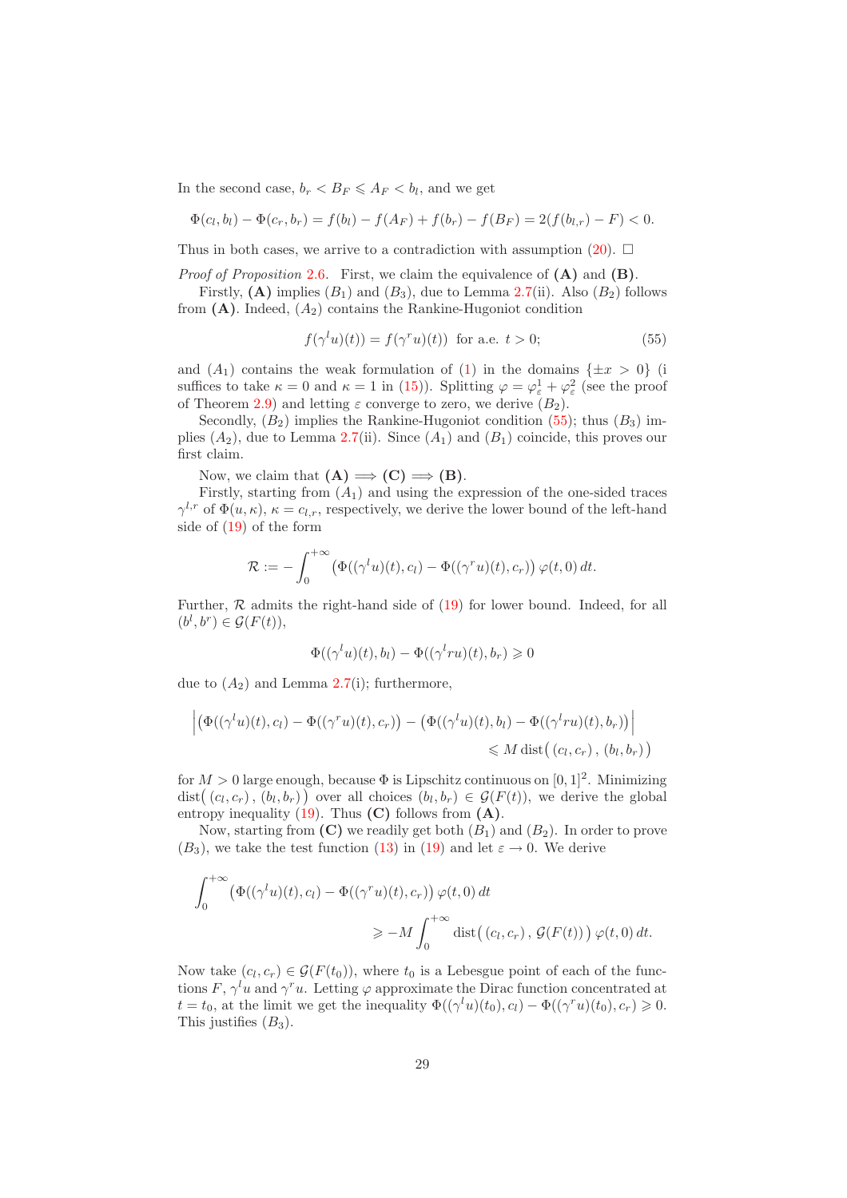In the second case, $b_r < B_F \leqslant A_F < b_l$, and we get

$$\Phi(c_l, b_l) - \Phi(c_r, b_r) = f(b_l) - f(A_F) + f(b_r) - f(B_F) = 2(f(b_{l,r}) - F) < 0.$$

Thus in both cases, we arrive to a contradiction with assumption (20). $\square$

*Proof of Proposition* 2.6. First, we claim the equivalence of **(A)** and **(B)**.

Firstly, **(A)** implies $(B_1)$ and $(B_3)$, due to Lemma 2.7(ii). Also $(B_2)$ follows from **(A)**. Indeed, $(A_2)$ contains the Rankine-Hugoniot condition

$$f((\gamma^l u)(t)) = f((\gamma^r u)(t)) \quad \text{for a.e. } t > 0; \tag{55}$$

and $(A_1)$ contains the weak formulation of (1) in the domains $\{\pm x > 0\}$ (i suffices to take $\kappa = 0$ and $\kappa = 1$ in (15)). Splitting $\varphi = \varphi^1_\varepsilon + \varphi^2_\varepsilon$ (see the proof of Theorem 2.9) and letting $\varepsilon$ converge to zero, we derive $(B_2)$.

Secondly, $(B_2)$ implies the Rankine-Hugoniot condition (55); thus $(B_3)$ implies $(A_2)$, due to Lemma 2.7(ii). Since $(A_1)$ and $(B_1)$ coincide, this proves our first claim.

Now, we claim that **(A)** $\Longrightarrow$ **(C)** $\Longrightarrow$ **(B)**.

Firstly, starting from $(A_1)$ and using the expression of the one-sided traces $\gamma^{l,r}$ of $\Phi(u, \kappa)$, $\kappa = c_{l,r}$, respectively, we derive the lower bound of the left-hand side of (19) of the form

$$\mathcal{R} := -\int_0^{+\infty} \big(\Phi((\gamma^l u)(t), c_l) - \Phi((\gamma^r u)(t), c_r)\big)\, \varphi(t, 0)\, dt.$$

Further, $\mathcal{R}$ admits the right-hand side of (19) for lower bound. Indeed, for all $(b^l, b^r) \in \mathcal{G}(F(t))$,

$$\Phi((\gamma^l u)(t), b_l) - \Phi((\gamma^l r u)(t), b_r) \geqslant 0$$

due to $(A_2)$ and Lemma 2.7(i); furthermore,

$$\Big|\big(\Phi((\gamma^l u)(t), c_l) - \Phi((\gamma^r u)(t), c_r)\big) - \big(\Phi((\gamma^l u)(t), b_l) - \Phi((\gamma^l r u)(t), b_r)\big)\Big| \\ \leqslant M \operatorname{dist}\big(\,(c_l, c_r)\,,\,(b_l, b_r)\,\big)$$

for $M > 0$ large enough, because $\Phi$ is Lipschitz continuous on $[0, 1]^2$. Minimizing $\operatorname{dist}\big(\,(c_l, c_r)\,,\,(b_l, b_r)\,\big)$ over all choices $(b_l, b_r) \in \mathcal{G}(F(t))$, we derive the global entropy inequality (19). Thus **(C)** follows from **(A)**.

Now, starting from **(C)** we readily get both $(B_1)$ and $(B_2)$. In order to prove $(B_3)$, we take the test function (13) in (19) and let $\varepsilon \to 0$. We derive

$$\int_0^{+\infty} \big(\Phi((\gamma^l u)(t), c_l) - \Phi((\gamma^r u)(t), c_r)\big)\, \varphi(t, 0)\, dt \\ \geqslant -M \int_0^{+\infty} \operatorname{dist}\big(\,(c_l, c_r)\,,\,\mathcal{G}(F(t))\,\big)\, \varphi(t, 0)\, dt.$$

Now take $(c_l, c_r) \in \mathcal{G}(F(t_0))$, where $t_0$ is a Lebesgue point of each of the functions $F$, $\gamma^l u$ and $\gamma^r u$. Letting $\varphi$ approximate the Dirac function concentrated at $t = t_0$, at the limit we get the inequality $\Phi((\gamma^l u)(t_0), c_l) - \Phi((\gamma^r u)(t_0), c_r) \geqslant 0$. This justifies $(B_3)$.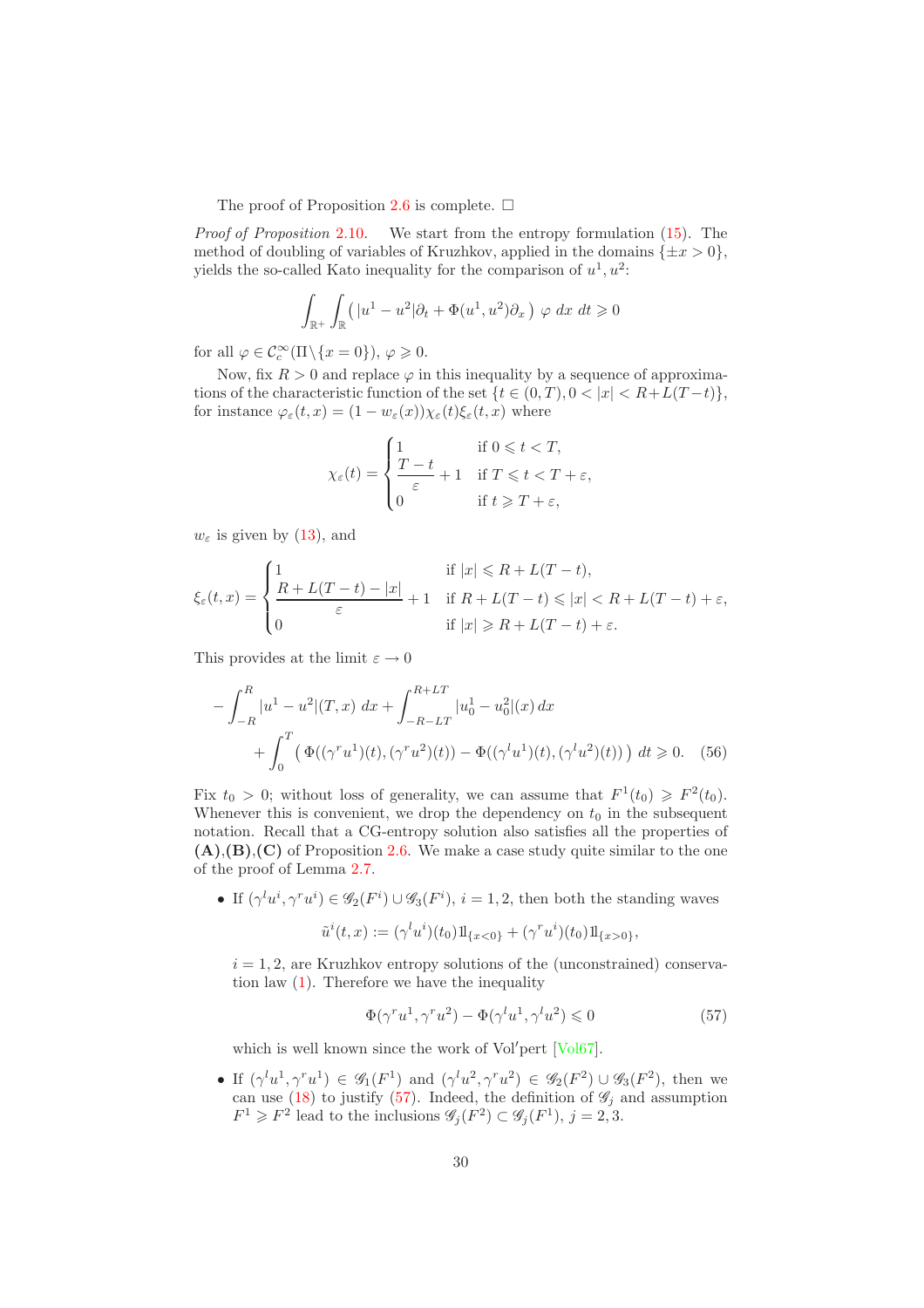The proof of Proposition 2.6 is complete. $\square$

*Proof of Proposition* 2.10. We start from the entropy formulation (15). The method of doubling of variables of Kruzhkov, applied in the domains $\{\pm x > 0\}$, yields the so-called Kato inequality for the comparison of $u^1, u^2$:

$$\int_{\mathbb{R}^+}\int_{\mathbb{R}} \big( |u^1 - u^2|\partial_t + \Phi(u^1, u^2)\partial_x \big)\ \varphi\ dx\ dt \geqslant 0$$

for all $\varphi \in \mathcal{C}_c^\infty(\Pi\backslash\{x = 0\})$, $\varphi \geqslant 0$.

Now, fix $R > 0$ and replace $\varphi$ in this inequality by a sequence of approximations of the characteristic function of the set $\{t \in (0, T), 0 < |x| < R + L(T - t)\}$, for instance $\varphi_\varepsilon(t, x) = (1 - w_\varepsilon(x))\chi_\varepsilon(t)\xi_\varepsilon(t, x)$ where

$$\chi_\varepsilon(t) = \begin{cases} 1 & \text{if } 0 \leqslant t < T, \\ \dfrac{T - t}{\varepsilon} + 1 & \text{if } T \leqslant t < T + \varepsilon, \\ 0 & \text{if } t \geqslant T + \varepsilon, \end{cases}$$

$w_\varepsilon$ is given by (13), and

$$\xi_\varepsilon(t, x) = \begin{cases} 1 & \text{if } |x| \leqslant R + L(T - t), \\ \dfrac{R + L(T - t) - |x|}{\varepsilon} + 1 & \text{if } R + L(T - t) \leqslant |x| < R + L(T - t) + \varepsilon, \\ 0 & \text{if } |x| \geqslant R + L(T - t) + \varepsilon. \end{cases}$$

This provides at the limit $\varepsilon \to 0$

$$-\int_{-R}^{R} |u^1 - u^2|(T, x)\ dx + \int_{-R-LT}^{R+LT} |u^1_0 - u^2_0|(x)\, dx \\ + \int_0^T \big( \Phi((\gamma^r u^1)(t), (\gamma^r u^2)(t)) - \Phi((\gamma^l u^1)(t), (\gamma^l u^2)(t)) \big)\ dt \geqslant 0. \tag{56}$$

Fix $t_0 > 0$; without loss of generality, we can assume that $F^1(t_0) \geqslant F^2(t_0)$. Whenever this is convenient, we drop the dependency on $t_0$ in the subsequent notation. Recall that a CG-entropy solution also satisfies all the properties of **(A)**,**(B)**,**(C)** of Proposition 2.6. We make a case study quite similar to the one of the proof of Lemma 2.7.

- If $(\gamma^l u^i, \gamma^r u^i) \in \mathscr{G}_2(F^i) \cup \mathscr{G}_3(F^i)$, $i = 1, 2$, then both the standing waves

  $$\tilde{u}^i(t, x) := (\gamma^l u^i)(t_0)1\!\!1_{\{x<0\}} + (\gamma^r u^i)(t_0)1\!\!1_{\{x>0\}},$$

  $i = 1, 2$, are Kruzhkov entropy solutions of the (unconstrained) conservation law (1). Therefore we have the inequality

  $$\Phi(\gamma^r u^1, \gamma^r u^2) - \Phi(\gamma^l u^1, \gamma^l u^2) \leqslant 0 \tag{57}$$

  which is well known since the work of Vol'pert [Vol67].

- If $(\gamma^l u^1, \gamma^r u^1) \in \mathscr{G}_1(F^1)$ and $(\gamma^l u^2, \gamma^r u^2) \in \mathscr{G}_2(F^2) \cup \mathscr{G}_3(F^2)$, then we can use (18) to justify (57). Indeed, the definition of $\mathscr{G}_j$ and assumption $F^1 \geqslant F^2$ lead to the inclusions $\mathscr{G}_j(F^2) \subset \mathscr{G}_j(F^1)$, $j = 2, 3$.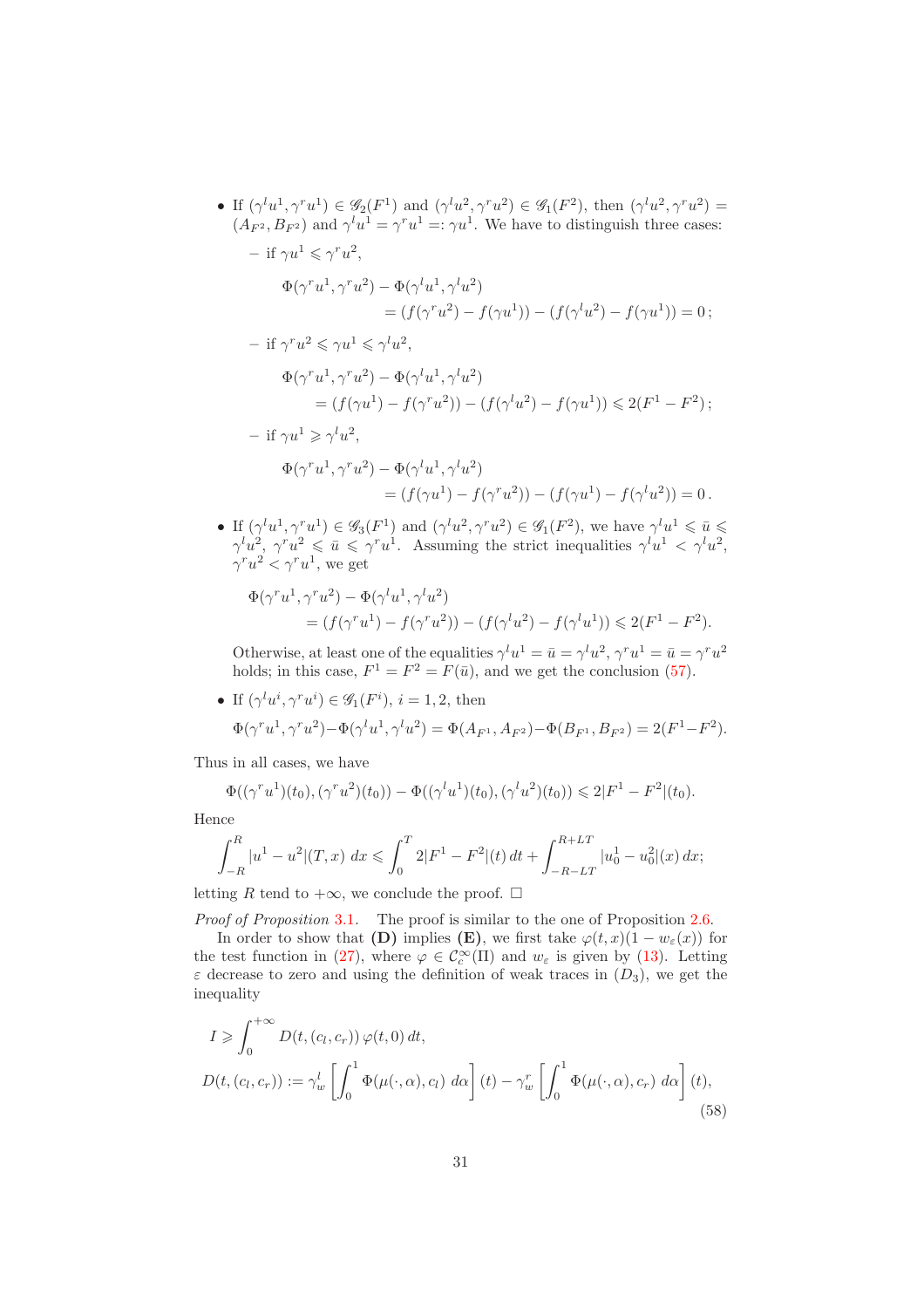- If $(\gamma^l u^1, \gamma^r u^1) \in \mathscr{G}_2(F^1)$ and $(\gamma^l u^2, \gamma^r u^2) \in \mathscr{G}_1(F^2)$, then $(\gamma^l u^2, \gamma^r u^2) = (A_{F^2}, B_{F^2})$ and $\gamma^l u^1 = \gamma^r u^1 =: \gamma u^1$. We have to distinguish three cases:
  - if $\gamma u^1 \leqslant \gamma^r u^2$,
  $$\begin{aligned}\Phi(\gamma^r u^1, \gamma^r u^2) &- \Phi(\gamma^l u^1, \gamma^l u^2) \\ &= (f(\gamma^r u^2) - f(\gamma u^1)) - (f(\gamma^l u^2) - f(\gamma u^1)) = 0\,;\end{aligned}$$
  - if $\gamma^r u^2 \leqslant \gamma u^1 \leqslant \gamma^l u^2$,
  $$\begin{aligned}\Phi(\gamma^r u^1, \gamma^r u^2) &- \Phi(\gamma^l u^1, \gamma^l u^2) \\ &= (f(\gamma u^1) - f(\gamma^r u^2)) - (f(\gamma^l u^2) - f(\gamma u^1)) \leqslant 2(F^1 - F^2)\,;\end{aligned}$$
  - if $\gamma u^1 \geqslant \gamma^l u^2$,
  $$\begin{aligned}\Phi(\gamma^r u^1, \gamma^r u^2) &- \Phi(\gamma^l u^1, \gamma^l u^2) \\ &= (f(\gamma u^1) - f(\gamma^r u^2)) - (f(\gamma u^1) - f(\gamma^l u^2)) = 0\,.\end{aligned}$$
- If $(\gamma^l u^1, \gamma^r u^1) \in \mathscr{G}_3(F^1)$ and $(\gamma^l u^2, \gamma^r u^2) \in \mathscr{G}_1(F^2)$, we have $\gamma^l u^1 \leqslant \bar{u} \leqslant \gamma^l u^2$, $\gamma^r u^2 \leqslant \bar{u} \leqslant \gamma^r u^1$. Assuming the strict inequalities $\gamma^l u^1 < \gamma^l u^2$, $\gamma^r u^2 < \gamma^r u^1$, we get
  $$\begin{aligned}\Phi(\gamma^r u^1, &\gamma^r u^2) - \Phi(\gamma^l u^1, \gamma^l u^2) \\ &= (f(\gamma^r u^1) - f(\gamma^r u^2)) - (f(\gamma^l u^2) - f(\gamma^l u^1)) \leqslant 2(F^1 - F^2).\end{aligned}$$
  Otherwise, at least one of the equalities $\gamma^l u^1 = \bar{u} = \gamma^l u^2$, $\gamma^r u^1 = \bar{u} = \gamma^r u^2$ holds; in this case, $F^1 = F^2 = F(\bar{u})$, and we get the conclusion (57).
- If $(\gamma^l u^i, \gamma^r u^i) \in \mathscr{G}_1(F^i)$, $i = 1, 2$, then
  $$\Phi(\gamma^r u^1, \gamma^r u^2) - \Phi(\gamma^l u^1, \gamma^l u^2) = \Phi(A_{F^1}, A_{F^2}) - \Phi(B_{F^1}, B_{F^2}) = 2(F^1 - F^2).$$

Thus in all cases, we have
$$\Phi((\gamma^r u^1)(t_0), (\gamma^r u^2)(t_0)) - \Phi((\gamma^l u^1)(t_0), (\gamma^l u^2)(t_0)) \leqslant 2|F^1 - F^2|(t_0).$$
Hence
$$\int_{-R}^{R} |u^1 - u^2|(T, x)\, dx \leqslant \int_0^T 2|F^1 - F^2|(t)\, dt + \int_{-R-LT}^{R+LT} |u_0^1 - u_0^2|(x)\, dx;$$
letting $R$ tend to $+\infty$, we conclude the proof. $\square$

*Proof of Proposition* 3.1. The proof is similar to the one of Proposition 2.6.

In order to show that **(D)** implies **(E)**, we first take $\varphi(t, x)(1 - w_\varepsilon(x))$ for the test function in (27), where $\varphi \in \mathcal{C}_c^\infty(\Pi)$ and $w_\varepsilon$ is given by (13). Letting $\varepsilon$ decrease to zero and using the definition of weak traces in $(D_3)$, we get the inequality
$$\begin{aligned}I &\geqslant \int_0^{+\infty} D(t, (c_l, c_r))\, \varphi(t, 0)\, dt, \\ D(t, (c_l, c_r)) &:= \gamma_w^l \left[ \int_0^1 \Phi(\mu(\cdot, \alpha), c_l)\, d\alpha \right](t) - \gamma_w^r \left[ \int_0^1 \Phi(\mu(\cdot, \alpha), c_r)\, d\alpha \right](t),\end{aligned} \tag{58}$$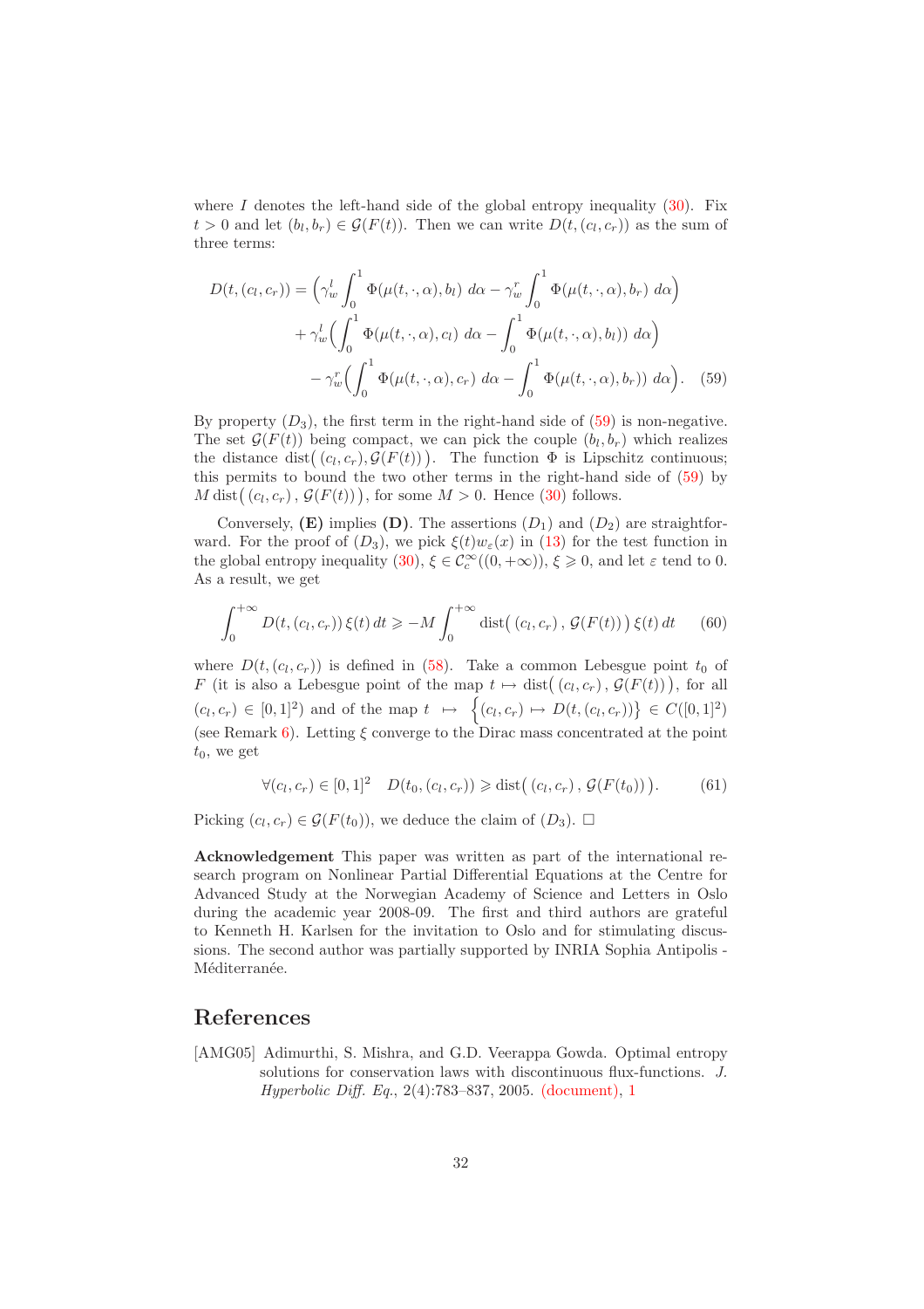where $I$ denotes the left-hand side of the global entropy inequality (30). Fix $t > 0$ and let $(b_l, b_r) \in \mathcal{G}(F(t))$. Then we can write $D(t,(c_l,c_r))$ as the sum of three terms:

$$
\begin{aligned}
D(t,(c_l,c_r)) = & \Big( \gamma_w^l \int_0^1 \Phi(\mu(t,\cdot,\alpha), b_l)\, d\alpha - \gamma_w^r \int_0^1 \Phi(\mu(t,\cdot,\alpha), b_r)\, d\alpha \Big) \\
& + \gamma_w^l \Big( \int_0^1 \Phi(\mu(t,\cdot,\alpha), c_l)\, d\alpha - \int_0^1 \Phi(\mu(t,\cdot,\alpha), b_l))\, d\alpha \Big) \\
& - \gamma_w^r \Big( \int_0^1 \Phi(\mu(t,\cdot,\alpha), c_r)\, d\alpha - \int_0^1 \Phi(\mu(t,\cdot,\alpha), b_r))\, d\alpha \Big).
\end{aligned} \tag{59}
$$

By property $(D_3)$, the first term in the right-hand side of (59) is non-negative. The set $\mathcal{G}(F(t))$ being compact, we can pick the couple $(b_l, b_r)$ which realizes the distance $\operatorname{dist}\big((c_l,c_r), \mathcal{G}(F(t))\big)$. The function $\Phi$ is Lipschitz continuous; this permits to bound the two other terms in the right-hand side of (59) by $M \operatorname{dist}\big((c_l,c_r)\,,\,\mathcal{G}(F(t))\big)$, for some $M > 0$. Hence (30) follows.

Conversely, **(E)** implies **(D)**. The assertions $(D_1)$ and $(D_2)$ are straightforward. For the proof of $(D_3)$, we pick $\xi(t) w_\varepsilon(x)$ in (13) for the test function in the global entropy inequality (30), $\xi \in \mathcal{C}_c^\infty((0,+\infty))$, $\xi \geqslant 0$, and let $\varepsilon$ tend to 0. As a result, we get

$$
\int_0^{+\infty} D(t,(c_l,c_r))\, \xi(t)\, dt \geqslant -M \int_0^{+\infty} \operatorname{dist}\big((c_l,c_r)\,,\,\mathcal{G}(F(t))\big)\, \xi(t)\, dt \tag{60}
$$

where $D(t,(c_l,c_r))$ is defined in (58). Take a common Lebesgue point $t_0$ of $F$ (it is also a Lebesgue point of the map $t \mapsto \operatorname{dist}\big((c_l,c_r)\,,\,\mathcal{G}(F(t))\big)$, for all $(c_l,c_r) \in [0,1]^2$) and of the map $t \mapsto \Big\{(c_l,c_r) \mapsto D(t,(c_l,c_r))\Big\} \in C([0,1]^2)$ (see Remark 6). Letting $\xi$ converge to the Dirac mass concentrated at the point $t_0$, we get

$$
\forall (c_l,c_r) \in [0,1]^2 \quad D(t_0,(c_l,c_r)) \geqslant \operatorname{dist}\big((c_l,c_r)\,,\,\mathcal{G}(F(t_0))\big). \tag{61}
$$

Picking $(c_l,c_r) \in \mathcal{G}(F(t_0))$, we deduce the claim of $(D_3)$. $\square$

**Acknowledgement** This paper was written as part of the international research program on Nonlinear Partial Differential Equations at the Centre for Advanced Study at the Norwegian Academy of Science and Letters in Oslo during the academic year 2008-09. The first and third authors are grateful to Kenneth H. Karlsen for the invitation to Oslo and for stimulating discussions. The second author was partially supported by INRIA Sophia Antipolis - Méditerranée.

# References

[AMG05] Adimurthi, S. Mishra, and G.D. Veerappa Gowda. Optimal entropy solutions for conservation laws with discontinuous flux-functions. *J. Hyperbolic Diff. Eq.*, 2(4):783–837, 2005. (document), 1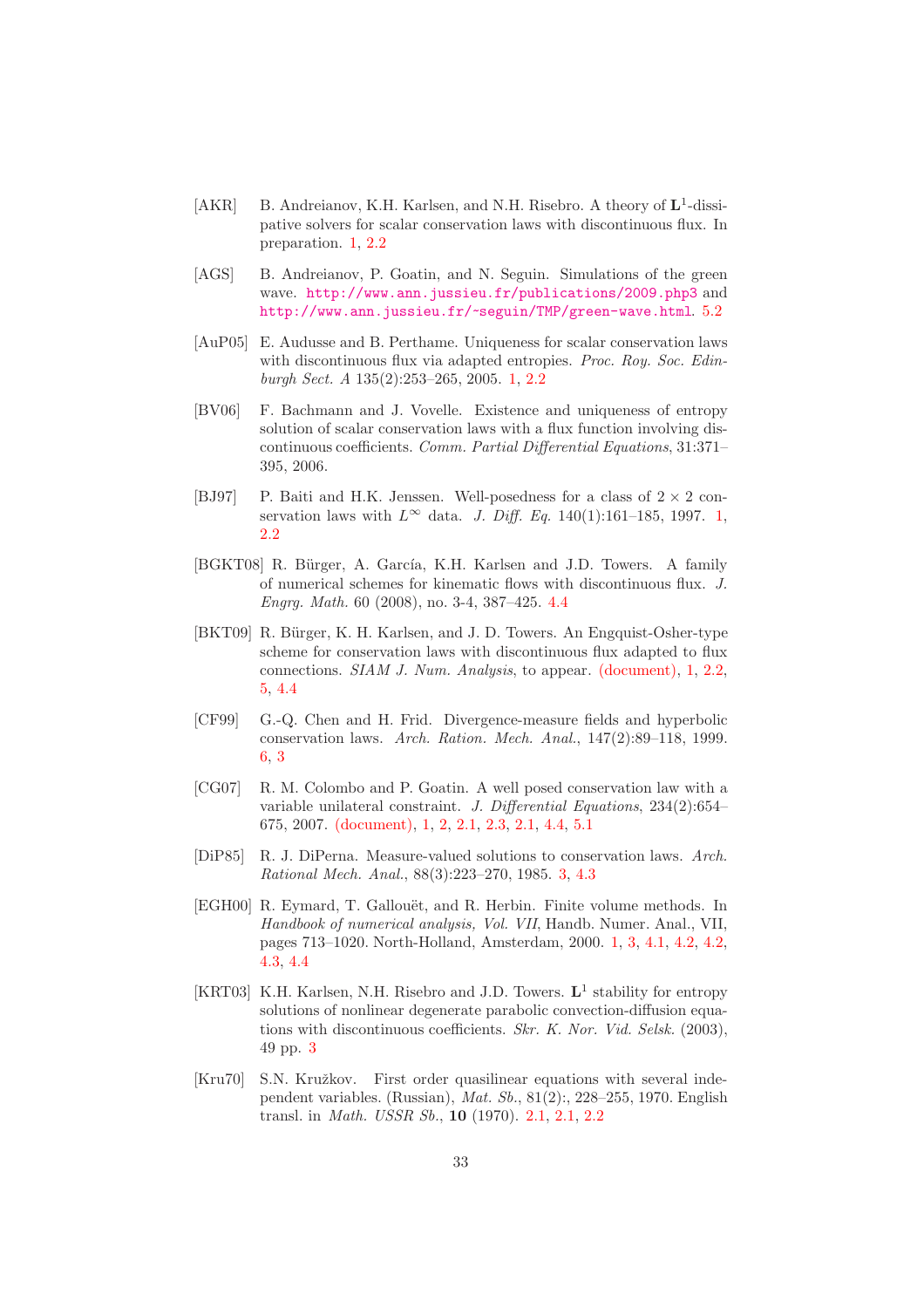[AKR] B. Andreianov, K.H. Karlsen, and N.H. Risebro. A theory of $\mathbf{L}^1$-dissipative solvers for scalar conservation laws with discontinuous flux. In preparation. 1, 2.2

[AGS] B. Andreianov, P. Goatin, and N. Seguin. Simulations of the green wave. http://www.ann.jussieu.fr/publications/2009.php3 and http://www.ann.jussieu.fr/~seguin/TMP/green-wave.html. 5.2

[AuP05] E. Audusse and B. Perthame. Uniqueness for scalar conservation laws with discontinuous flux via adapted entropies. *Proc. Roy. Soc. Edinburgh Sect. A* 135(2):253–265, 2005. 1, 2.2

[BV06] F. Bachmann and J. Vovelle. Existence and uniqueness of entropy solution of scalar conservation laws with a flux function involving discontinuous coefficients. *Comm. Partial Differential Equations*, 31:371–395, 2006.

[BJ97] P. Baiti and H.K. Jenssen. Well-posedness for a class of $2 \times 2$ conservation laws with $L^\infty$ data. *J. Diff. Eq.* 140(1):161–185, 1997. 1, 2.2

[BGKT08] R. Bürger, A. García, K.H. Karlsen and J.D. Towers. A family of numerical schemes for kinematic flows with discontinuous flux. *J. Engrg. Math.* 60 (2008), no. 3-4, 387–425. 4.4

[BKT09] R. Bürger, K. H. Karlsen, and J. D. Towers. An Engquist-Osher-type scheme for conservation laws with discontinuous flux adapted to flux connections. *SIAM J. Num. Analysis*, to appear. (document), 1, 2.2, 5, 4.4

[CF99] G.-Q. Chen and H. Frid. Divergence-measure fields and hyperbolic conservation laws. *Arch. Ration. Mech. Anal.*, 147(2):89–118, 1999. 6, 3

[CG07] R. M. Colombo and P. Goatin. A well posed conservation law with a variable unilateral constraint. *J. Differential Equations*, 234(2):654–675, 2007. (document), 1, 2, 2.1, 2.3, 2.1, 4.4, 5.1

[DiP85] R. J. DiPerna. Measure-valued solutions to conservation laws. *Arch. Rational Mech. Anal.*, 88(3):223–270, 1985. 3, 4.3

[EGH00] R. Eymard, T. Gallouët, and R. Herbin. Finite volume methods. In *Handbook of numerical analysis, Vol. VII*, Handb. Numer. Anal., VII, pages 713–1020. North-Holland, Amsterdam, 2000. 1, 3, 4.1, 4.2, 4.2, 4.3, 4.4

[KRT03] K.H. Karlsen, N.H. Risebro and J.D. Towers. $\mathbf{L}^1$ stability for entropy solutions of nonlinear degenerate parabolic convection-diffusion equations with discontinuous coefficients. *Skr. K. Nor. Vid. Selsk.* (2003), 49 pp. 3

[Kru70] S.N. Kružkov. First order quasilinear equations with several independent variables. (Russian), *Mat. Sb.*, 81(2):, 228–255, 1970. English transl. in *Math. USSR Sb.*, **10** (1970). 2.1, 2.1, 2.2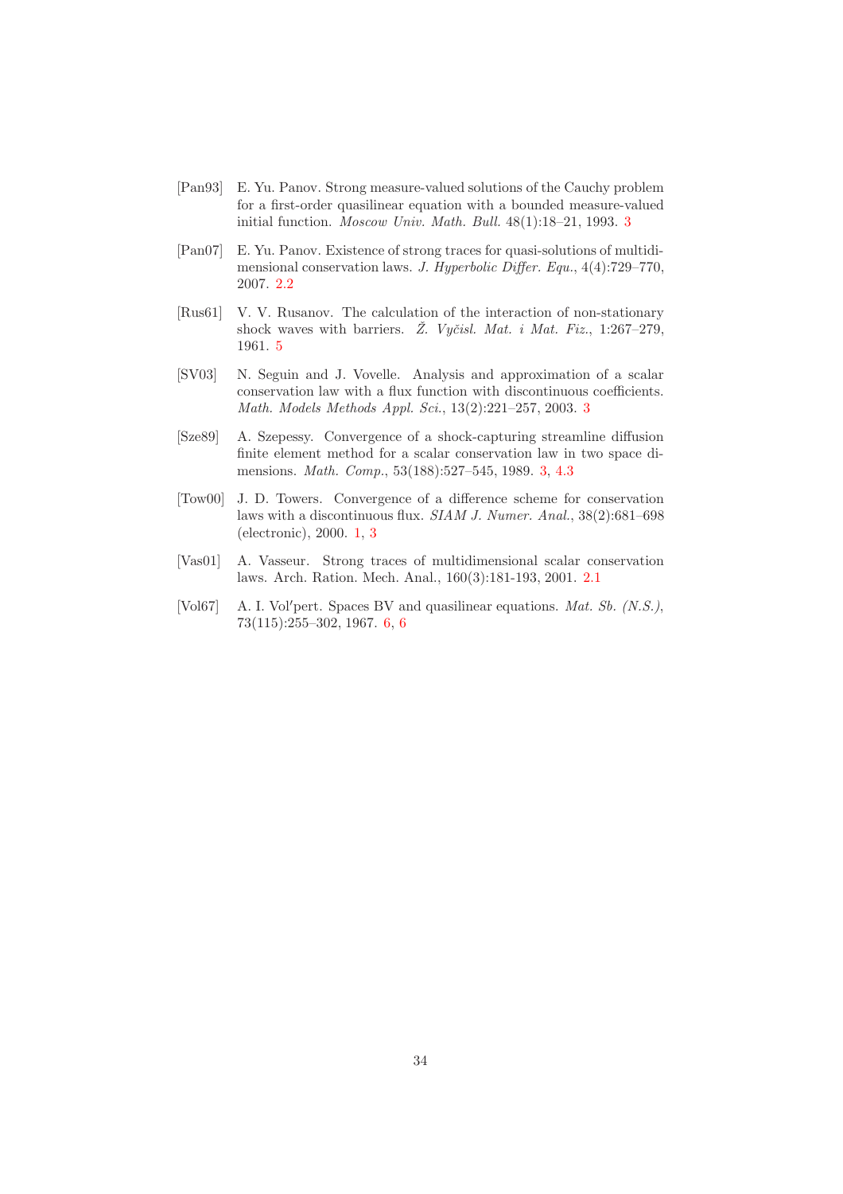[Pan93] E. Yu. Panov. Strong measure-valued solutions of the Cauchy problem for a first-order quasilinear equation with a bounded measure-valued initial function. *Moscow Univ. Math. Bull.* 48(1):18–21, 1993. 3

[Pan07] E. Yu. Panov. Existence of strong traces for quasi-solutions of multidimensional conservation laws. *J. Hyperbolic Differ. Equ.*, 4(4):729–770, 2007. 2.2

[Rus61] V. V. Rusanov. The calculation of the interaction of non-stationary shock waves with barriers. *Ž. Vyčisl. Mat. i Mat. Fiz.*, 1:267–279, 1961. 5

[SV03] N. Seguin and J. Vovelle. Analysis and approximation of a scalar conservation law with a flux function with discontinuous coefficients. *Math. Models Methods Appl. Sci.*, 13(2):221–257, 2003. 3

[Sze89] A. Szepessy. Convergence of a shock-capturing streamline diffusion finite element method for a scalar conservation law in two space dimensions. *Math. Comp.*, 53(188):527–545, 1989. 3, 4.3

[Tow00] J. D. Towers. Convergence of a difference scheme for conservation laws with a discontinuous flux. *SIAM J. Numer. Anal.*, 38(2):681–698 (electronic), 2000. 1, 3

[Vas01] A. Vasseur. Strong traces of multidimensional scalar conservation laws. Arch. Ration. Mech. Anal., 160(3):181-193, 2001. 2.1

[Vol67] A. I. Vol′pert. Spaces BV and quasilinear equations. *Mat. Sb. (N.S.)*, 73(115):255–302, 1967. 6, 6